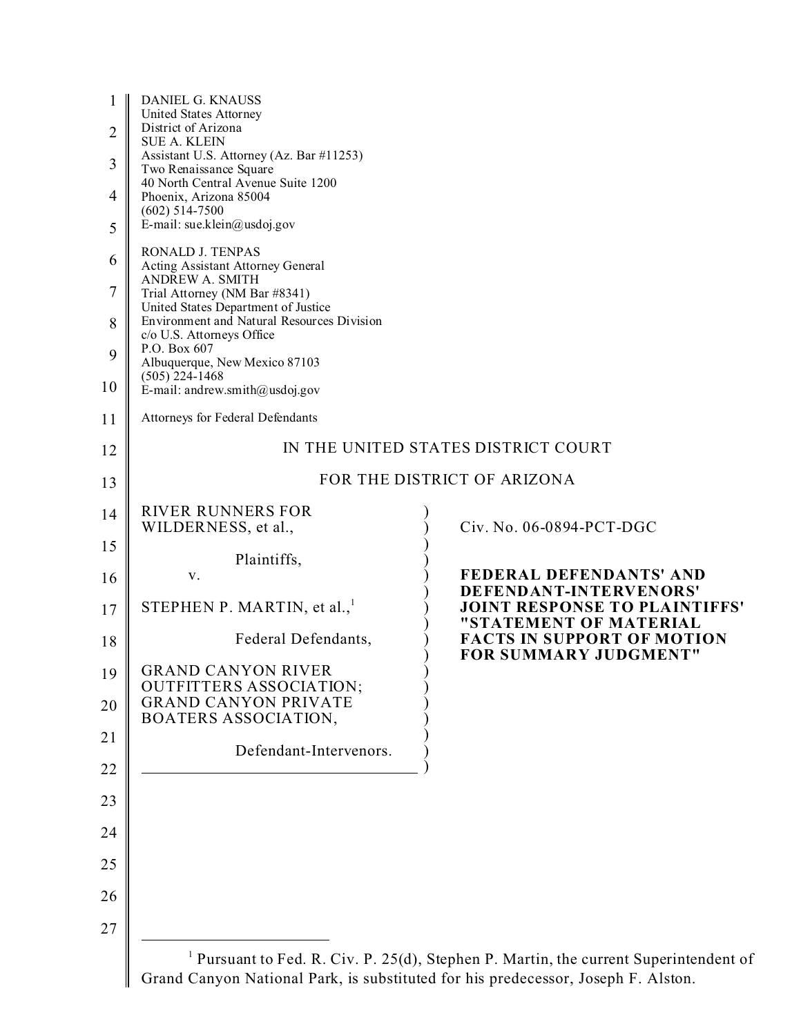DANIEL G. KNAUSS
United States Attorney
District of Arizona
SUE A. KLEIN
Assistant U.S. Attorney (Az. Bar #11253)
Two Renaissance Square
40 North Central Avenue Suite 1200
Phoenix, Arizona 85004
(602) 514-7500
E-mail: sue.klein@usdoj.gov

RONALD J. TENPAS
Acting Assistant Attorney General
ANDREW A. SMITH
Trial Attorney (NM Bar #8341)
United States Department of Justice
Environment and Natural Resources Division
c/o U.S. Attorneys Office
P.O. Box 607
Albuquerque, New Mexico 87103
(505) 224-1468
E-mail: andrew.smith@usdoj.gov

Attorneys for Federal Defendants

IN THE UNITED STATES DISTRICT COURT

FOR THE DISTRICT OF ARIZONA

| | |
|---|---|
| RIVER RUNNERS FOR WILDERNESS, et al.,<br><br>Plaintiffs,<br><br>v.<br><br>STEPHEN P. MARTIN, et al.,[1]<br><br>Federal Defendants,<br><br>GRAND CANYON RIVER OUTFITTERS ASSOCIATION; GRAND CANYON PRIVATE BOATERS ASSOCIATION,<br><br>Defendant-Intervenors. | Civ. No. 06-0894-PCT-DGC<br><br>**FEDERAL DEFENDANTS' AND DEFENDANT-INTERVENORS' JOINT RESPONSE TO PLAINTIFFS' "STATEMENT OF MATERIAL FACTS IN SUPPORT OF MOTION FOR SUMMARY JUDGMENT"** |

[1] Pursuant to Fed. R. Civ. P. 25(d), Stephen P. Martin, the current Superintendent of Grand Canyon National Park, is substituted for his predecessor, Joseph F. Alston.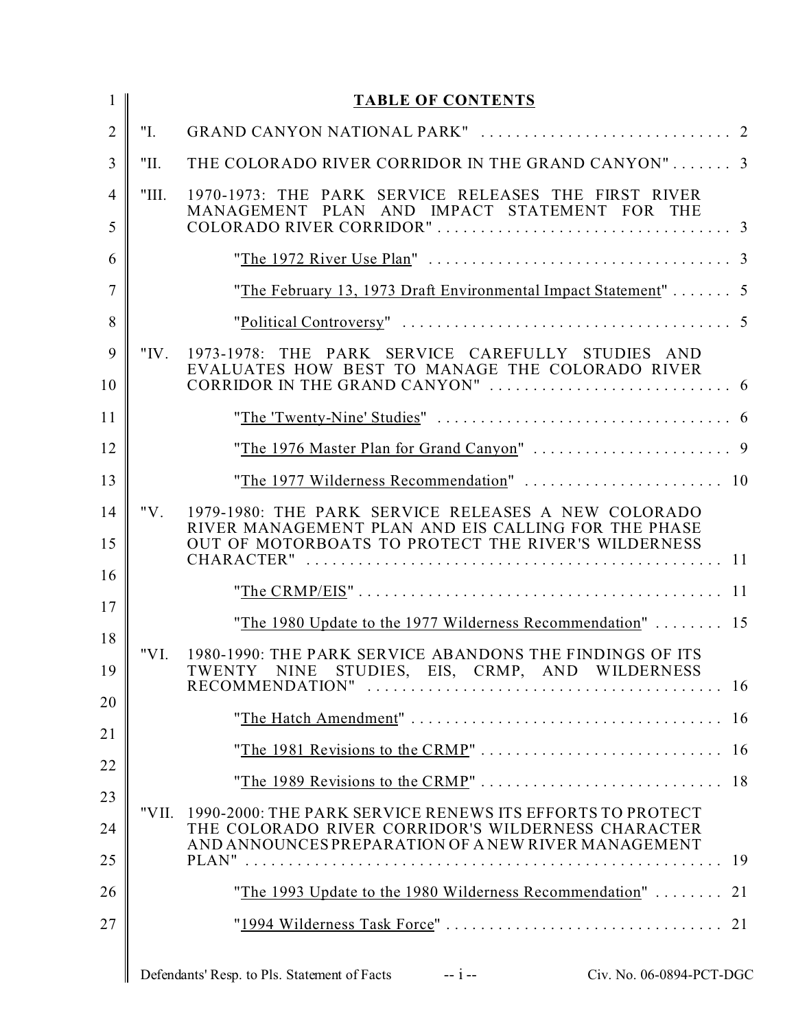# TABLE OF CONTENTS

"I. GRAND CANYON NATIONAL PARK" . . . . . . . . . . . . . . . . . . . . . . . . . . . . . 2

"II. THE COLORADO RIVER CORRIDOR IN THE GRAND CANYON" . . . . . . . 3

"III. 1970-1973: THE PARK SERVICE RELEASES THE FIRST RIVER MANAGEMENT PLAN AND IMPACT STATEMENT FOR THE COLORADO RIVER CORRIDOR" . . . . . . . . . . . . . . . . . . . . . . . . . . . . . . . . . . 3

- "The 1972 River Use Plan" . . . . . . . . . . . . . . . . . . . . . . . . . . . . . . . . . . 3
- "The February 13, 1973 Draft Environmental Impact Statement" . . . . . . . 5
- "Political Controversy" . . . . . . . . . . . . . . . . . . . . . . . . . . . . . . . . . . . . . 5

"IV. 1973-1978: THE PARK SERVICE CAREFULLY STUDIES AND EVALUATES HOW BEST TO MANAGE THE COLORADO RIVER CORRIDOR IN THE GRAND CANYON" . . . . . . . . . . . . . . . . . . . . . . . . . . . . 6

- "The 'Twenty-Nine' Studies" . . . . . . . . . . . . . . . . . . . . . . . . . . . . . . . . . 6
- "The 1976 Master Plan for Grand Canyon" . . . . . . . . . . . . . . . . . . . . . . . 9
- "The 1977 Wilderness Recommendation" . . . . . . . . . . . . . . . . . . . . . . . 10

"V. 1979-1980: THE PARK SERVICE RELEASES A NEW COLORADO RIVER MANAGEMENT PLAN AND EIS CALLING FOR THE PHASE OUT OF MOTORBOATS TO PROTECT THE RIVER'S WILDERNESS CHARACTER" . . . . . . . . . . . . . . . . . . . . . . . . . . . . . . . . . . . . . . . . . . . . . . . 11

- "The CRMP/EIS" . . . . . . . . . . . . . . . . . . . . . . . . . . . . . . . . . . . . . . . . . . 11
- "The 1980 Update to the 1977 Wilderness Recommendation" . . . . . . . . 15

"VI. 1980-1990: THE PARK SERVICE ABANDONS THE FINDINGS OF ITS TWENTY NINE STUDIES, EIS, CRMP, AND WILDERNESS RECOMMENDATION" . . . . . . . . . . . . . . . . . . . . . . . . . . . . . . . . . . . . . . . . . 16

- "The Hatch Amendment" . . . . . . . . . . . . . . . . . . . . . . . . . . . . . . . . . . . . 16
- "The 1981 Revisions to the CRMP" . . . . . . . . . . . . . . . . . . . . . . . . . . . . 16
- "The 1989 Revisions to the CRMP" . . . . . . . . . . . . . . . . . . . . . . . . . . . . 18

"VII. 1990-2000: THE PARK SERVICE RENEWS ITS EFFORTS TO PROTECT THE COLORADO RIVER CORRIDOR'S WILDERNESS CHARACTER AND ANNOUNCES PREPARATION OF A NEW RIVER MANAGEMENT PLAN" . . . . . . . . . . . . . . . . . . . . . . . . . . . . . . . . . . . . . . . . . . . . . . . . . . . . . 19

- "The 1993 Update to the 1980 Wilderness Recommendation" . . . . . . . . 21
- "1994 Wilderness Task Force" . . . . . . . . . . . . . . . . . . . . . . . . . . . . . . . . 21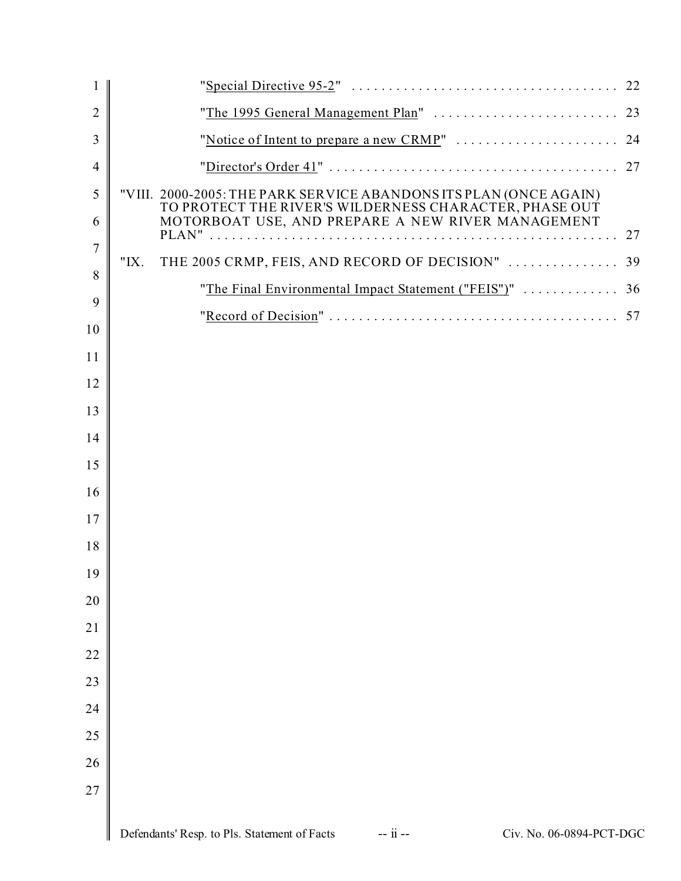"Special Directive 95-2" . . . . . . . . . . . . . . . . . . . . . . . . . . . . . . . . . . . . 22

"The 1995 General Management Plan" . . . . . . . . . . . . . . . . . . . . . . . . . . 23

"Notice of Intent to prepare a new CRMP" . . . . . . . . . . . . . . . . . . . . . . . 24

"Director's Order 41" . . . . . . . . . . . . . . . . . . . . . . . . . . . . . . . . . . . . . . . 27

"VIII. 2000-2005: THE PARK SERVICE ABANDONS ITS PLAN (ONCE AGAIN) TO PROTECT THE RIVER'S WILDERNESS CHARACTER, PHASE OUT MOTORBOAT USE, AND PREPARE A NEW RIVER MANAGEMENT PLAN" . . . . . . . . . . . . . . . . . . . . . . . . . . . . . . . . . . . . . . . . . . . . . . . . . . . . . . 27

"IX. THE 2005 CRMP, FEIS, AND RECORD OF DECISION" . . . . . . . . . . . . . . . . 39

"The Final Environmental Impact Statement ("FEIS")" . . . . . . . . . . . . . 36

"Record of Decision" . . . . . . . . . . . . . . . . . . . . . . . . . . . . . . . . . . . . . . . 57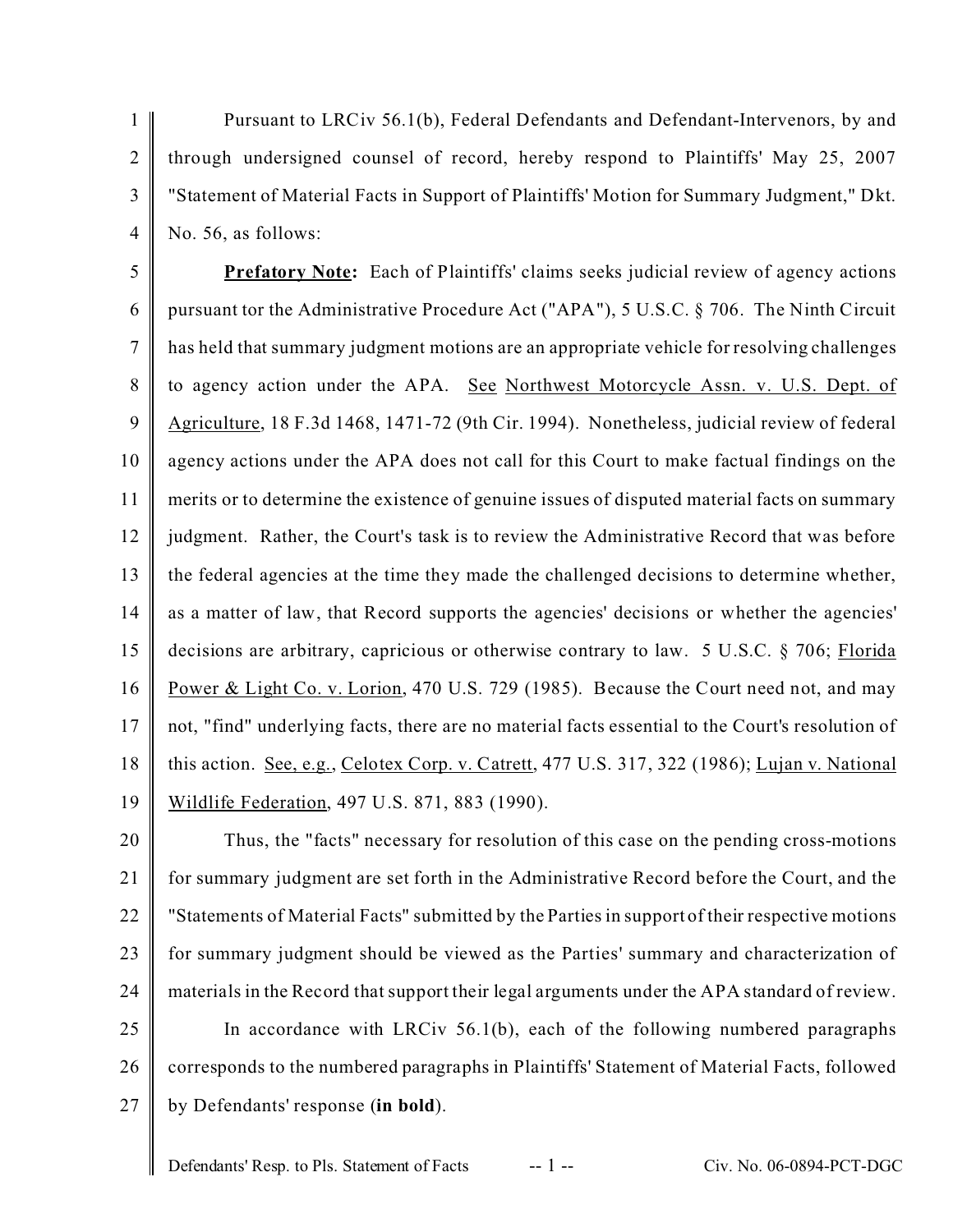Pursuant to LRCiv 56.1(b), Federal Defendants and Defendant-Intervenors, by and through undersigned counsel of record, hereby respond to Plaintiffs' May 25, 2007 "Statement of Material Facts in Support of Plaintiffs' Motion for Summary Judgment," Dkt. No. 56, as follows:

**Prefatory Note:** Each of Plaintiffs' claims seeks judicial review of agency actions pursuant tor the Administrative Procedure Act ("APA"), 5 U.S.C. § 706. The Ninth Circuit has held that summary judgment motions are an appropriate vehicle for resolving challenges to agency action under the APA. See Northwest Motorcycle Assn. v. U.S. Dept. of Agriculture, 18 F.3d 1468, 1471-72 (9th Cir. 1994). Nonetheless, judicial review of federal agency actions under the APA does not call for this Court to make factual findings on the merits or to determine the existence of genuine issues of disputed material facts on summary judgment. Rather, the Court's task is to review the Administrative Record that was before the federal agencies at the time they made the challenged decisions to determine whether, as a matter of law, that Record supports the agencies' decisions or whether the agencies' decisions are arbitrary, capricious or otherwise contrary to law. 5 U.S.C. § 706; Florida Power & Light Co. v. Lorion, 470 U.S. 729 (1985). Because the Court need not, and may not, "find" underlying facts, there are no material facts essential to the Court's resolution of this action. See, e.g., Celotex Corp. v. Catrett, 477 U.S. 317, 322 (1986); Lujan v. National Wildlife Federation, 497 U.S. 871, 883 (1990).

Thus, the "facts" necessary for resolution of this case on the pending cross-motions for summary judgment are set forth in the Administrative Record before the Court, and the "Statements of Material Facts" submitted by the Parties in support of their respective motions for summary judgment should be viewed as the Parties' summary and characterization of materials in the Record that support their legal arguments under the APA standard of review.

In accordance with LRCiv 56.1(b), each of the following numbered paragraphs corresponds to the numbered paragraphs in Plaintiffs' Statement of Material Facts, followed by Defendants' response (**in bold**).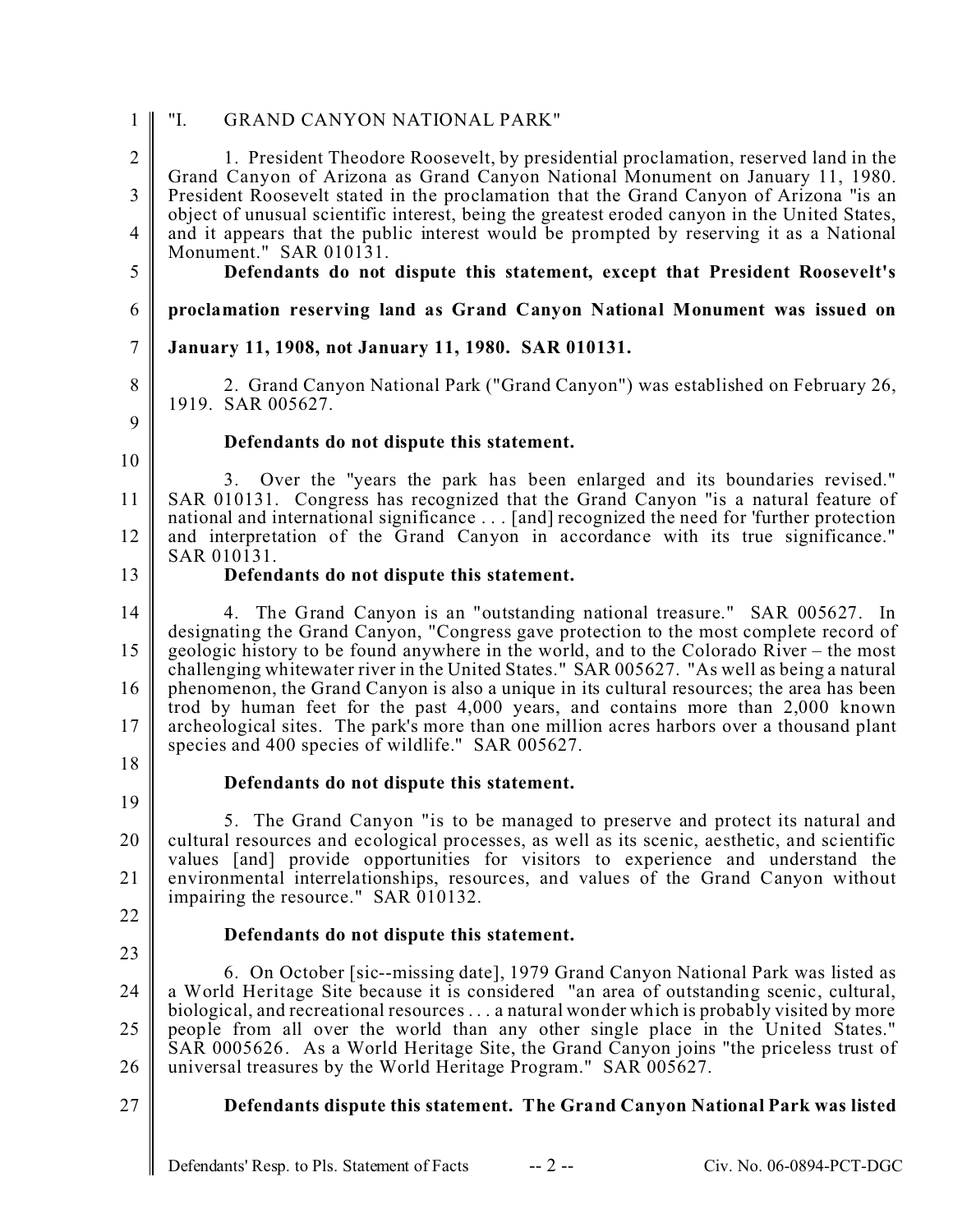"I. GRAND CANYON NATIONAL PARK"

1. President Theodore Roosevelt, by presidential proclamation, reserved land in the Grand Canyon of Arizona as Grand Canyon National Monument on January 11, 1980. President Roosevelt stated in the proclamation that the Grand Canyon of Arizona "is an object of unusual scientific interest, being the greatest eroded canyon in the United States, and it appears that the public interest would be prompted by reserving it as a National Monument." SAR 010131.

**Defendants do not dispute this statement, except that President Roosevelt's proclamation reserving land as Grand Canyon National Monument was issued on January 11, 1908, not January 11, 1980. SAR 010131.**

2. Grand Canyon National Park ("Grand Canyon") was established on February 26, 1919. SAR 005627.

**Defendants do not dispute this statement.**

3. Over the "years the park has been enlarged and its boundaries revised." SAR 010131. Congress has recognized that the Grand Canyon "is a natural feature of national and international significance . . . [and] recognized the need for 'further protection and interpretation of the Grand Canyon in accordance with its true significance." SAR 010131.

**Defendants do not dispute this statement.**

4. The Grand Canyon is an "outstanding national treasure." SAR 005627. In designating the Grand Canyon, "Congress gave protection to the most complete record of geologic history to be found anywhere in the world, and to the Colorado River – the most challenging whitewater river in the United States." SAR 005627. "As well as being a natural phenomenon, the Grand Canyon is also a unique in its cultural resources; the area has been trod by human feet for the past 4,000 years, and contains more than 2,000 known archeological sites. The park's more than one million acres harbors over a thousand plant species and 400 species of wildlife." SAR 005627.

**Defendants do not dispute this statement.**

5. The Grand Canyon "is to be managed to preserve and protect its natural and cultural resources and ecological processes, as well as its scenic, aesthetic, and scientific values [and] provide opportunities for visitors to experience and understand the environmental interrelationships, resources, and values of the Grand Canyon without impairing the resource." SAR 010132.

**Defendants do not dispute this statement.**

6. On October [sic--missing date], 1979 Grand Canyon National Park was listed as a World Heritage Site because it is considered "an area of outstanding scenic, cultural, biological, and recreational resources . . . a natural wonder which is probably visited by more people from all over the world than any other single place in the United States." SAR 0005626. As a World Heritage Site, the Grand Canyon joins "the priceless trust of universal treasures by the World Heritage Program." SAR 005627.

**Defendants dispute this statement. The Grand Canyon National Park was listed**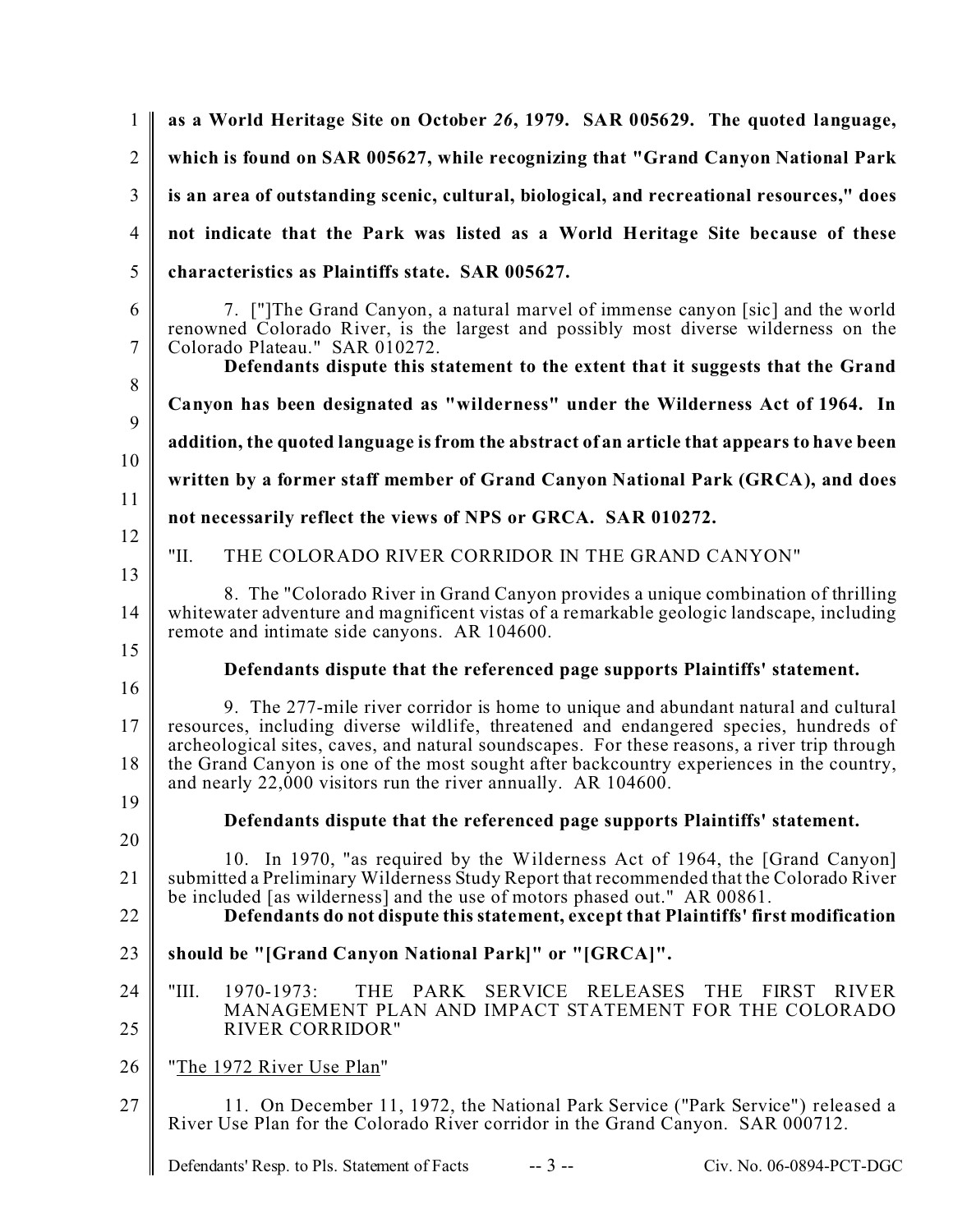**as a World Heritage Site on October *26*, 1979. SAR 005629. The quoted language, which is found on SAR 005627, while recognizing that "Grand Canyon National Park is an area of outstanding scenic, cultural, biological, and recreational resources," does not indicate that the Park was listed as a World Heritage Site because of these characteristics as Plaintiffs state. SAR 005627.**

7. ["]The Grand Canyon, a natural marvel of immense canyon [sic] and the world renowned Colorado River, is the largest and possibly most diverse wilderness on the Colorado Plateau." SAR 010272.

**Defendants dispute this statement to the extent that it suggests that the Grand Canyon has been designated as "wilderness" under the Wilderness Act of 1964. In addition, the quoted language is from the abstract of an article that appears to have been written by a former staff member of Grand Canyon National Park (GRCA), and does not necessarily reflect the views of NPS or GRCA. SAR 010272.**

"II. THE COLORADO RIVER CORRIDOR IN THE GRAND CANYON"

8. The "Colorado River in Grand Canyon provides a unique combination of thrilling whitewater adventure and magnificent vistas of a remarkable geologic landscape, including remote and intimate side canyons. AR 104600.

**Defendants dispute that the referenced page supports Plaintiffs' statement.**

9. The 277-mile river corridor is home to unique and abundant natural and cultural resources, including diverse wildlife, threatened and endangered species, hundreds of archeological sites, caves, and natural soundscapes. For these reasons, a river trip through the Grand Canyon is one of the most sought after backcountry experiences in the country, and nearly 22,000 visitors run the river annually. AR 104600.

**Defendants dispute that the referenced page supports Plaintiffs' statement.**

10. In 1970, "as required by the Wilderness Act of 1964, the [Grand Canyon] submitted a Preliminary Wilderness Study Report that recommended that the Colorado River be included [as wilderness] and the use of motors phased out." AR 00861.

**Defendants do not dispute this statement, except that Plaintiffs' first modification should be "[Grand Canyon National Park]" or "[GRCA]".**

"III. 1970-1973: THE PARK SERVICE RELEASES THE FIRST RIVER MANAGEMENT PLAN AND IMPACT STATEMENT FOR THE COLORADO RIVER CORRIDOR"

"The 1972 River Use Plan"

11. On December 11, 1972, the National Park Service ("Park Service") released a River Use Plan for the Colorado River corridor in the Grand Canyon. SAR 000712.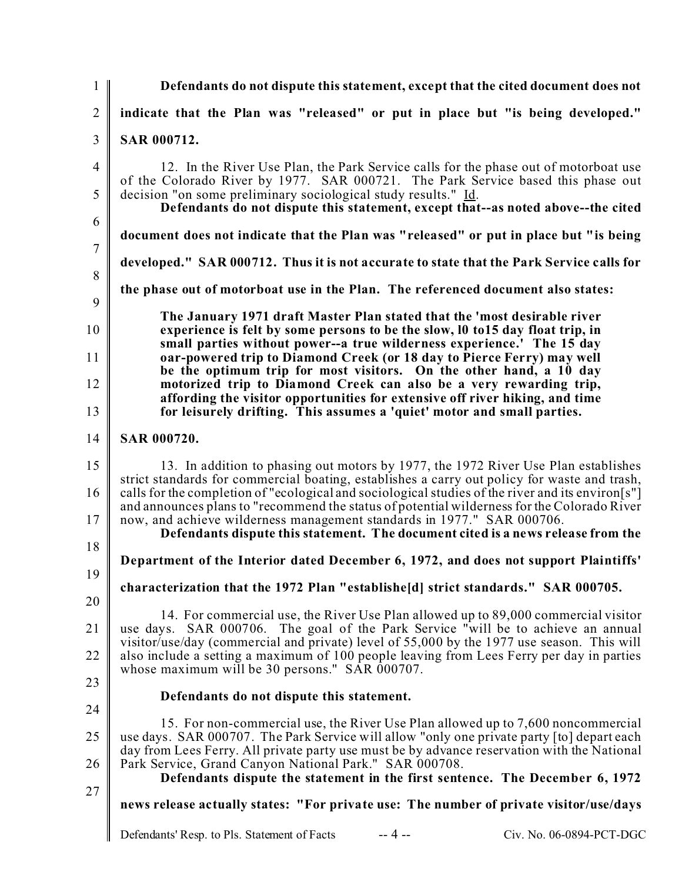**Defendants do not dispute this statement, except that the cited document does not indicate that the Plan was "released" or put in place but "is being developed." SAR 000712.**

12. In the River Use Plan, the Park Service calls for the phase out of motorboat use of the Colorado River by 1977. SAR 000721. The Park Service based this phase out decision "on some preliminary sociological study results." Id.

**Defendants do not dispute this statement, except that--as noted above--the cited document does not indicate that the Plan was "released" or put in place but "is being developed." SAR 000712. Thus it is not accurate to state that the Park Service calls for the phase out of motorboat use in the Plan. The referenced document also states:**

> **The January 1971 draft Master Plan stated that the 'most desirable river experience is felt by some persons to be the slow, l0 to15 day float trip, in small parties without power--a true wilderness experience.' The 15 day oar-powered trip to Diamond Creek (or 18 day to Pierce Ferry) may well be the optimum trip for most visitors. On the other hand, a 10 day motorized trip to Diamond Creek can also be a very rewarding trip, affording the visitor opportunities for extensive off river hiking, and time for leisurely drifting. This assumes a 'quiet' motor and small parties.**

**SAR 000720.**

13. In addition to phasing out motors by 1977, the 1972 River Use Plan establishes strict standards for commercial boating, establishes a carry out policy for waste and trash, calls for the completion of "ecological and sociological studies of the river and its environ[s"] and announces plans to "recommend the status of potential wilderness for the Colorado River now, and achieve wilderness management standards in 1977." SAR 000706.

**Defendants dispute this statement. The document cited is a news release from the Department of the Interior dated December 6, 1972, and does not support Plaintiffs' characterization that the 1972 Plan "establishe[d] strict standards." SAR 000705.**

14. For commercial use, the River Use Plan allowed up to 89,000 commercial visitor use days. SAR 000706. The goal of the Park Service "will be to achieve an annual visitor/use/day (commercial and private) level of 55,000 by the 1977 use season. This will also include a setting a maximum of 100 people leaving from Lees Ferry per day in parties whose maximum will be 30 persons." SAR 000707.

**Defendants do not dispute this statement.**

15. For non-commercial use, the River Use Plan allowed up to 7,600 noncommercial use days. SAR 000707. The Park Service will allow "only one private party [to] depart each day from Lees Ferry. All private party use must be by advance reservation with the National Park Service, Grand Canyon National Park." SAR 000708.

**Defendants dispute the statement in the first sentence. The December 6, 1972 news release actually states: "For private use: The number of private visitor/use/days**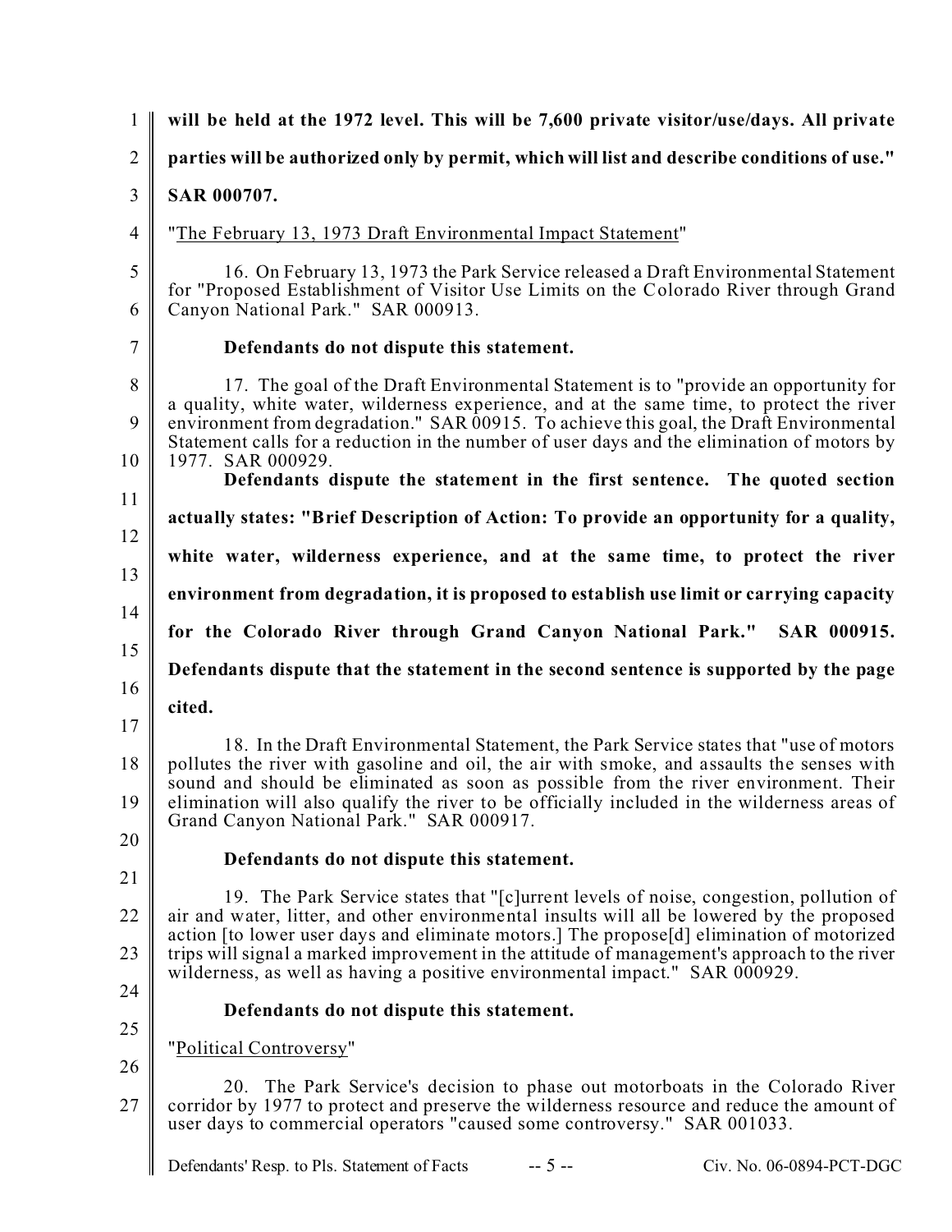**will be held at the 1972 level. This will be 7,600 private visitor/use/days. All private parties will be authorized only by permit, which will list and describe conditions of use." SAR 000707.**

"<u>The February 13, 1973 Draft Environmental Impact Statement</u>"

16. On February 13, 1973 the Park Service released a Draft Environmental Statement for "Proposed Establishment of Visitor Use Limits on the Colorado River through Grand Canyon National Park." SAR 000913.

**Defendants do not dispute this statement.**

17. The goal of the Draft Environmental Statement is to "provide an opportunity for a quality, white water, wilderness experience, and at the same time, to protect the river environment from degradation." SAR 00915. To achieve this goal, the Draft Environmental Statement calls for a reduction in the number of user days and the elimination of motors by 1977. SAR 000929.

**Defendants dispute the statement in the first sentence. The quoted section actually states: "Brief Description of Action: To provide an opportunity for a quality, white water, wilderness experience, and at the same time, to protect the river environment from degradation, it is proposed to establish use limit or carrying capacity for the Colorado River through Grand Canyon National Park." SAR 000915. Defendants dispute that the statement in the second sentence is supported by the page cited.**

18. In the Draft Environmental Statement, the Park Service states that "use of motors pollutes the river with gasoline and oil, the air with smoke, and assaults the senses with sound and should be eliminated as soon as possible from the river environment. Their elimination will also qualify the river to be officially included in the wilderness areas of Grand Canyon National Park." SAR 000917.

**Defendants do not dispute this statement.**

19. The Park Service states that "[c]urrent levels of noise, congestion, pollution of air and water, litter, and other environmental insults will all be lowered by the proposed action [to lower user days and eliminate motors.] The propose[d] elimination of motorized trips will signal a marked improvement in the attitude of management's approach to the river wilderness, as well as having a positive environmental impact." SAR 000929.

**Defendants do not dispute this statement.**

"<u>Political Controversy</u>"

20. The Park Service's decision to phase out motorboats in the Colorado River corridor by 1977 to protect and preserve the wilderness resource and reduce the amount of user days to commercial operators "caused some controversy." SAR 001033.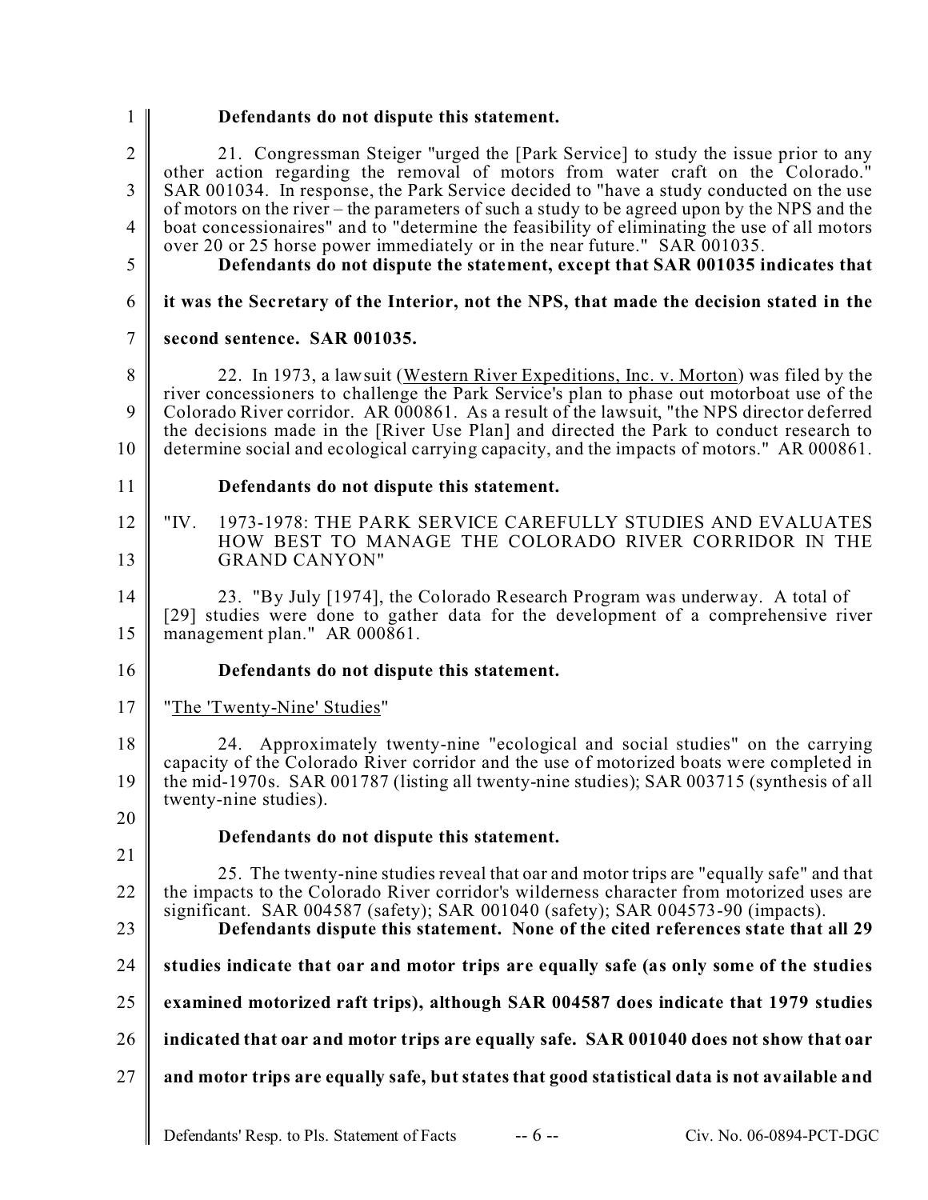**Defendants do not dispute this statement.**

21. Congressman Steiger "urged the [Park Service] to study the issue prior to any other action regarding the removal of motors from water craft on the Colorado." SAR 001034. In response, the Park Service decided to "have a study conducted on the use of motors on the river – the parameters of such a study to be agreed upon by the NPS and the boat concessionaires" and to "determine the feasibility of eliminating the use of all motors over 20 or 25 horse power immediately or in the near future." SAR 001035.

**Defendants do not dispute the statement, except that SAR 001035 indicates that it was the Secretary of the Interior, not the NPS, that made the decision stated in the second sentence. SAR 001035.**

22. In 1973, a lawsuit (Western River Expeditions, Inc. v. Morton) was filed by the river concessioners to challenge the Park Service's plan to phase out motorboat use of the Colorado River corridor. AR 000861. As a result of the lawsuit, "the NPS director deferred the decisions made in the [River Use Plan] and directed the Park to conduct research to determine social and ecological carrying capacity, and the impacts of motors." AR 000861.

**Defendants do not dispute this statement.**

"IV. 1973-1978: THE PARK SERVICE CAREFULLY STUDIES AND EVALUATES HOW BEST TO MANAGE THE COLORADO RIVER CORRIDOR IN THE GRAND CANYON"

23. "By July [1974], the Colorado Research Program was underway. A total of [29] studies were done to gather data for the development of a comprehensive river management plan." AR 000861.

**Defendants do not dispute this statement.**

"The 'Twenty-Nine' Studies"

24. Approximately twenty-nine "ecological and social studies" on the carrying capacity of the Colorado River corridor and the use of motorized boats were completed in the mid-1970s. SAR 001787 (listing all twenty-nine studies); SAR 003715 (synthesis of all twenty-nine studies).

**Defendants do not dispute this statement.**

25. The twenty-nine studies reveal that oar and motor trips are "equally safe" and that the impacts to the Colorado River corridor's wilderness character from motorized uses are significant. SAR 004587 (safety); SAR 001040 (safety); SAR 004573-90 (impacts).

**Defendants dispute this statement. None of the cited references state that all 29 studies indicate that oar and motor trips are equally safe (as only some of the studies examined motorized raft trips), although SAR 004587 does indicate that 1979 studies indicated that oar and motor trips are equally safe. SAR 001040 does not show that oar and motor trips are equally safe, but states that good statistical data is not available and**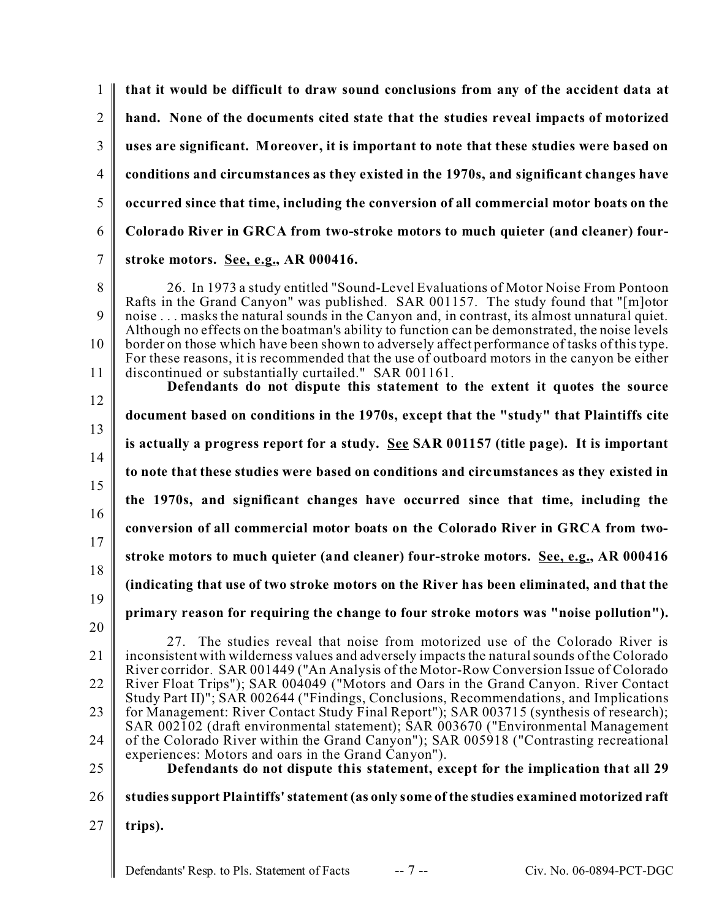**that it would be difficult to draw sound conclusions from any of the accident data at hand. None of the documents cited state that the studies reveal impacts of motorized uses are significant. Moreover, it is important to note that these studies were based on conditions and circumstances as they existed in the 1970s, and significant changes have occurred since that time, including the conversion of all commercial motor boats on the Colorado River in GRCA from two-stroke motors to much quieter (and cleaner) four-stroke motors. <u>See, e.g.</u>, AR 000416.**

26. In 1973 a study entitled "Sound-Level Evaluations of Motor Noise From Pontoon Rafts in the Grand Canyon" was published. SAR 001157. The study found that "[m]otor noise . . . masks the natural sounds in the Canyon and, in contrast, its almost unnatural quiet. Although no effects on the boatman's ability to function can be demonstrated, the noise levels border on those which have been shown to adversely affect performance of tasks of this type. For these reasons, it is recommended that the use of outboard motors in the canyon be either discontinued or substantially curtailed." SAR 001161.

**Defendants do not dispute this statement to the extent it quotes the source document based on conditions in the 1970s, except that the "study" that Plaintiffs cite is actually a progress report for a study. <u>See</u> SAR 001157 (title page). It is important to note that these studies were based on conditions and circumstances as they existed in the 1970s, and significant changes have occurred since that time, including the conversion of all commercial motor boats on the Colorado River in GRCA from two-stroke motors to much quieter (and cleaner) four-stroke motors. <u>See, e.g.</u>, AR 000416 (indicating that use of two stroke motors on the River has been eliminated, and that the primary reason for requiring the change to four stroke motors was "noise pollution").**

27. The studies reveal that noise from motorized use of the Colorado River is inconsistent with wilderness values and adversely impacts the natural sounds of the Colorado River corridor. SAR 001449 ("An Analysis of the Motor-Row Conversion Issue of Colorado River Float Trips"); SAR 004049 ("Motors and Oars in the Grand Canyon. River Contact Study Part II)"; SAR 002644 ("Findings, Conclusions, Recommendations, and Implications for Management: River Contact Study Final Report"); SAR 003715 (synthesis of research); SAR 002102 (draft environmental statement); SAR 003670 ("Environmental Management of the Colorado River within the Grand Canyon"); SAR 005918 ("Contrasting recreational experiences: Motors and oars in the Grand Canyon").

**Defendants do not dispute this statement, except for the implication that all 29 studies support Plaintiffs' statement (as only some of the studies examined motorized raft trips).**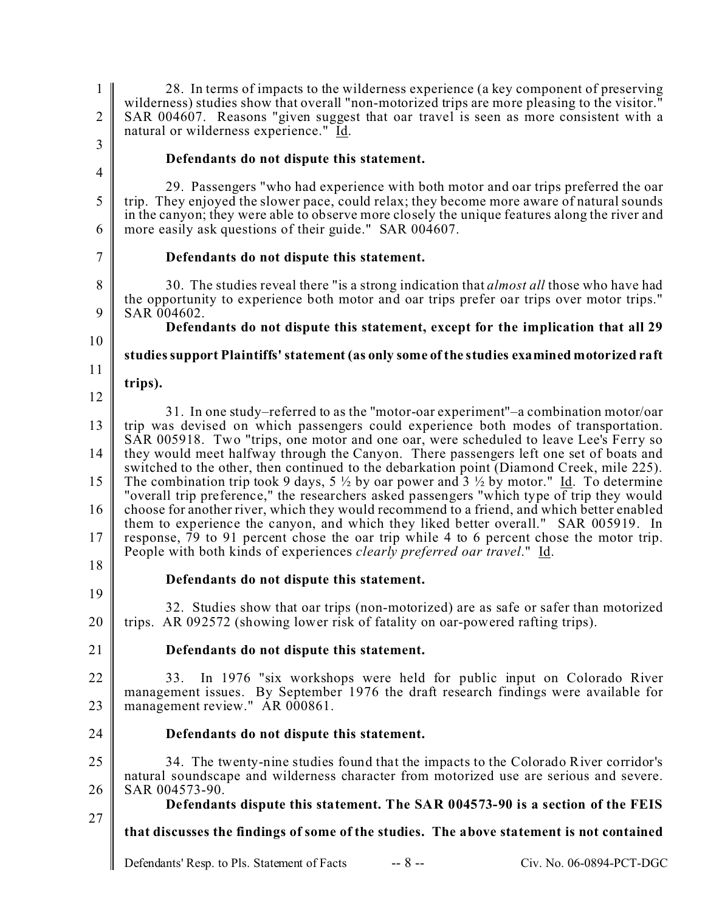28. In terms of impacts to the wilderness experience (a key component of preserving wilderness) studies show that overall "non-motorized trips are more pleasing to the visitor." SAR 004607. Reasons "given suggest that oar travel is seen as more consistent with a natural or wilderness experience." Id.

**Defendants do not dispute this statement.**

29. Passengers "who had experience with both motor and oar trips preferred the oar trip. They enjoyed the slower pace, could relax; they become more aware of natural sounds in the canyon; they were able to observe more closely the unique features along the river and more easily ask questions of their guide." SAR 004607.

**Defendants do not dispute this statement.**

30. The studies reveal there "is a strong indication that *almost all* those who have had the opportunity to experience both motor and oar trips prefer oar trips over motor trips." SAR 004602.

**Defendants do not dispute this statement, except for the implication that all 29 studies support Plaintiffs' statement (as only some of the studies examined motorized raft trips).**

31. In one study–referred to as the "motor-oar experiment"–a combination motor/oar trip was devised on which passengers could experience both modes of transportation. SAR 005918. Two "trips, one motor and one oar, were scheduled to leave Lee's Ferry so they would meet halfway through the Canyon. There passengers left one set of boats and switched to the other, then continued to the debarkation point (Diamond Creek, mile 225). The combination trip took 9 days, 5 ½ by oar power and 3 ½ by motor." Id. To determine "overall trip preference," the researchers asked passengers "which type of trip they would choose for another river, which they would recommend to a friend, and which better enabled them to experience the canyon, and which they liked better overall." SAR 005919. In response, 79 to 91 percent chose the oar trip while 4 to 6 percent chose the motor trip. People with both kinds of experiences *clearly preferred oar travel*." Id.

**Defendants do not dispute this statement.**

32. Studies show that oar trips (non-motorized) are as safe or safer than motorized trips. AR 092572 (showing lower risk of fatality on oar-powered rafting trips).

**Defendants do not dispute this statement.**

33. In 1976 "six workshops were held for public input on Colorado River management issues. By September 1976 the draft research findings were available for management review." AR 000861.

**Defendants do not dispute this statement.**

34. The twenty-nine studies found that the impacts to the Colorado River corridor's natural soundscape and wilderness character from motorized use are serious and severe. SAR 004573-90.

**Defendants dispute this statement. The SAR 004573-90 is a section of the FEIS that discusses the findings of some of the studies. The above statement is not contained**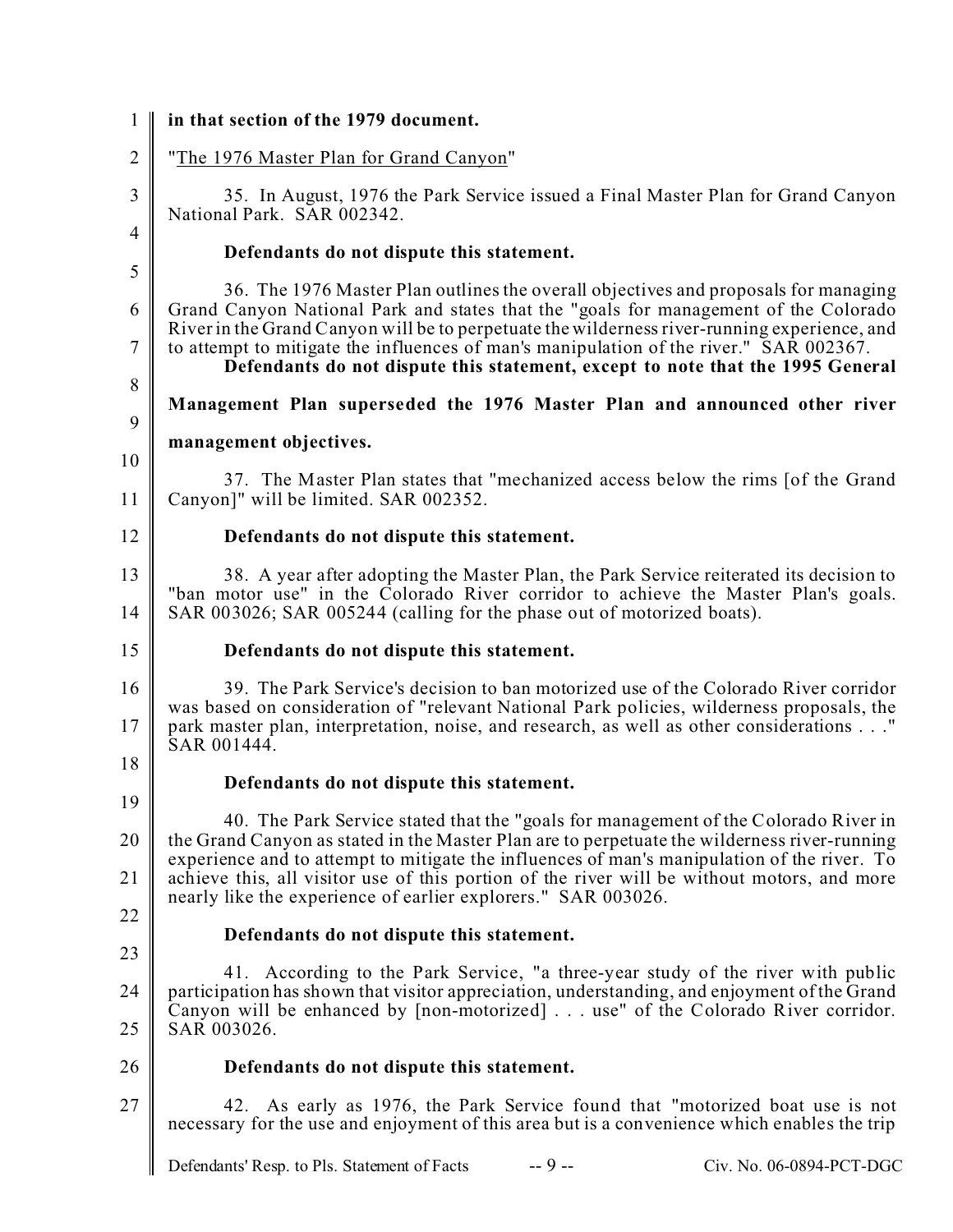**in that section of the 1979 document.**

"The 1976 Master Plan for Grand Canyon"

35. In August, 1976 the Park Service issued a Final Master Plan for Grand Canyon National Park. SAR 002342.

**Defendants do not dispute this statement.**

36. The 1976 Master Plan outlines the overall objectives and proposals for managing Grand Canyon National Park and states that the "goals for management of the Colorado River in the Grand Canyon will be to perpetuate the wilderness river-running experience, and to attempt to mitigate the influences of man's manipulation of the river." SAR 002367.

**Defendants do not dispute this statement, except to note that the 1995 General Management Plan superseded the 1976 Master Plan and announced other river management objectives.**

37. The Master Plan states that "mechanized access below the rims [of the Grand Canyon]" will be limited. SAR 002352.

**Defendants do not dispute this statement.**

38. A year after adopting the Master Plan, the Park Service reiterated its decision to "ban motor use" in the Colorado River corridor to achieve the Master Plan's goals. SAR 003026; SAR 005244 (calling for the phase out of motorized boats).

**Defendants do not dispute this statement.**

39. The Park Service's decision to ban motorized use of the Colorado River corridor was based on consideration of "relevant National Park policies, wilderness proposals, the park master plan, interpretation, noise, and research, as well as other considerations . . ." SAR 001444.

**Defendants do not dispute this statement.**

40. The Park Service stated that the "goals for management of the Colorado River in the Grand Canyon as stated in the Master Plan are to perpetuate the wilderness river-running experience and to attempt to mitigate the influences of man's manipulation of the river. To achieve this, all visitor use of this portion of the river will be without motors, and more nearly like the experience of earlier explorers." SAR 003026.

**Defendants do not dispute this statement.**

41. According to the Park Service, "a three-year study of the river with public participation has shown that visitor appreciation, understanding, and enjoyment of the Grand Canyon will be enhanced by [non-motorized] . . . use" of the Colorado River corridor. SAR 003026.

**Defendants do not dispute this statement.**

42. As early as 1976, the Park Service found that "motorized boat use is not necessary for the use and enjoyment of this area but is a convenience which enables the trip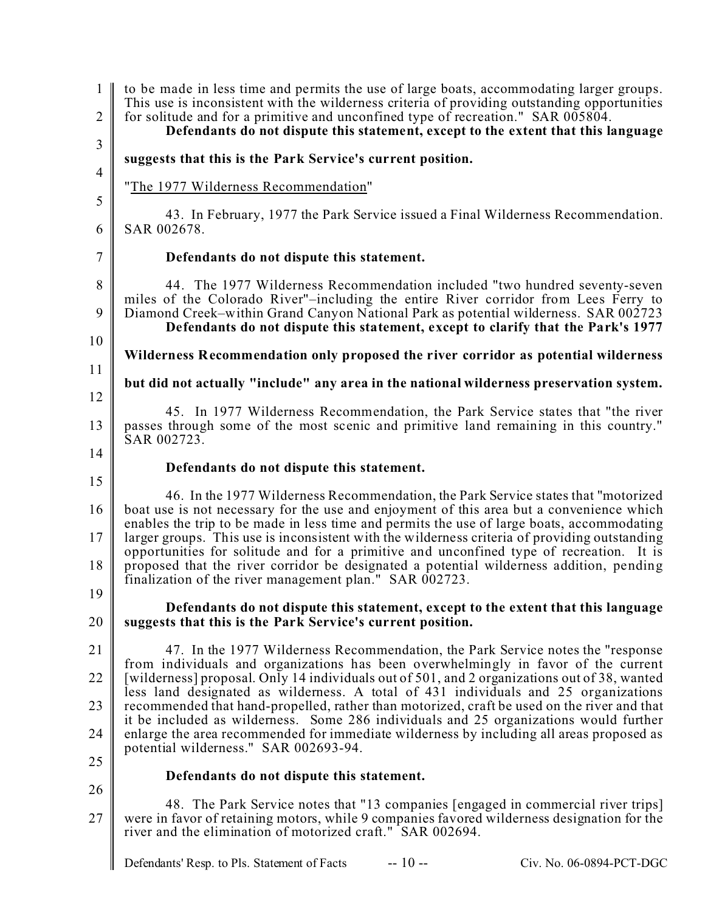to be made in less time and permits the use of large boats, accommodating larger groups. This use is inconsistent with the wilderness criteria of providing outstanding opportunities for solitude and for a primitive and unconfined type of recreation." SAR 005804.

**Defendants do not dispute this statement, except to the extent that this language suggests that this is the Park Service's current position.**

"The 1977 Wilderness Recommendation"

43. In February, 1977 the Park Service issued a Final Wilderness Recommendation. SAR 002678.

**Defendants do not dispute this statement.**

44. The 1977 Wilderness Recommendation included "two hundred seventy-seven miles of the Colorado River"–including the entire River corridor from Lees Ferry to Diamond Creek–within Grand Canyon National Park as potential wilderness. SAR 002723

**Defendants do not dispute this statement, except to clarify that the Park's 1977 Wilderness Recommendation only proposed the river corridor as potential wilderness but did not actually "include" any area in the national wilderness preservation system.**

45. In 1977 Wilderness Recommendation, the Park Service states that "the river passes through some of the most scenic and primitive land remaining in this country." SAR 002723.

**Defendants do not dispute this statement.**

46. In the 1977 Wilderness Recommendation, the Park Service states that "motorized boat use is not necessary for the use and enjoyment of this area but a convenience which enables the trip to be made in less time and permits the use of large boats, accommodating larger groups. This use is inconsistent with the wilderness criteria of providing outstanding opportunities for solitude and for a primitive and unconfined type of recreation. It is proposed that the river corridor be designated a potential wilderness addition, pending finalization of the river management plan." SAR 002723.

**Defendants do not dispute this statement, except to the extent that this language suggests that this is the Park Service's current position.**

47. In the 1977 Wilderness Recommendation, the Park Service notes the "response from individuals and organizations has been overwhelmingly in favor of the current [wilderness] proposal. Only 14 individuals out of 501, and 2 organizations out of 38, wanted less land designated as wilderness. A total of 431 individuals and 25 organizations recommended that hand-propelled, rather than motorized, craft be used on the river and that it be included as wilderness. Some 286 individuals and 25 organizations would further enlarge the area recommended for immediate wilderness by including all areas proposed as potential wilderness." SAR 002693-94.

**Defendants do not dispute this statement.**

48. The Park Service notes that "13 companies [engaged in commercial river trips] were in favor of retaining motors, while 9 companies favored wilderness designation for the river and the elimination of motorized craft." SAR 002694.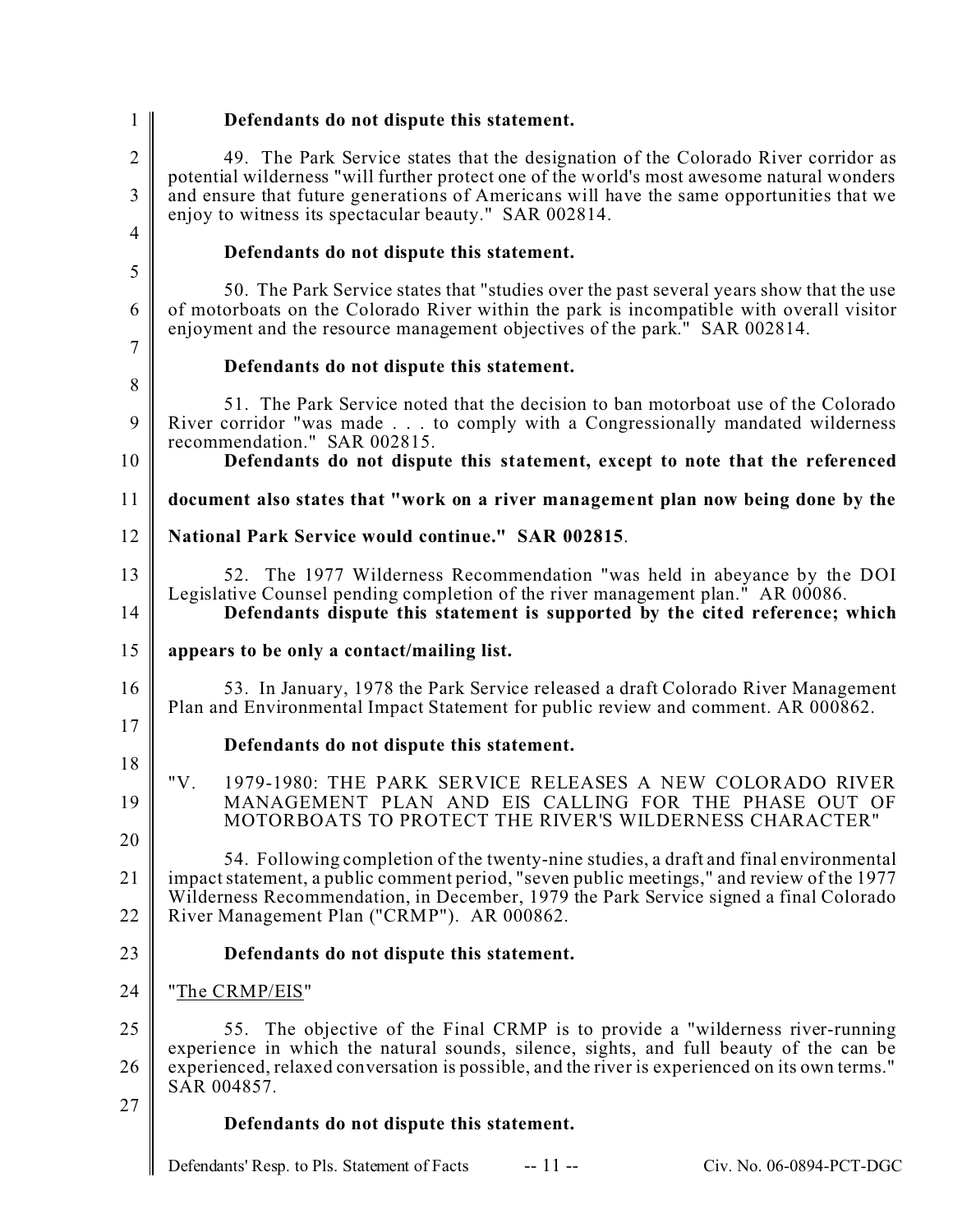**Defendants do not dispute this statement.**

49. The Park Service states that the designation of the Colorado River corridor as potential wilderness "will further protect one of the world's most awesome natural wonders and ensure that future generations of Americans will have the same opportunities that we enjoy to witness its spectacular beauty." SAR 002814.

**Defendants do not dispute this statement.**

50. The Park Service states that "studies over the past several years show that the use of motorboats on the Colorado River within the park is incompatible with overall visitor enjoyment and the resource management objectives of the park." SAR 002814.

**Defendants do not dispute this statement.**

51. The Park Service noted that the decision to ban motorboat use of the Colorado River corridor "was made . . . to comply with a Congressionally mandated wilderness recommendation." SAR 002815.

**Defendants do not dispute this statement, except to note that the referenced document also states that "work on a river management plan now being done by the National Park Service would continue." SAR 002815.**

52. The 1977 Wilderness Recommendation "was held in abeyance by the DOI Legislative Counsel pending completion of the river management plan." AR 00086.

**Defendants dispute this statement is supported by the cited reference; which appears to be only a contact/mailing list.**

53. In January, 1978 the Park Service released a draft Colorado River Management Plan and Environmental Impact Statement for public review and comment. AR 000862.

**Defendants do not dispute this statement.**

"V. 1979-1980: THE PARK SERVICE RELEASES A NEW COLORADO RIVER MANAGEMENT PLAN AND EIS CALLING FOR THE PHASE OUT OF MOTORBOATS TO PROTECT THE RIVER'S WILDERNESS CHARACTER"

54. Following completion of the twenty-nine studies, a draft and final environmental impact statement, a public comment period, "seven public meetings," and review of the 1977 Wilderness Recommendation, in December, 1979 the Park Service signed a final Colorado River Management Plan ("CRMP"). AR 000862.

**Defendants do not dispute this statement.**

"<u>The CRMP/EIS</u>"

55. The objective of the Final CRMP is to provide a "wilderness river-running experience in which the natural sounds, silence, sights, and full beauty of the can be experienced, relaxed conversation is possible, and the river is experienced on its own terms." SAR 004857.

**Defendants do not dispute this statement.**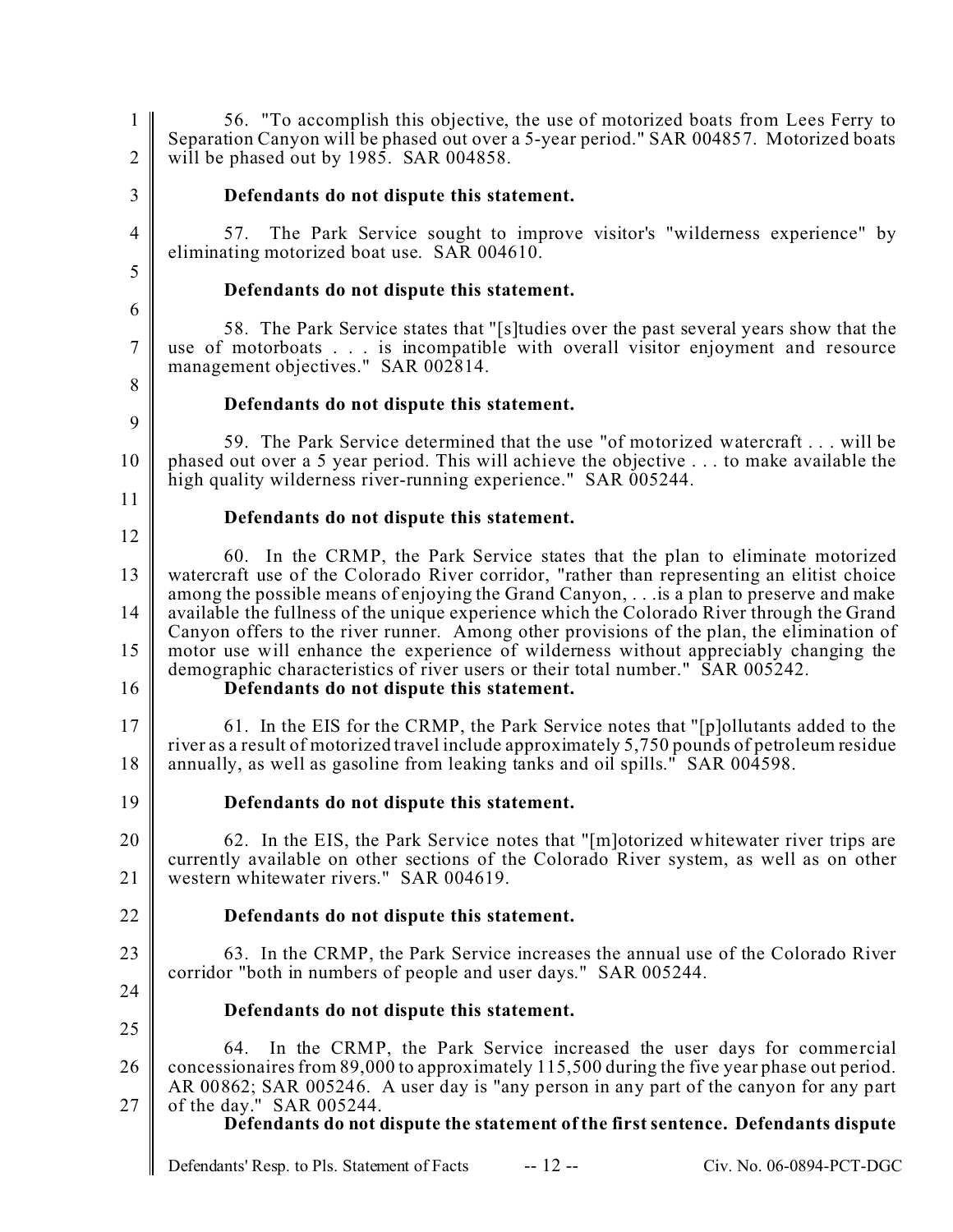56. "To accomplish this objective, the use of motorized boats from Lees Ferry to Separation Canyon will be phased out over a 5-year period." SAR 004857. Motorized boats will be phased out by 1985. SAR 004858.

**Defendants do not dispute this statement.**

57. The Park Service sought to improve visitor's "wilderness experience" by eliminating motorized boat use. SAR 004610.

**Defendants do not dispute this statement.**

58. The Park Service states that "[s]tudies over the past several years show that the use of motorboats . . . is incompatible with overall visitor enjoyment and resource management objectives." SAR 002814.

**Defendants do not dispute this statement.**

59. The Park Service determined that the use "of motorized watercraft . . . will be phased out over a 5 year period. This will achieve the objective . . . to make available the high quality wilderness river-running experience." SAR 005244.

**Defendants do not dispute this statement.**

60. In the CRMP, the Park Service states that the plan to eliminate motorized watercraft use of the Colorado River corridor, "rather than representing an elitist choice among the possible means of enjoying the Grand Canyon, . . .is a plan to preserve and make available the fullness of the unique experience which the Colorado River through the Grand Canyon offers to the river runner. Among other provisions of the plan, the elimination of motor use will enhance the experience of wilderness without appreciably changing the demographic characteristics of river users or their total number." SAR 005242.

**Defendants do not dispute this statement.**

61. In the EIS for the CRMP, the Park Service notes that "[p]ollutants added to the river as a result of motorized travel include approximately 5,750 pounds of petroleum residue annually, as well as gasoline from leaking tanks and oil spills." SAR 004598.

**Defendants do not dispute this statement.**

62. In the EIS, the Park Service notes that "[m]otorized whitewater river trips are currently available on other sections of the Colorado River system, as well as on other western whitewater rivers." SAR 004619.

**Defendants do not dispute this statement.**

63. In the CRMP, the Park Service increases the annual use of the Colorado River corridor "both in numbers of people and user days." SAR 005244.

**Defendants do not dispute this statement.**

64. In the CRMP, the Park Service increased the user days for commercial concessionaires from 89,000 to approximately 115,500 during the five year phase out period. AR 00862; SAR 005246. A user day is "any person in any part of the canyon for any part of the day." SAR 005244.

**Defendants do not dispute the statement of the first sentence. Defendants dispute**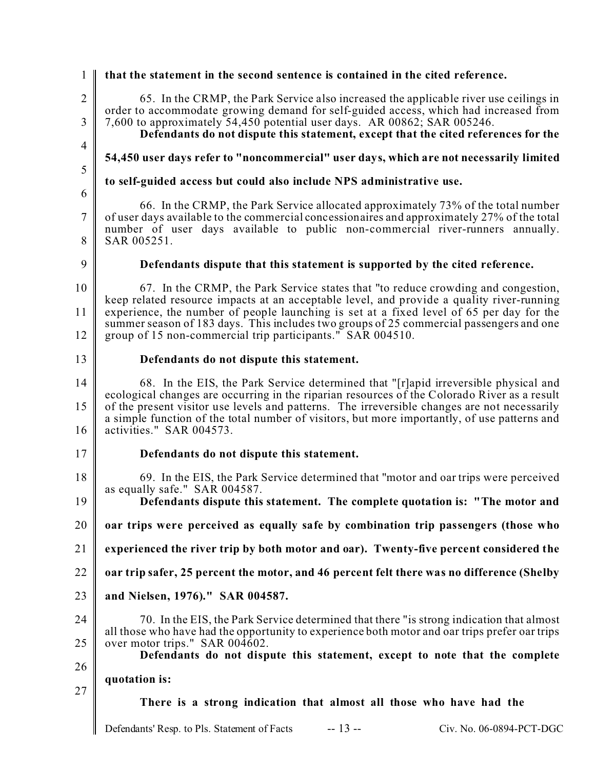**that the statement in the second sentence is contained in the cited reference.**

65. In the CRMP, the Park Service also increased the applicable river use ceilings in order to accommodate growing demand for self-guided access, which had increased from 7,600 to approximately 54,450 potential user days. AR 00862; SAR 005246.

**Defendants do not dispute this statement, except that the cited references for the 54,450 user days refer to "noncommercial" user days, which are not necessarily limited to self-guided access but could also include NPS administrative use.**

66. In the CRMP, the Park Service allocated approximately 73% of the total number of user days available to the commercial concessionaires and approximately 27% of the total number of user days available to public non-commercial river-runners annually. SAR 005251.

**Defendants dispute that this statement is supported by the cited reference.**

67. In the CRMP, the Park Service states that "to reduce crowding and congestion, keep related resource impacts at an acceptable level, and provide a quality river-running experience, the number of people launching is set at a fixed level of 65 per day for the summer season of 183 days. This includes two groups of 25 commercial passengers and one group of 15 non-commercial trip participants." SAR 004510.

**Defendants do not dispute this statement.**

68. In the EIS, the Park Service determined that "[r]apid irreversible physical and ecological changes are occurring in the riparian resources of the Colorado River as a result of the present visitor use levels and patterns. The irreversible changes are not necessarily a simple function of the total number of visitors, but more importantly, of use patterns and activities." SAR 004573.

**Defendants do not dispute this statement.**

69. In the EIS, the Park Service determined that "motor and oar trips were perceived as equally safe." SAR 004587.

**Defendants dispute this statement. The complete quotation is: "The motor and oar trips were perceived as equally safe by combination trip passengers (those who experienced the river trip by both motor and oar). Twenty-five percent considered the oar trip safer, 25 percent the motor, and 46 percent felt there was no difference (Shelby and Nielsen, 1976)." SAR 004587.**

70. In the EIS, the Park Service determined that there "is strong indication that almost all those who have had the opportunity to experience both motor and oar trips prefer oar trips over motor trips." SAR 004602.

**Defendants do not dispute this statement, except to note that the complete quotation is:**

**There is a strong indication that almost all those who have had the**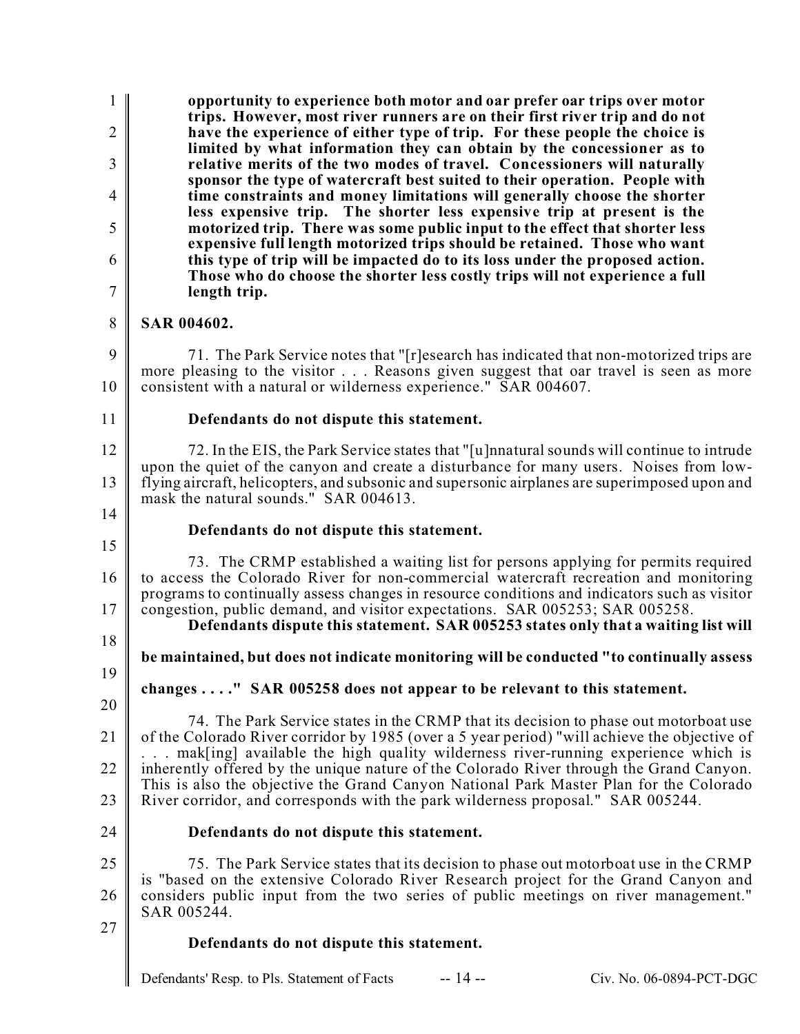**opportunity to experience both motor and oar prefer oar trips over motor trips. However, most river runners are on their first river trip and do not have the experience of either type of trip. For these people the choice is limited by what information they can obtain by the concessioner as to relative merits of the two modes of travel. Concessioners will naturally sponsor the type of watercraft best suited to their operation. People with time constraints and money limitations will generally choose the shorter less expensive trip. The shorter less expensive trip at present is the motorized trip. There was some public input to the effect that shorter less expensive full length motorized trips should be retained. Those who want this type of trip will be impacted do to its loss under the proposed action. Those who do choose the shorter less costly trips will not experience a full length trip.**

**SAR 004602.**

71. The Park Service notes that "[r]esearch has indicated that non-motorized trips are more pleasing to the visitor . . . Reasons given suggest that oar travel is seen as more consistent with a natural or wilderness experience." SAR 004607.

**Defendants do not dispute this statement.**

72. In the EIS, the Park Service states that "[u]nnatural sounds will continue to intrude upon the quiet of the canyon and create a disturbance for many users. Noises from low-flying aircraft, helicopters, and subsonic and supersonic airplanes are superimposed upon and mask the natural sounds." SAR 004613.

**Defendants do not dispute this statement.**

73. The CRMP established a waiting list for persons applying for permits required to access the Colorado River for non-commercial watercraft recreation and monitoring programs to continually assess changes in resource conditions and indicators such as visitor congestion, public demand, and visitor expectations. SAR 005253; SAR 005258.

**Defendants dispute this statement. SAR 005253 states only that a waiting list will be maintained, but does not indicate monitoring will be conducted "to continually assess changes . . . ." SAR 005258 does not appear to be relevant to this statement.**

74. The Park Service states in the CRMP that its decision to phase out motorboat use of the Colorado River corridor by 1985 (over a 5 year period) "will achieve the objective of . . . mak[ing] available the high quality wilderness river-running experience which is inherently offered by the unique nature of the Colorado River through the Grand Canyon. This is also the objective the Grand Canyon National Park Master Plan for the Colorado River corridor, and corresponds with the park wilderness proposal." SAR 005244.

**Defendants do not dispute this statement.**

75. The Park Service states that its decision to phase out motorboat use in the CRMP is "based on the extensive Colorado River Research project for the Grand Canyon and considers public input from the two series of public meetings on river management." SAR 005244.

**Defendants do not dispute this statement.**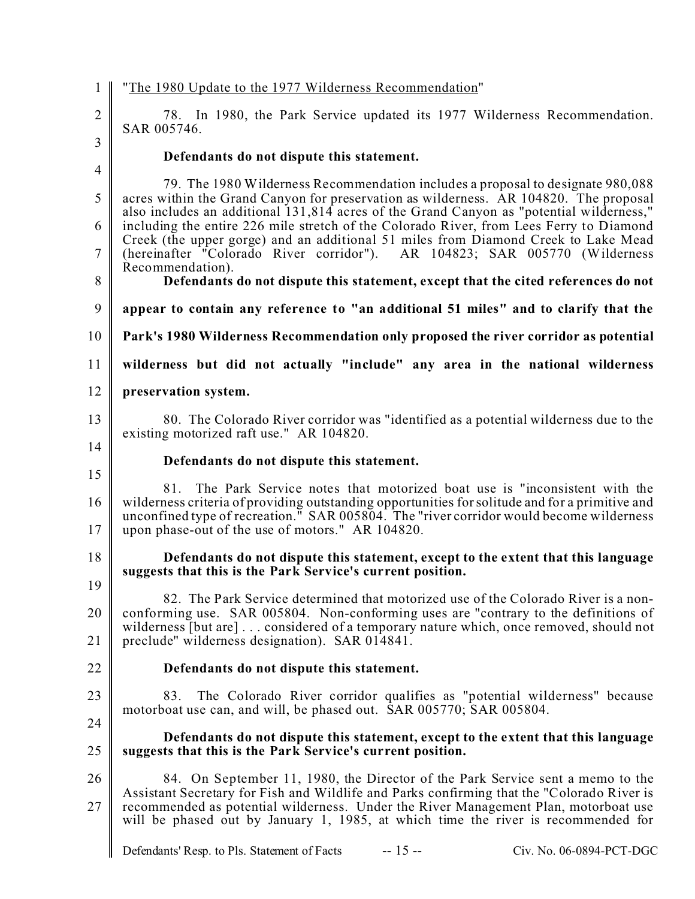"<u>The 1980 Update to the 1977 Wilderness Recommendation</u>"

78. In 1980, the Park Service updated its 1977 Wilderness Recommendation. SAR 005746.

**Defendants do not dispute this statement.**

79. The 1980 Wilderness Recommendation includes a proposal to designate 980,088 acres within the Grand Canyon for preservation as wilderness. AR 104820. The proposal also includes an additional 131,814 acres of the Grand Canyon as "potential wilderness," including the entire 226 mile stretch of the Colorado River, from Lees Ferry to Diamond Creek (the upper gorge) and an additional 51 miles from Diamond Creek to Lake Mead (hereinafter "Colorado River corridor"). AR 104823; SAR 005770 (Wilderness Recommendation).

**Defendants do not dispute this statement, except that the cited references do not appear to contain any reference to "an additional 51 miles" and to clarify that the Park's 1980 Wilderness Recommendation only proposed the river corridor as potential wilderness but did not actually "include" any area in the national wilderness preservation system.**

80. The Colorado River corridor was "identified as a potential wilderness due to the existing motorized raft use." AR 104820.

**Defendants do not dispute this statement.**

81. The Park Service notes that motorized boat use is "inconsistent with the wilderness criteria of providing outstanding opportunities for solitude and for a primitive and unconfined type of recreation." SAR 005804. The "river corridor would become wilderness upon phase-out of the use of motors." AR 104820.

**Defendants do not dispute this statement, except to the extent that this language suggests that this is the Park Service's current position.**

82. The Park Service determined that motorized use of the Colorado River is a non-conforming use. SAR 005804. Non-conforming uses are "contrary to the definitions of wilderness [but are] . . . considered of a temporary nature which, once removed, should not preclude" wilderness designation). SAR 014841.

**Defendants do not dispute this statement.**

83. The Colorado River corridor qualifies as "potential wilderness" because motorboat use can, and will, be phased out. SAR 005770; SAR 005804.

**Defendants do not dispute this statement, except to the extent that this language suggests that this is the Park Service's current position.**

84. On September 11, 1980, the Director of the Park Service sent a memo to the Assistant Secretary for Fish and Wildlife and Parks confirming that the "Colorado River is recommended as potential wilderness. Under the River Management Plan, motorboat use will be phased out by January 1, 1985, at which time the river is recommended for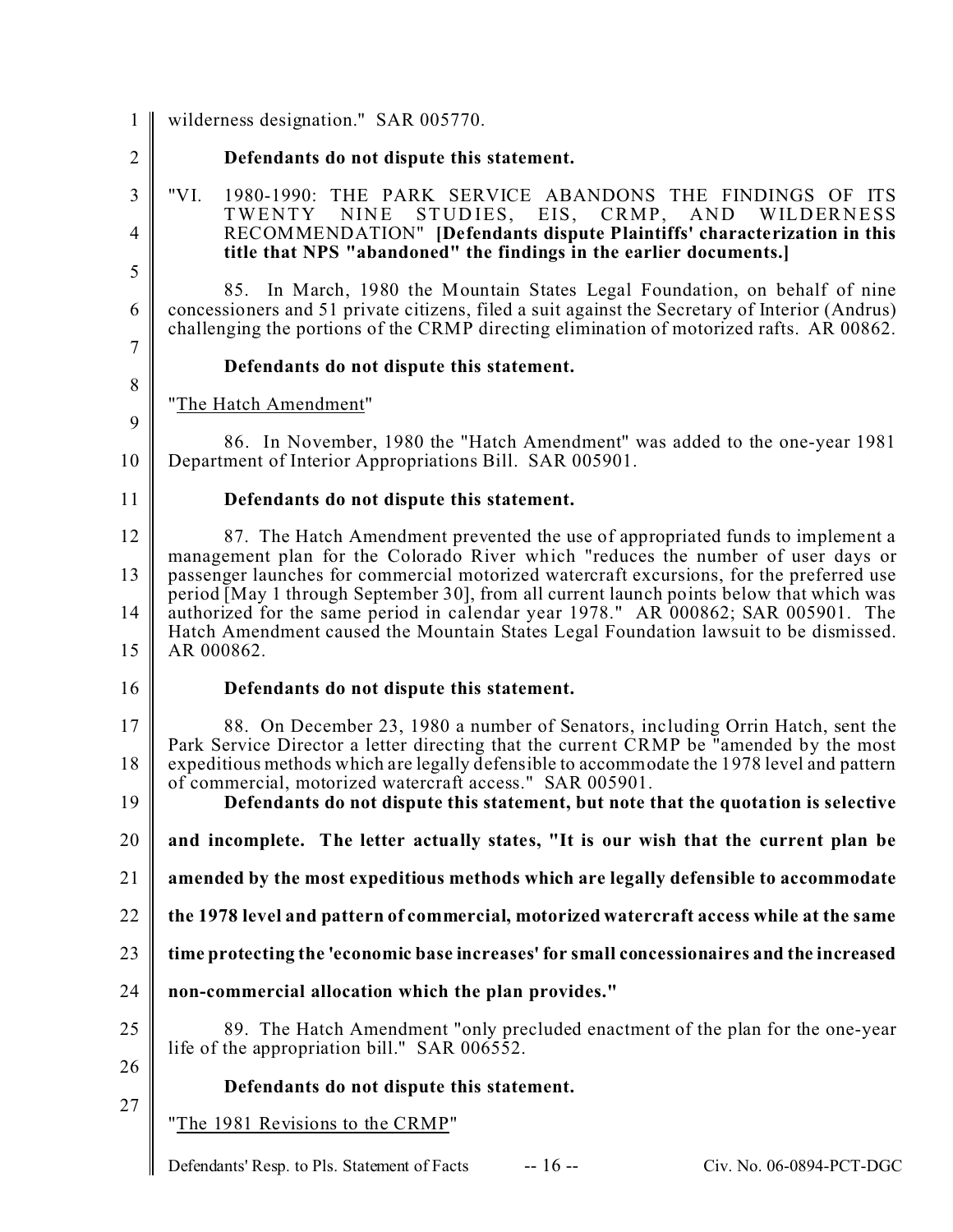wilderness designation." SAR 005770.

**Defendants do not dispute this statement.**

"VI. 1980-1990: THE PARK SERVICE ABANDONS THE FINDINGS OF ITS TWENTY NINE STUDIES, EIS, CRMP, AND WILDERNESS RECOMMENDATION" **[Defendants dispute Plaintiffs' characterization in this title that NPS "abandoned" the findings in the earlier documents.]**

85. In March, 1980 the Mountain States Legal Foundation, on behalf of nine concessioners and 51 private citizens, filed a suit against the Secretary of Interior (Andrus) challenging the portions of the CRMP directing elimination of motorized rafts. AR 00862.

**Defendants do not dispute this statement.**

"<u>The Hatch Amendment</u>"

86. In November, 1980 the "Hatch Amendment" was added to the one-year 1981 Department of Interior Appropriations Bill. SAR 005901.

**Defendants do not dispute this statement.**

87. The Hatch Amendment prevented the use of appropriated funds to implement a management plan for the Colorado River which "reduces the number of user days or passenger launches for commercial motorized watercraft excursions, for the preferred use period [May 1 through September 30], from all current launch points below that which was authorized for the same period in calendar year 1978." AR 000862; SAR 005901. The Hatch Amendment caused the Mountain States Legal Foundation lawsuit to be dismissed. AR 000862.

**Defendants do not dispute this statement.**

88. On December 23, 1980 a number of Senators, including Orrin Hatch, sent the Park Service Director a letter directing that the current CRMP be "amended by the most expeditious methods which are legally defensible to accommodate the 1978 level and pattern of commercial, motorized watercraft access." SAR 005901.

**Defendants do not dispute this statement, but note that the quotation is selective and incomplete. The letter actually states, "It is our wish that the current plan be amended by the most expeditious methods which are legally defensible to accommodate the 1978 level and pattern of commercial, motorized watercraft access while at the same time protecting the 'economic base increases' for small concessionaires and the increased non-commercial allocation which the plan provides."**

89. The Hatch Amendment "only precluded enactment of the plan for the one-year life of the appropriation bill." SAR 006552.

**Defendants do not dispute this statement.**

"<u>The 1981 Revisions to the CRMP</u>"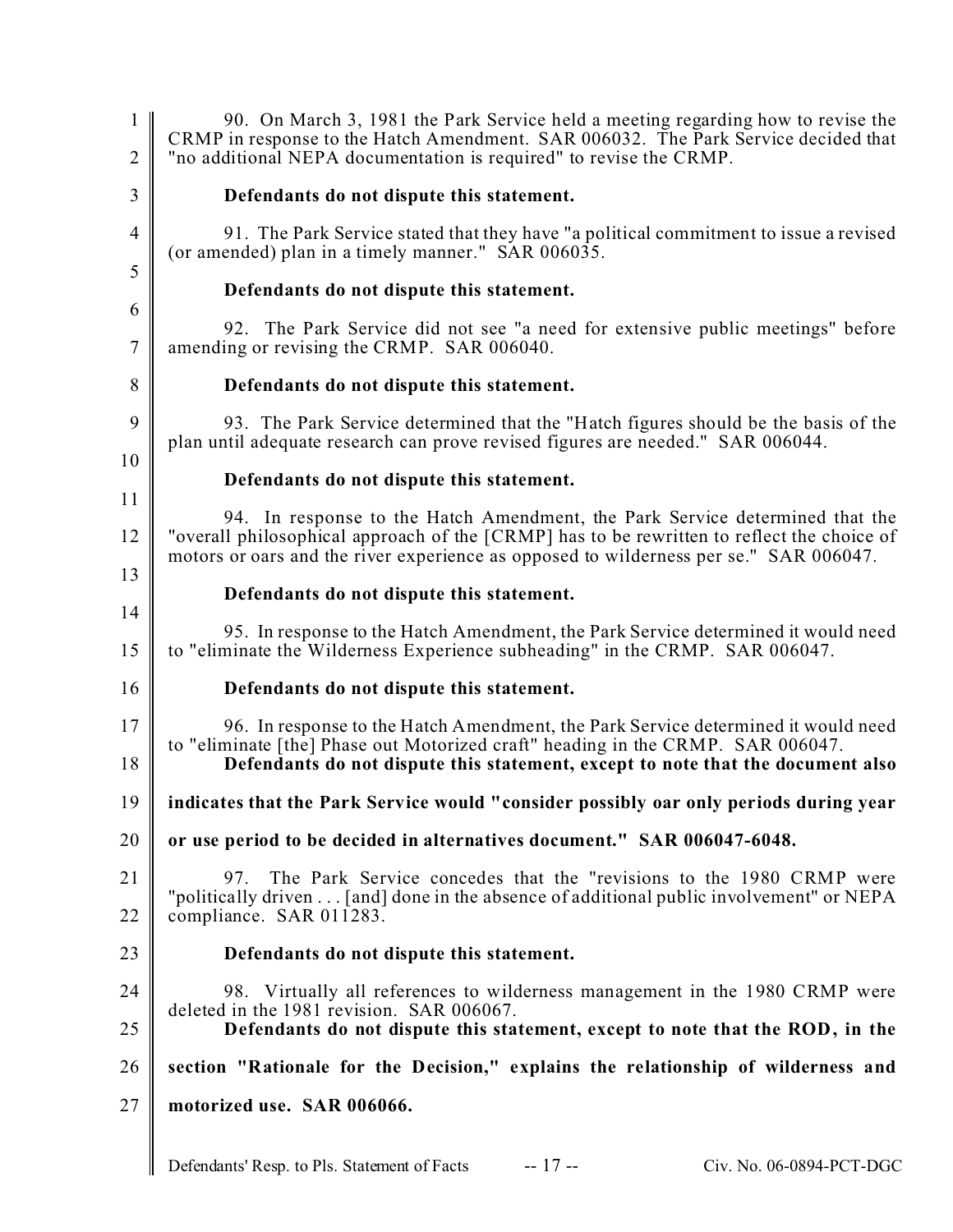90. On March 3, 1981 the Park Service held a meeting regarding how to revise the CRMP in response to the Hatch Amendment. SAR 006032. The Park Service decided that "no additional NEPA documentation is required" to revise the CRMP.

**Defendants do not dispute this statement.**

91. The Park Service stated that they have "a political commitment to issue a revised (or amended) plan in a timely manner." SAR 006035.

**Defendants do not dispute this statement.**

92. The Park Service did not see "a need for extensive public meetings" before amending or revising the CRMP. SAR 006040.

**Defendants do not dispute this statement.**

93. The Park Service determined that the "Hatch figures should be the basis of the plan until adequate research can prove revised figures are needed." SAR 006044.

**Defendants do not dispute this statement.**

94. In response to the Hatch Amendment, the Park Service determined that the "overall philosophical approach of the [CRMP] has to be rewritten to reflect the choice of motors or oars and the river experience as opposed to wilderness per se." SAR 006047.

**Defendants do not dispute this statement.**

95. In response to the Hatch Amendment, the Park Service determined it would need to "eliminate the Wilderness Experience subheading" in the CRMP. SAR 006047.

**Defendants do not dispute this statement.**

96. In response to the Hatch Amendment, the Park Service determined it would need to "eliminate [the] Phase out Motorized craft" heading in the CRMP. SAR 006047.

**Defendants do not dispute this statement, except to note that the document also indicates that the Park Service would "consider possibly oar only periods during year or use period to be decided in alternatives document." SAR 006047-6048.**

97. The Park Service concedes that the "revisions to the 1980 CRMP were "politically driven . . . [and] done in the absence of additional public involvement" or NEPA compliance. SAR 011283.

**Defendants do not dispute this statement.**

98. Virtually all references to wilderness management in the 1980 CRMP were deleted in the 1981 revision. SAR 006067.

**Defendants do not dispute this statement, except to note that the ROD, in the section "Rationale for the Decision," explains the relationship of wilderness and motorized use. SAR 006066.**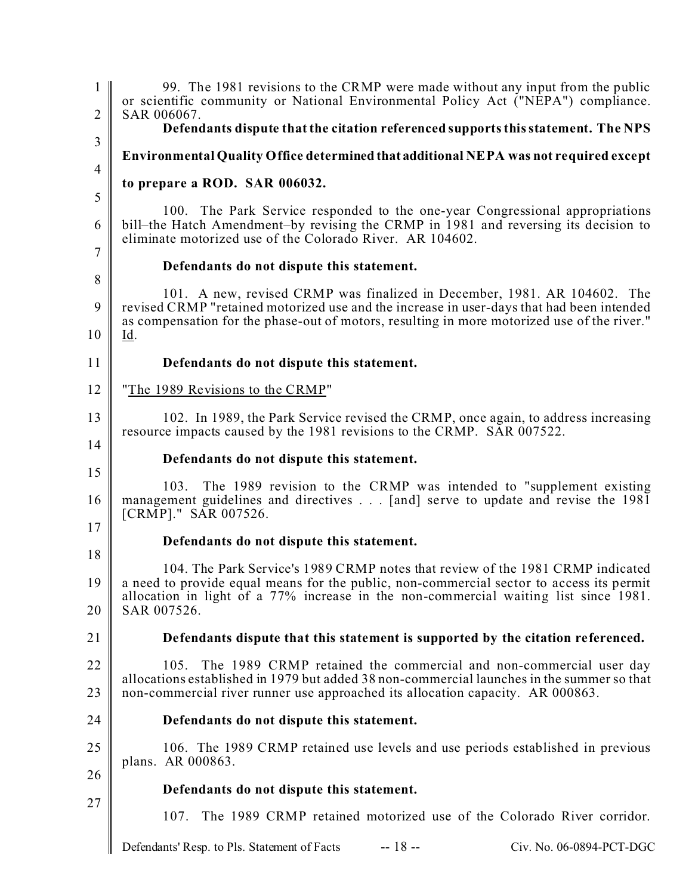99. The 1981 revisions to the CRMP were made without any input from the public or scientific community or National Environmental Policy Act ("NEPA") compliance. SAR 006067.

**Defendants dispute that the citation referenced supports this statement. The NPS Environmental Quality Office determined that additional NEPA was not required except to prepare a ROD. SAR 006032.**

100. The Park Service responded to the one-year Congressional appropriations bill–the Hatch Amendment–by revising the CRMP in 1981 and reversing its decision to eliminate motorized use of the Colorado River. AR 104602.

**Defendants do not dispute this statement.**

101. A new, revised CRMP was finalized in December, 1981. AR 104602. The revised CRMP "retained motorized use and the increase in user-days that had been intended as compensation for the phase-out of motors, resulting in more motorized use of the river." Id.

**Defendants do not dispute this statement.**

"The 1989 Revisions to the CRMP"

102. In 1989, the Park Service revised the CRMP, once again, to address increasing resource impacts caused by the 1981 revisions to the CRMP. SAR 007522.

**Defendants do not dispute this statement.**

103. The 1989 revision to the CRMP was intended to "supplement existing management guidelines and directives . . . [and] serve to update and revise the 1981 [CRMP]." SAR 007526.

**Defendants do not dispute this statement.**

104. The Park Service's 1989 CRMP notes that review of the 1981 CRMP indicated a need to provide equal means for the public, non-commercial sector to access its permit allocation in light of a 77% increase in the non-commercial waiting list since 1981. SAR 007526.

**Defendants dispute that this statement is supported by the citation referenced.**

105. The 1989 CRMP retained the commercial and non-commercial user day allocations established in 1979 but added 38 non-commercial launches in the summer so that non-commercial river runner use approached its allocation capacity. AR 000863.

**Defendants do not dispute this statement.**

106. The 1989 CRMP retained use levels and use periods established in previous plans. AR 000863.

**Defendants do not dispute this statement.**

107. The 1989 CRMP retained motorized use of the Colorado River corridor.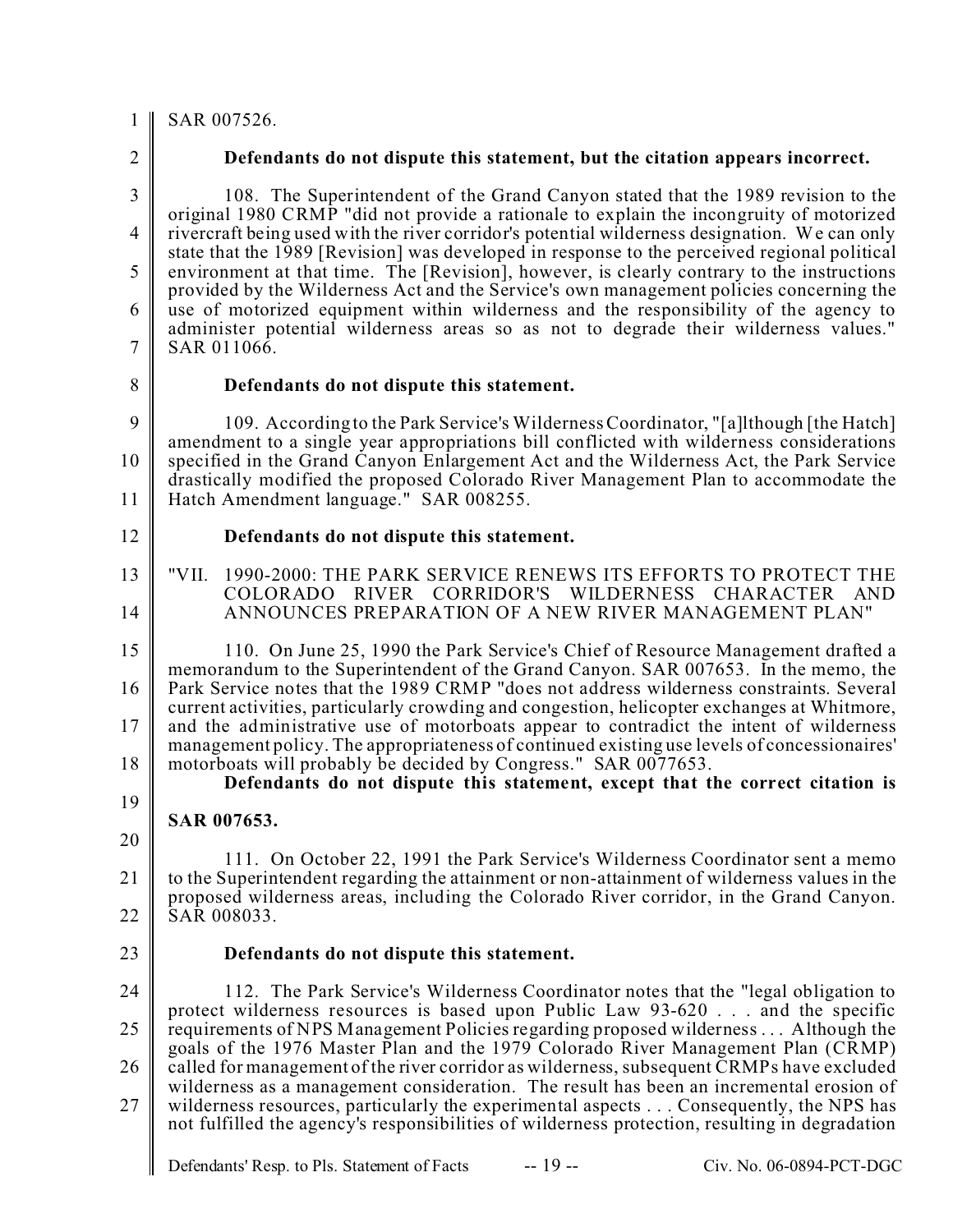SAR 007526.

**Defendants do not dispute this statement, but the citation appears incorrect.**

108. The Superintendent of the Grand Canyon stated that the 1989 revision to the original 1980 CRMP "did not provide a rationale to explain the incongruity of motorized rivercraft being used with the river corridor's potential wilderness designation. We can only state that the 1989 [Revision] was developed in response to the perceived regional political environment at that time. The [Revision], however, is clearly contrary to the instructions provided by the Wilderness Act and the Service's own management policies concerning the use of motorized equipment within wilderness and the responsibility of the agency to administer potential wilderness areas so as not to degrade their wilderness values." SAR 011066.

**Defendants do not dispute this statement.**

109. According to the Park Service's Wilderness Coordinator, "[a]lthough [the Hatch] amendment to a single year appropriations bill conflicted with wilderness considerations specified in the Grand Canyon Enlargement Act and the Wilderness Act, the Park Service drastically modified the proposed Colorado River Management Plan to accommodate the Hatch Amendment language." SAR 008255.

**Defendants do not dispute this statement.**

"VII. 1990-2000: THE PARK SERVICE RENEWS ITS EFFORTS TO PROTECT THE COLORADO RIVER CORRIDOR'S WILDERNESS CHARACTER AND ANNOUNCES PREPARATION OF A NEW RIVER MANAGEMENT PLAN"

110. On June 25, 1990 the Park Service's Chief of Resource Management drafted a memorandum to the Superintendent of the Grand Canyon. SAR 007653. In the memo, the Park Service notes that the 1989 CRMP "does not address wilderness constraints. Several current activities, particularly crowding and congestion, helicopter exchanges at Whitmore, and the administrative use of motorboats appear to contradict the intent of wilderness management policy. The appropriateness of continued existing use levels of concessionaires' motorboats will probably be decided by Congress." SAR 0077653.

**Defendants do not dispute this statement, except that the correct citation is SAR 007653.**

111. On October 22, 1991 the Park Service's Wilderness Coordinator sent a memo to the Superintendent regarding the attainment or non-attainment of wilderness values in the proposed wilderness areas, including the Colorado River corridor, in the Grand Canyon. SAR 008033.

**Defendants do not dispute this statement.**

112. The Park Service's Wilderness Coordinator notes that the "legal obligation to protect wilderness resources is based upon Public Law 93-620 . . . and the specific requirements of NPS Management Policies regarding proposed wilderness . . . Although the goals of the 1976 Master Plan and the 1979 Colorado River Management Plan (CRMP) called for management of the river corridor as wilderness, subsequent CRMPs have excluded wilderness as a management consideration. The result has been an incremental erosion of wilderness resources, particularly the experimental aspects . . . Consequently, the NPS has not fulfilled the agency's responsibilities of wilderness protection, resulting in degradation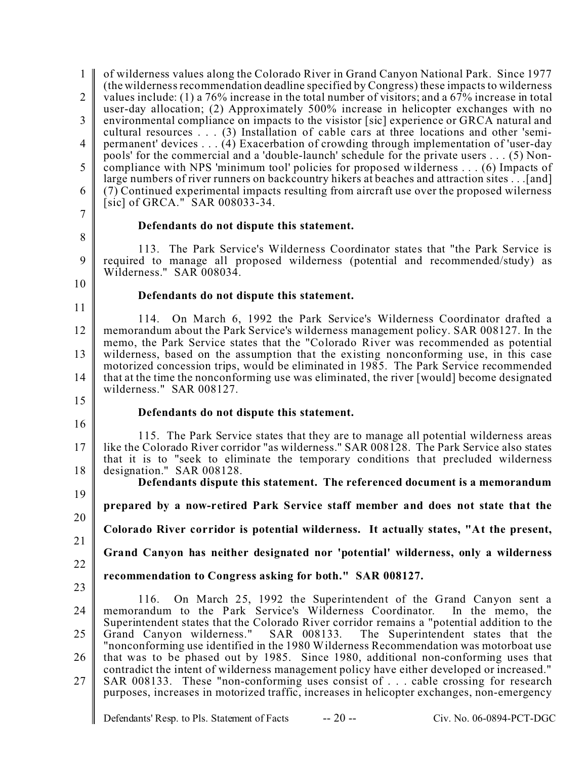of wilderness values along the Colorado River in Grand Canyon National Park. Since 1977 (the wilderness recommendation deadline specified by Congress) these impacts to wilderness values include: (1) a 76% increase in the total number of visitors; and a 67% increase in total user-day allocation; (2) Approximately 500% increase in helicopter exchanges with no environmental compliance on impacts to the visistor [sic] experience or GRCA natural and cultural resources . . . (3) Installation of cable cars at three locations and other 'semi-permanent' devices . . . (4) Exacerbation of crowding through implementation of 'user-day pools' for the commercial and a 'double-launch' schedule for the private users . . . (5) Non-compliance with NPS 'minimum tool' policies for proposed wilderness . . . (6) Impacts of large numbers of river runners on backcountry hikers at beaches and attraction sites . . .[and] (7) Continued experimental impacts resulting from aircraft use over the proposed wilerness [sic] of GRCA." SAR 008033-34.

**Defendants do not dispute this statement.**

113. The Park Service's Wilderness Coordinator states that "the Park Service is required to manage all proposed wilderness (potential and recommended/study) as Wilderness." SAR 008034.

**Defendants do not dispute this statement.**

114. On March 6, 1992 the Park Service's Wilderness Coordinator drafted a memorandum about the Park Service's wilderness management policy. SAR 008127. In the memo, the Park Service states that the "Colorado River was recommended as potential wilderness, based on the assumption that the existing nonconforming use, in this case motorized concession trips, would be eliminated in 1985. The Park Service recommended that at the time the nonconforming use was eliminated, the river [would] become designated wilderness." SAR 008127.

**Defendants do not dispute this statement.**

115. The Park Service states that they are to manage all potential wilderness areas like the Colorado River corridor "as wilderness." SAR 008128. The Park Service also states that it is to "seek to eliminate the temporary conditions that precluded wilderness designation." SAR 008128.

**Defendants dispute this statement. The referenced document is a memorandum prepared by a now-retired Park Service staff member and does not state that the Colorado River corridor is potential wilderness. It actually states, "At the present, Grand Canyon has neither designated nor 'potential' wilderness, only a wilderness recommendation to Congress asking for both." SAR 008127.**

116. On March 25, 1992 the Superintendent of the Grand Canyon sent a memorandum to the Park Service's Wilderness Coordinator. In the memo, the Superintendent states that the Colorado River corridor remains a "potential addition to the Grand Canyon wilderness." SAR 008133. The Superintendent states that the "nonconforming use identified in the 1980 Wilderness Recommendation was motorboat use that was to be phased out by 1985. Since 1980, additional non-conforming uses that contradict the intent of wilderness management policy have either developed or increased." SAR 008133. These "non-conforming uses consist of . . . cable crossing for research purposes, increases in motorized traffic, increases in helicopter exchanges, non-emergency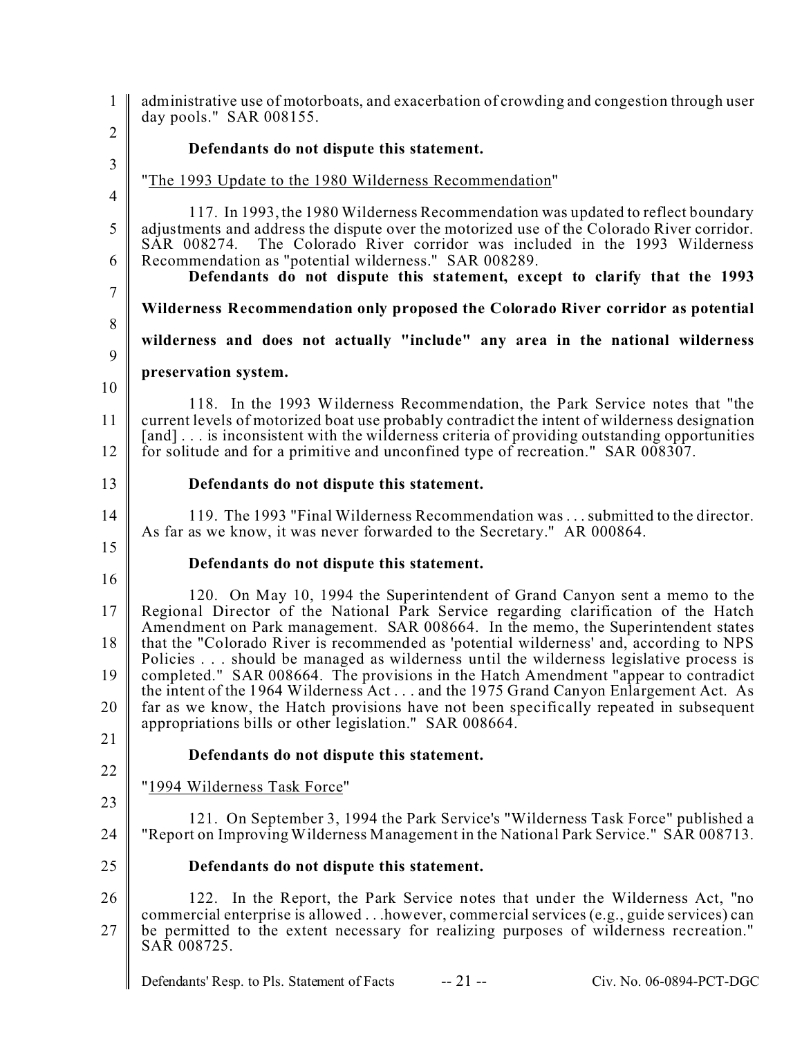administrative use of motorboats, and exacerbation of crowding and congestion through user day pools." SAR 008155.

**Defendants do not dispute this statement.**

"The 1993 Update to the 1980 Wilderness Recommendation"

117. In 1993, the 1980 Wilderness Recommendation was updated to reflect boundary adjustments and address the dispute over the motorized use of the Colorado River corridor. SAR 008274. The Colorado River corridor was included in the 1993 Wilderness Recommendation as "potential wilderness." SAR 008289.

**Defendants do not dispute this statement, except to clarify that the 1993 Wilderness Recommendation only proposed the Colorado River corridor as potential wilderness and does not actually "include" any area in the national wilderness preservation system.**

118. In the 1993 Wilderness Recommendation, the Park Service notes that "the current levels of motorized boat use probably contradict the intent of wilderness designation [and] . . . is inconsistent with the wilderness criteria of providing outstanding opportunities for solitude and for a primitive and unconfined type of recreation." SAR 008307.

**Defendants do not dispute this statement.**

119. The 1993 "Final Wilderness Recommendation was . . . submitted to the director. As far as we know, it was never forwarded to the Secretary." AR 000864.

**Defendants do not dispute this statement.**

120. On May 10, 1994 the Superintendent of Grand Canyon sent a memo to the Regional Director of the National Park Service regarding clarification of the Hatch Amendment on Park management. SAR 008664. In the memo, the Superintendent states that the "Colorado River is recommended as 'potential wilderness' and, according to NPS Policies . . . should be managed as wilderness until the wilderness legislative process is completed." SAR 008664. The provisions in the Hatch Amendment "appear to contradict the intent of the 1964 Wilderness Act . . . and the 1975 Grand Canyon Enlargement Act. As far as we know, the Hatch provisions have not been specifically repeated in subsequent appropriations bills or other legislation." SAR 008664.

**Defendants do not dispute this statement.**

"1994 Wilderness Task Force"

121. On September 3, 1994 the Park Service's "Wilderness Task Force" published a "Report on Improving Wilderness Management in the National Park Service." SAR 008713.

**Defendants do not dispute this statement.**

122. In the Report, the Park Service notes that under the Wilderness Act, "no commercial enterprise is allowed . . .however, commercial services (e.g., guide services) can be permitted to the extent necessary for realizing purposes of wilderness recreation." SAR 008725.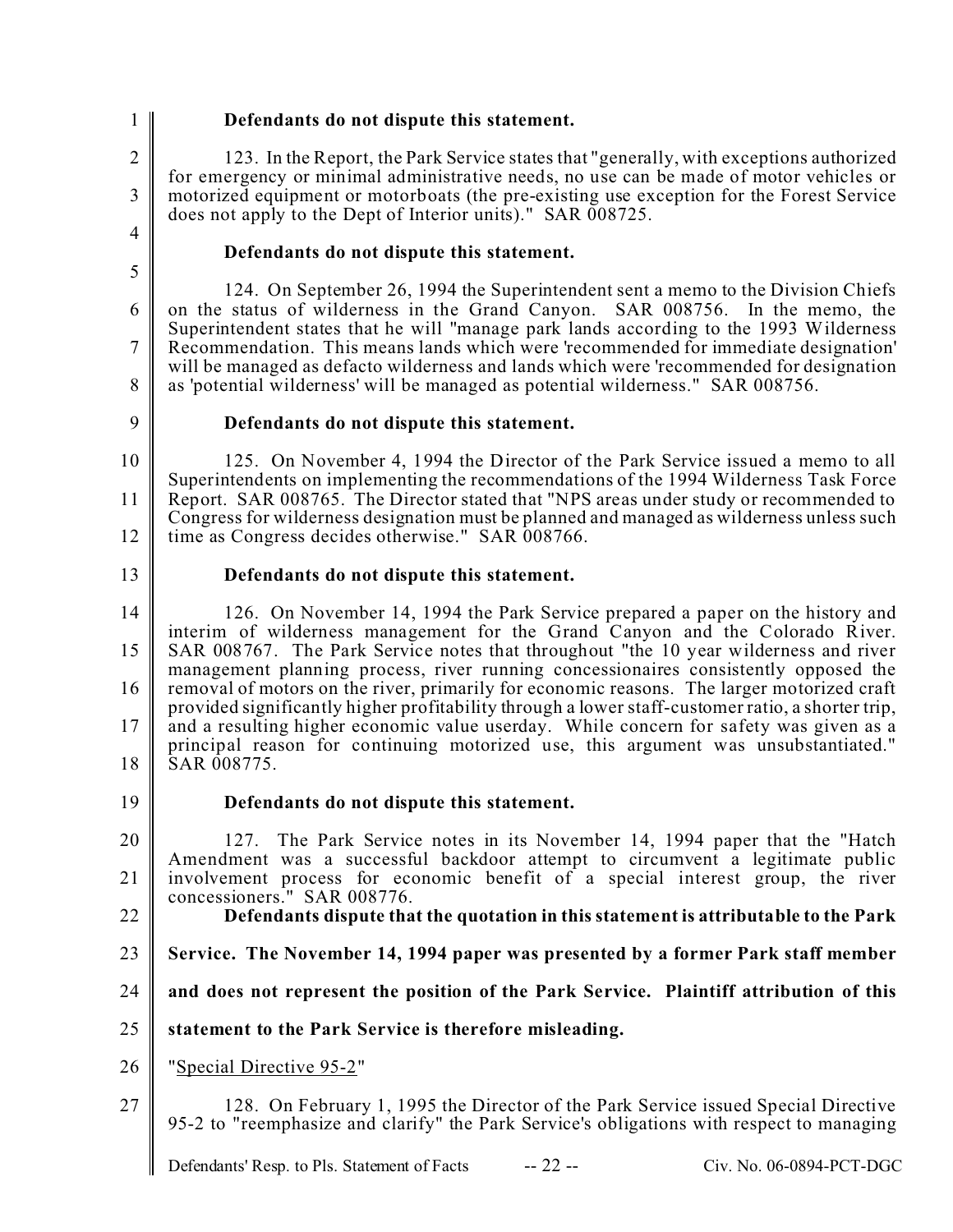**Defendants do not dispute this statement.**

123. In the Report, the Park Service states that "generally, with exceptions authorized for emergency or minimal administrative needs, no use can be made of motor vehicles or motorized equipment or motorboats (the pre-existing use exception for the Forest Service does not apply to the Dept of Interior units)." SAR 008725.

**Defendants do not dispute this statement.**

124. On September 26, 1994 the Superintendent sent a memo to the Division Chiefs on the status of wilderness in the Grand Canyon. SAR 008756. In the memo, the Superintendent states that he will "manage park lands according to the 1993 Wilderness Recommendation. This means lands which were 'recommended for immediate designation' will be managed as defacto wilderness and lands which were 'recommended for designation as 'potential wilderness' will be managed as potential wilderness." SAR 008756.

**Defendants do not dispute this statement.**

125. On November 4, 1994 the Director of the Park Service issued a memo to all Superintendents on implementing the recommendations of the 1994 Wilderness Task Force Report. SAR 008765. The Director stated that "NPS areas under study or recommended to Congress for wilderness designation must be planned and managed as wilderness unless such time as Congress decides otherwise." SAR 008766.

**Defendants do not dispute this statement.**

126. On November 14, 1994 the Park Service prepared a paper on the history and interim of wilderness management for the Grand Canyon and the Colorado River. SAR 008767. The Park Service notes that throughout "the 10 year wilderness and river management planning process, river running concessionaires consistently opposed the removal of motors on the river, primarily for economic reasons. The larger motorized craft provided significantly higher profitability through a lower staff-customer ratio, a shorter trip, and a resulting higher economic value userday. While concern for safety was given as a principal reason for continuing motorized use, this argument was unsubstantiated." SAR 008775.

**Defendants do not dispute this statement.**

127. The Park Service notes in its November 14, 1994 paper that the "Hatch Amendment was a successful backdoor attempt to circumvent a legitimate public involvement process for economic benefit of a special interest group, the river concessioners." SAR 008776.

**Defendants dispute that the quotation in this statement is attributable to the Park Service. The November 14, 1994 paper was presented by a former Park staff member and does not represent the position of the Park Service. Plaintiff attribution of this statement to the Park Service is therefore misleading.**

"Special Directive 95-2"

128. On February 1, 1995 the Director of the Park Service issued Special Directive 95-2 to "reemphasize and clarify" the Park Service's obligations with respect to managing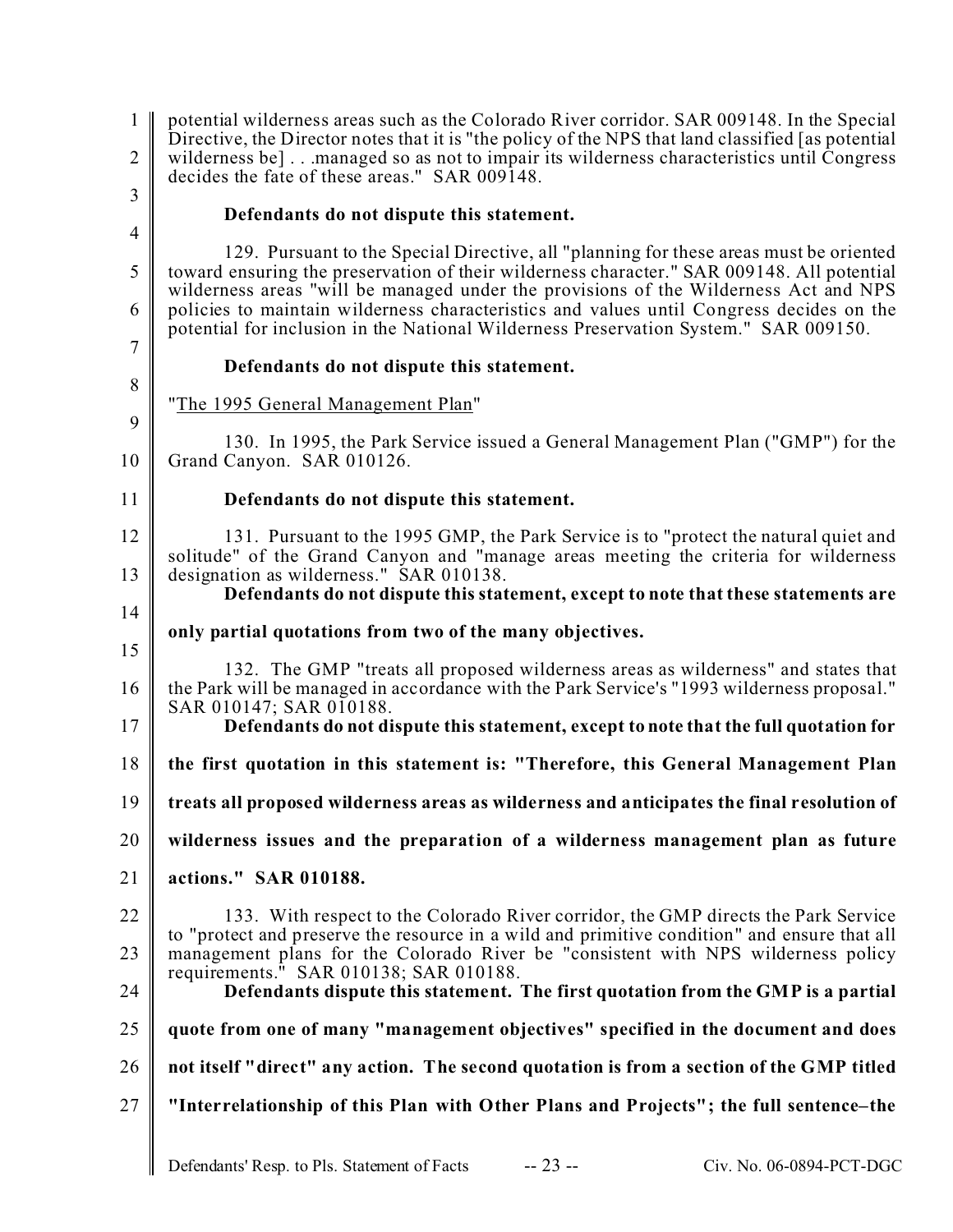potential wilderness areas such as the Colorado River corridor. SAR 009148. In the Special Directive, the Director notes that it is "the policy of the NPS that land classified [as potential wilderness be] . . .managed so as not to impair its wilderness characteristics until Congress decides the fate of these areas." SAR 009148.

**Defendants do not dispute this statement.**

129. Pursuant to the Special Directive, all "planning for these areas must be oriented toward ensuring the preservation of their wilderness character." SAR 009148. All potential wilderness areas "will be managed under the provisions of the Wilderness Act and NPS policies to maintain wilderness characteristics and values until Congress decides on the potential for inclusion in the National Wilderness Preservation System." SAR 009150.

**Defendants do not dispute this statement.**

"The 1995 General Management Plan"

130. In 1995, the Park Service issued a General Management Plan ("GMP") for the Grand Canyon. SAR 010126.

**Defendants do not dispute this statement.**

131. Pursuant to the 1995 GMP, the Park Service is to "protect the natural quiet and solitude" of the Grand Canyon and "manage areas meeting the criteria for wilderness designation as wilderness." SAR 010138.

**Defendants do not dispute this statement, except to note that these statements are only partial quotations from two of the many objectives.**

132. The GMP "treats all proposed wilderness areas as wilderness" and states that the Park will be managed in accordance with the Park Service's "1993 wilderness proposal." SAR 010147; SAR 010188.

**Defendants do not dispute this statement, except to note that the full quotation for the first quotation in this statement is: "Therefore, this General Management Plan treats all proposed wilderness areas as wilderness and anticipates the final resolution of wilderness issues and the preparation of a wilderness management plan as future actions." SAR 010188.**

133. With respect to the Colorado River corridor, the GMP directs the Park Service to "protect and preserve the resource in a wild and primitive condition" and ensure that all management plans for the Colorado River be "consistent with NPS wilderness policy requirements." SAR 010138; SAR 010188.

**Defendants dispute this statement. The first quotation from the GMP is a partial quote from one of many "management objectives" specified in the document and does not itself "direct" any action. The second quotation is from a section of the GMP titled "Interrelationship of this Plan with Other Plans and Projects"; the full sentence–the**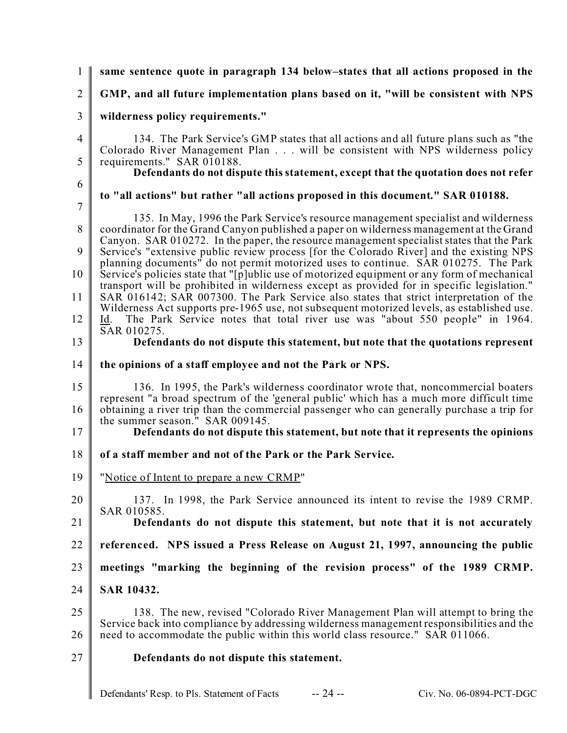**same sentence quote in paragraph 134 below–states that all actions proposed in the GMP, and all future implementation plans based on it, "will be consistent with NPS wilderness policy requirements."**

134. The Park Service's GMP states that all actions and all future plans such as "the Colorado River Management Plan . . . will be consistent with NPS wilderness policy requirements." SAR 010188.

**Defendants do not dispute this statement, except that the quotation does not refer to "all actions" but rather "all actions proposed in this document." SAR 010188.**

135. In May, 1996 the Park Service's resource management specialist and wilderness coordinator for the Grand Canyon published a paper on wilderness management at the Grand Canyon. SAR 010272. In the paper, the resource management specialist states that the Park Service's "extensive public review process [for the Colorado River] and the existing NPS planning documents" do not permit motorized uses to continue. SAR 010275. The Park Service's policies state that "[p]ublic use of motorized equipment or any form of mechanical transport will be prohibited in wilderness except as provided for in specific legislation." SAR 016142; SAR 007300. The Park Service also states that strict interpretation of the Wilderness Act supports pre-1965 use, not subsequent motorized levels, as established use. Id. The Park Service notes that total river use was "about 550 people" in 1964. SAR 010275.

**Defendants do not dispute this statement, but note that the quotations represent the opinions of a staff employee and not the Park or NPS.**

136. In 1995, the Park's wilderness coordinator wrote that, noncommercial boaters represent "a broad spectrum of the 'general public' which has a much more difficult time obtaining a river trip than the commercial passenger who can generally purchase a trip for the summer season." SAR 009145.

**Defendants do not dispute this statement, but note that it represents the opinions of a staff member and not of the Park or the Park Service.**

"Notice of Intent to prepare a new CRMP"

137. In 1998, the Park Service announced its intent to revise the 1989 CRMP. SAR 010585.

**Defendants do not dispute this statement, but note that it is not accurately referenced. NPS issued a Press Release on August 21, 1997, announcing the public meetings "marking the beginning of the revision process" of the 1989 CRMP. SAR 10432.**

138. The new, revised "Colorado River Management Plan will attempt to bring the Service back into compliance by addressing wilderness management responsibilities and the need to accommodate the public within this world class resource." SAR 011066.

**Defendants do not dispute this statement.**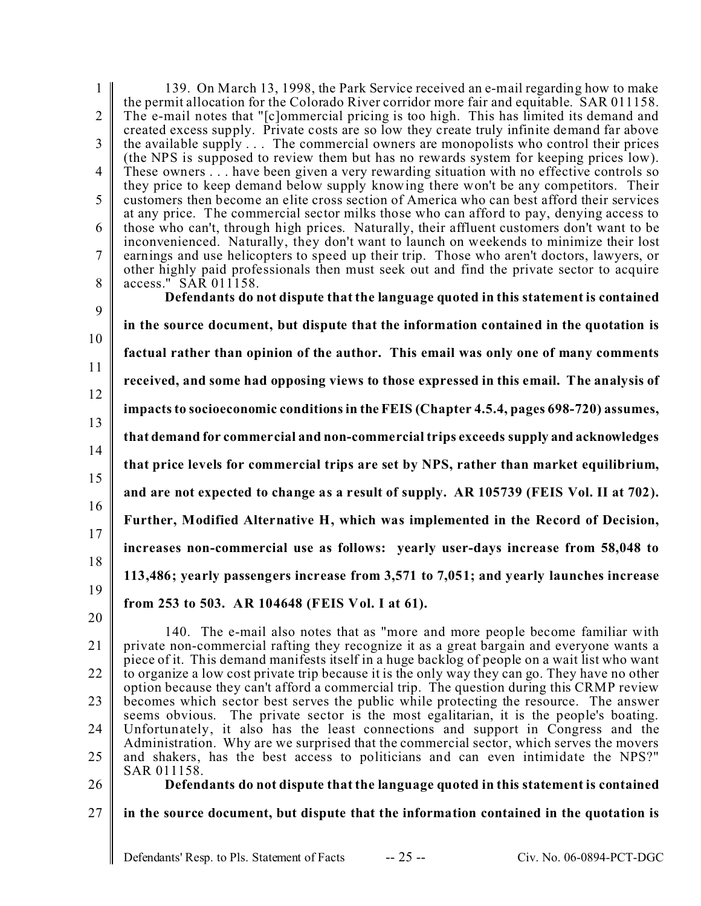139. On March 13, 1998, the Park Service received an e-mail regarding how to make the permit allocation for the Colorado River corridor more fair and equitable. SAR 011158. The e-mail notes that "[c]ommercial pricing is too high. This has limited its demand and created excess supply. Private costs are so low they create truly infinite demand far above the available supply . . . The commercial owners are monopolists who control their prices (the NPS is supposed to review them but has no rewards system for keeping prices low). These owners . . . have been given a very rewarding situation with no effective controls so they price to keep demand below supply knowing there won't be any competitors. Their customers then become an elite cross section of America who can best afford their services at any price. The commercial sector milks those who can afford to pay, denying access to those who can't, through high prices. Naturally, their affluent customers don't want to be inconvenienced. Naturally, they don't want to launch on weekends to minimize their lost earnings and use helicopters to speed up their trip. Those who aren't doctors, lawyers, or other highly paid professionals then must seek out and find the private sector to acquire access." SAR 011158.

**Defendants do not dispute that the language quoted in this statement is contained in the source document, but dispute that the information contained in the quotation is factual rather than opinion of the author. This email was only one of many comments received, and some had opposing views to those expressed in this email. The analysis of impacts to socioeconomic conditions in the FEIS (Chapter 4.5.4, pages 698-720) assumes, that demand for commercial and non-commercial trips exceeds supply and acknowledges that price levels for commercial trips are set by NPS, rather than market equilibrium, and are not expected to change as a result of supply. AR 105739 (FEIS Vol. II at 702). Further, Modified Alternative H, which was implemented in the Record of Decision, increases non-commercial use as follows: yearly user-days increase from 58,048 to 113,486; yearly passengers increase from 3,571 to 7,051; and yearly launches increase from 253 to 503. AR 104648 (FEIS Vol. I at 61).**

140. The e-mail also notes that as "more and more people become familiar with private non-commercial rafting they recognize it as a great bargain and everyone wants a piece of it. This demand manifests itself in a huge backlog of people on a wait list who want to organize a low cost private trip because it is the only way they can go. They have no other option because they can't afford a commercial trip. The question during this CRMP review becomes which sector best serves the public while protecting the resource. The answer seems obvious. The private sector is the most egalitarian, it is the people's boating. Unfortunately, it also has the least connections and support in Congress and the Administration. Why are we surprised that the commercial sector, which serves the movers and shakers, has the best access to politicians and can even intimidate the NPS?" SAR 011158.

**Defendants do not dispute that the language quoted in this statement is contained in the source document, but dispute that the information contained in the quotation is**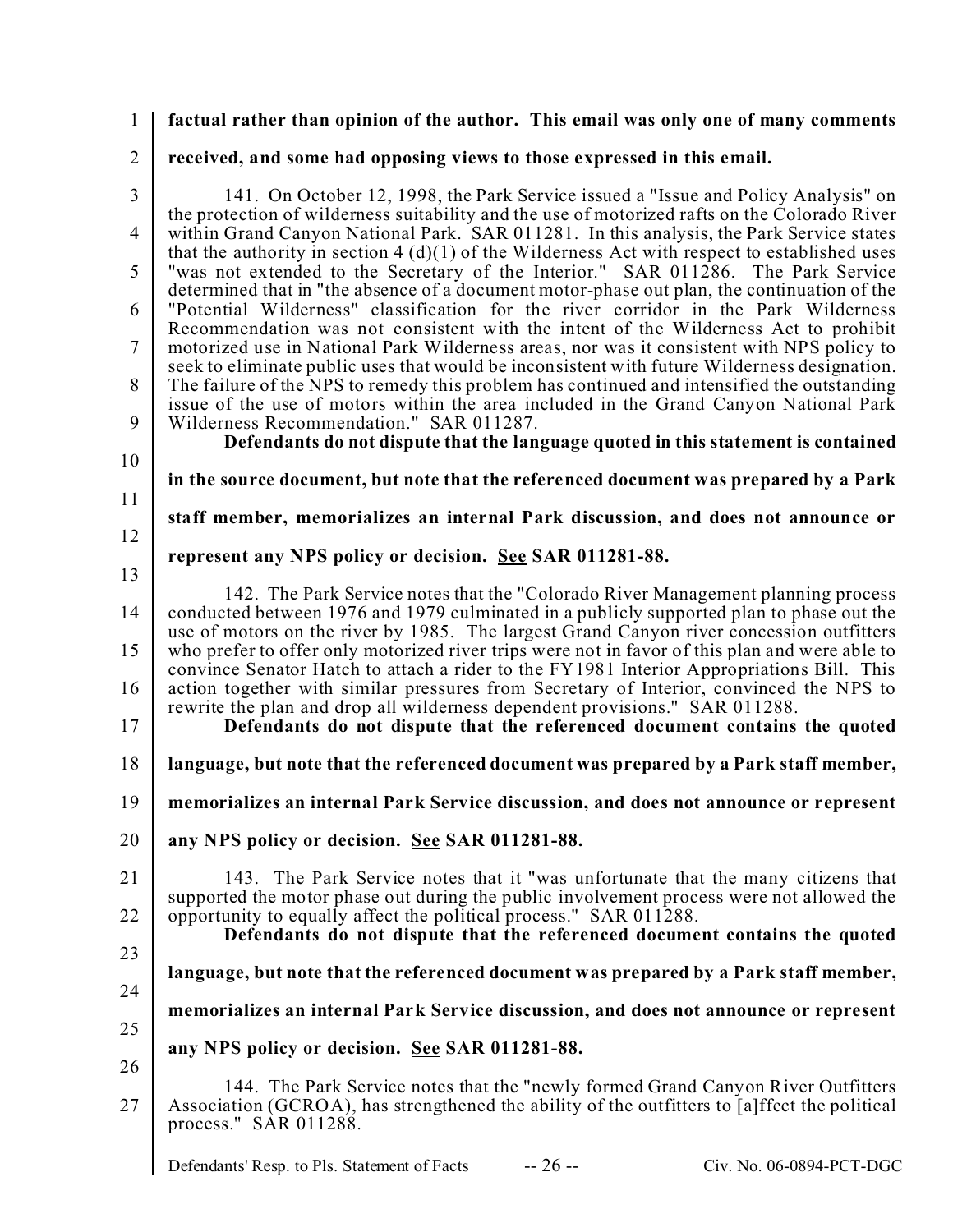**factual rather than opinion of the author. This email was only one of many comments received, and some had opposing views to those expressed in this email.**

141. On October 12, 1998, the Park Service issued a "Issue and Policy Analysis" on the protection of wilderness suitability and the use of motorized rafts on the Colorado River within Grand Canyon National Park. SAR 011281. In this analysis, the Park Service states that the authority in section 4 (d)(1) of the Wilderness Act with respect to established uses "was not extended to the Secretary of the Interior." SAR 011286. The Park Service determined that in "the absence of a document motor-phase out plan, the continuation of the "Potential Wilderness" classification for the river corridor in the Park Wilderness Recommendation was not consistent with the intent of the Wilderness Act to prohibit motorized use in National Park Wilderness areas, nor was it consistent with NPS policy to seek to eliminate public uses that would be inconsistent with future Wilderness designation. The failure of the NPS to remedy this problem has continued and intensified the outstanding issue of the use of motors within the area included in the Grand Canyon National Park Wilderness Recommendation." SAR 011287.

**Defendants do not dispute that the language quoted in this statement is contained in the source document, but note that the referenced document was prepared by a Park staff member, memorializes an internal Park discussion, and does not announce or represent any NPS policy or decision. See SAR 011281-88.**

142. The Park Service notes that the "Colorado River Management planning process conducted between 1976 and 1979 culminated in a publicly supported plan to phase out the use of motors on the river by 1985. The largest Grand Canyon river concession outfitters who prefer to offer only motorized river trips were not in favor of this plan and were able to convince Senator Hatch to attach a rider to the FY1981 Interior Appropriations Bill. This action together with similar pressures from Secretary of Interior, convinced the NPS to rewrite the plan and drop all wilderness dependent provisions." SAR 011288.

**Defendants do not dispute that the referenced document contains the quoted language, but note that the referenced document was prepared by a Park staff member, memorializes an internal Park Service discussion, and does not announce or represent any NPS policy or decision. See SAR 011281-88.**

143. The Park Service notes that it "was unfortunate that the many citizens that supported the motor phase out during the public involvement process were not allowed the opportunity to equally affect the political process." SAR 011288.

**Defendants do not dispute that the referenced document contains the quoted language, but note that the referenced document was prepared by a Park staff member, memorializes an internal Park Service discussion, and does not announce or represent any NPS policy or decision. See SAR 011281-88.**

144. The Park Service notes that the "newly formed Grand Canyon River Outfitters Association (GCROA), has strengthened the ability of the outfitters to [a]ffect the political process." SAR 011288.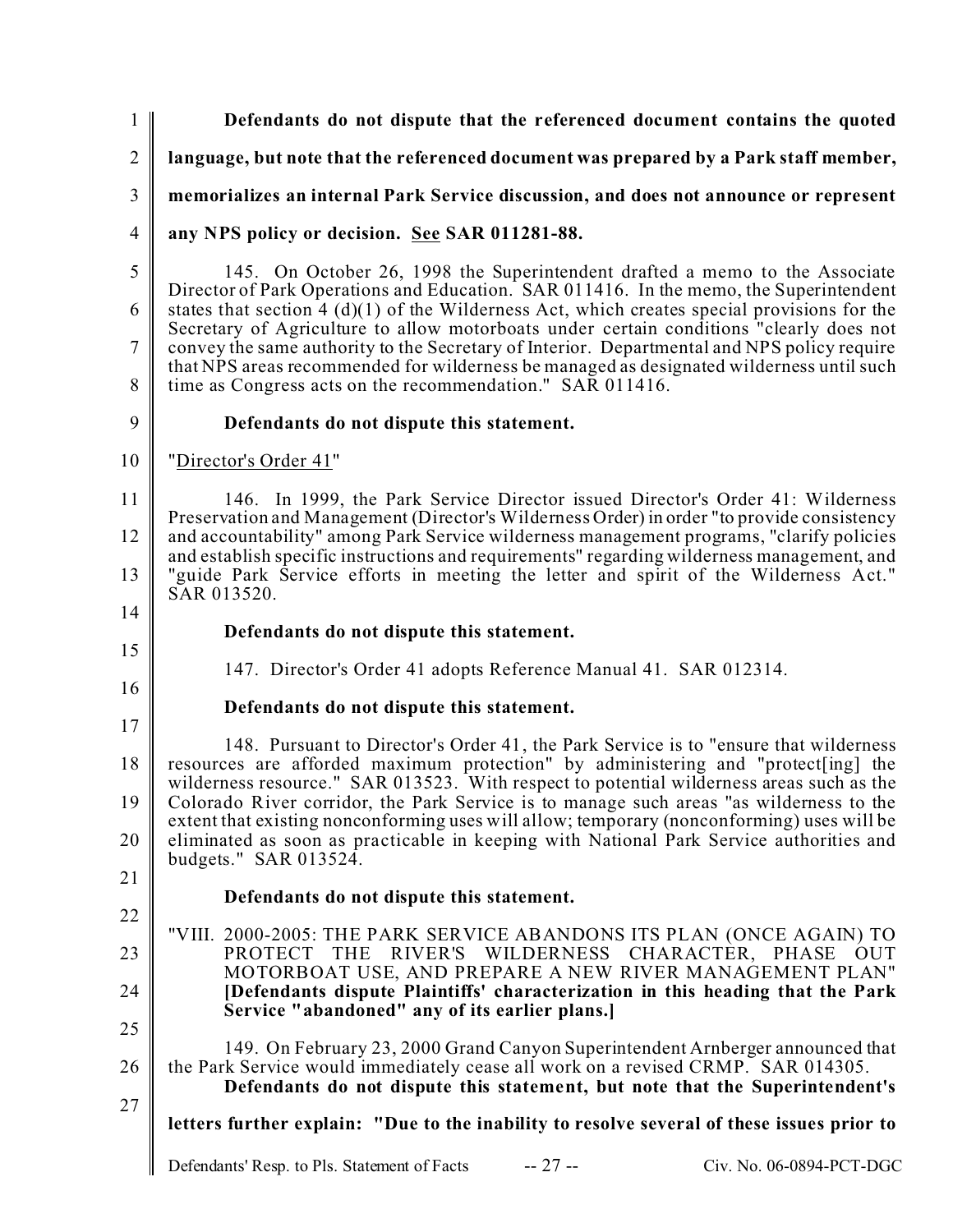**Defendants do not dispute that the referenced document contains the quoted language, but note that the referenced document was prepared by a Park staff member, memorializes an internal Park Service discussion, and does not announce or represent any NPS policy or decision. See SAR 011281-88.**

145. On October 26, 1998 the Superintendent drafted a memo to the Associate Director of Park Operations and Education. SAR 011416. In the memo, the Superintendent states that section 4 (d)(1) of the Wilderness Act, which creates special provisions for the Secretary of Agriculture to allow motorboats under certain conditions "clearly does not convey the same authority to the Secretary of Interior. Departmental and NPS policy require that NPS areas recommended for wilderness be managed as designated wilderness until such time as Congress acts on the recommendation." SAR 011416.

**Defendants do not dispute this statement.**

"Director's Order 41"

146. In 1999, the Park Service Director issued Director's Order 41: Wilderness Preservation and Management (Director's Wilderness Order) in order "to provide consistency and accountability" among Park Service wilderness management programs, "clarify policies and establish specific instructions and requirements" regarding wilderness management, and "guide Park Service efforts in meeting the letter and spirit of the Wilderness Act." SAR 013520.

**Defendants do not dispute this statement.**

147. Director's Order 41 adopts Reference Manual 41. SAR 012314.

**Defendants do not dispute this statement.**

148. Pursuant to Director's Order 41, the Park Service is to "ensure that wilderness resources are afforded maximum protection" by administering and "protect[ing] the wilderness resource." SAR 013523. With respect to potential wilderness areas such as the Colorado River corridor, the Park Service is to manage such areas "as wilderness to the extent that existing nonconforming uses will allow; temporary (nonconforming) uses will be eliminated as soon as practicable in keeping with National Park Service authorities and budgets." SAR 013524.

**Defendants do not dispute this statement.**

"VIII. 2000-2005: THE PARK SERVICE ABANDONS ITS PLAN (ONCE AGAIN) TO PROTECT THE RIVER'S WILDERNESS CHARACTER, PHASE OUT MOTORBOAT USE, AND PREPARE A NEW RIVER MANAGEMENT PLAN" **[Defendants dispute Plaintiffs' characterization in this heading that the Park Service "abandoned" any of its earlier plans.]**

149. On February 23, 2000 Grand Canyon Superintendent Arnberger announced that the Park Service would immediately cease all work on a revised CRMP. SAR 014305.

**Defendants do not dispute this statement, but note that the Superintendent's letters further explain: "Due to the inability to resolve several of these issues prior to**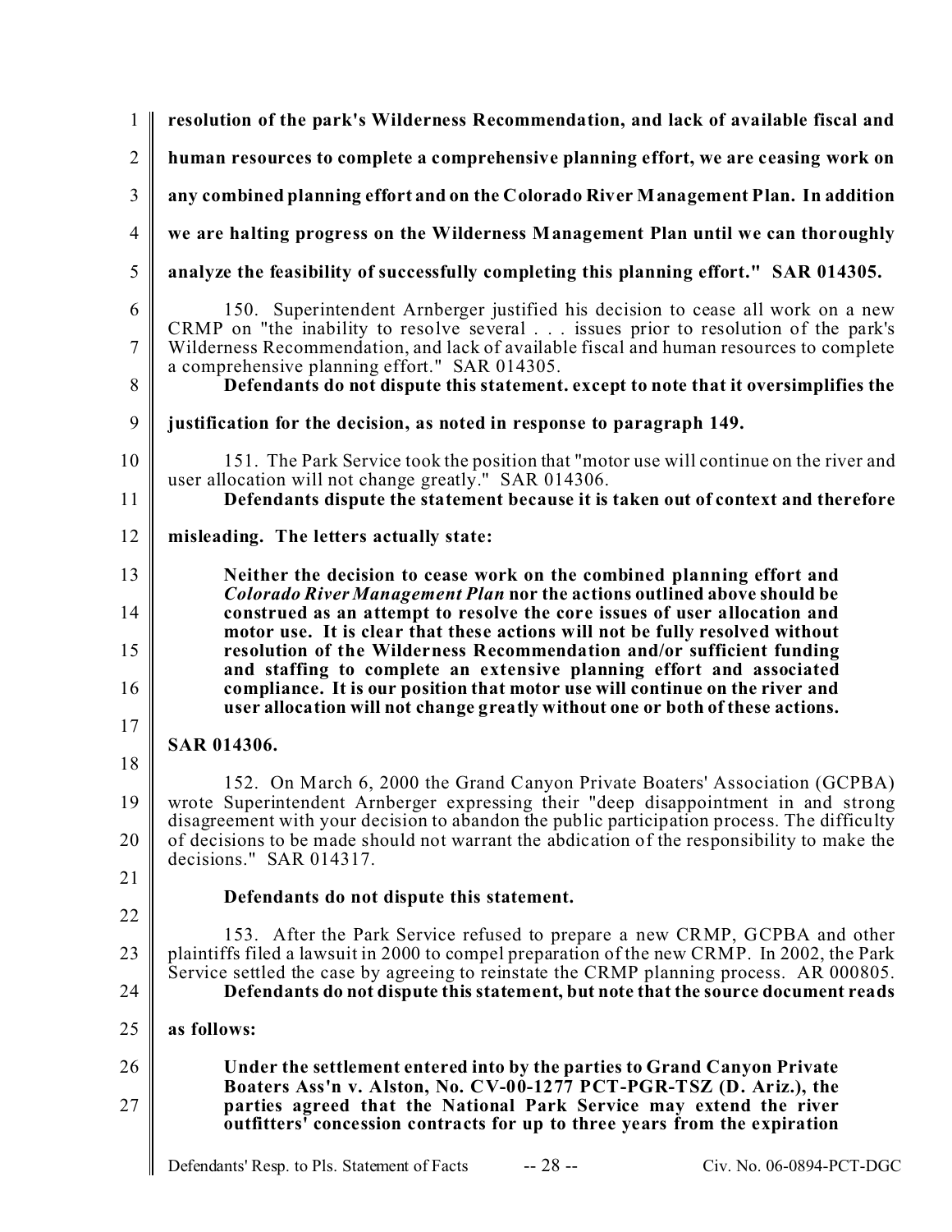**resolution of the park's Wilderness Recommendation, and lack of available fiscal and human resources to complete a comprehensive planning effort, we are ceasing work on any combined planning effort and on the Colorado River Management Plan. In addition we are halting progress on the Wilderness Management Plan until we can thoroughly analyze the feasibility of successfully completing this planning effort." SAR 014305.**

150. Superintendent Arnberger justified his decision to cease all work on a new CRMP on "the inability to resolve several . . . issues prior to resolution of the park's Wilderness Recommendation, and lack of available fiscal and human resources to complete a comprehensive planning effort." SAR 014305.

**Defendants do not dispute this statement. except to note that it oversimplifies the justification for the decision, as noted in response to paragraph 149.**

151. The Park Service took the position that "motor use will continue on the river and user allocation will not change greatly." SAR 014306.

**Defendants dispute the statement because it is taken out of context and therefore misleading. The letters actually state:**

> **Neither the decision to cease work on the combined planning effort and *Colorado River Management Plan* nor the actions outlined above should be construed as an attempt to resolve the core issues of user allocation and motor use. It is clear that these actions will not be fully resolved without resolution of the Wilderness Recommendation and/or sufficient funding and staffing to complete an extensive planning effort and associated compliance. It is our position that motor use will continue on the river and user allocation will not change greatly without one or both of these actions.**

**SAR 014306.**

152. On March 6, 2000 the Grand Canyon Private Boaters' Association (GCPBA) wrote Superintendent Arnberger expressing their "deep disappointment in and strong disagreement with your decision to abandon the public participation process. The difficulty of decisions to be made should not warrant the abdication of the responsibility to make the decisions." SAR 014317.

**Defendants do not dispute this statement.**

153. After the Park Service refused to prepare a new CRMP, GCPBA and other plaintiffs filed a lawsuit in 2000 to compel preparation of the new CRMP. In 2002, the Park Service settled the case by agreeing to reinstate the CRMP planning process. AR 000805.

**Defendants do not dispute this statement, but note that the source document reads as follows:**

> **Under the settlement entered into by the parties to Grand Canyon Private Boaters Ass'n v. Alston, No. CV-00-1277 PCT-PGR-TSZ (D. Ariz.), the parties agreed that the National Park Service may extend the river outfitters' concession contracts for up to three years from the expiration**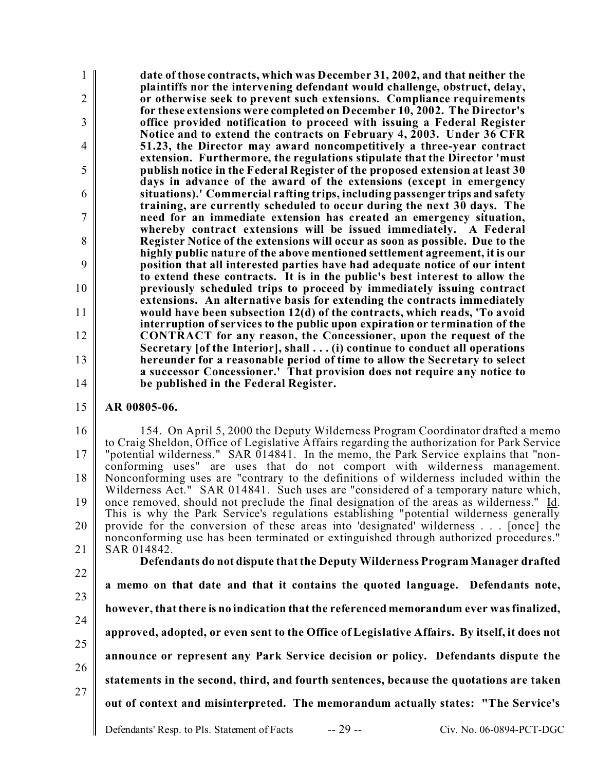**date of those contracts, which was December 31, 2002, and that neither the plaintiffs nor the intervening defendant would challenge, obstruct, delay, or otherwise seek to prevent such extensions. Compliance requirements for these extensions were completed on December 10, 2002. The Director's office provided notification to proceed with issuing a Federal Register Notice and to extend the contracts on February 4, 2003. Under 36 CFR 51.23, the Director may award noncompetitively a three-year contract extension. Furthermore, the regulations stipulate that the Director 'must publish notice in the Federal Register of the proposed extension at least 30 days in advance of the award of the extensions (except in emergency situations).' Commercial rafting trips, including passenger trips and safety training, are currently scheduled to occur during the next 30 days. The need for an immediate extension has created an emergency situation, whereby contract extensions will be issued immediately. A Federal Register Notice of the extensions will occur as soon as possible. Due to the highly public nature of the above mentioned settlement agreement, it is our position that all interested parties have had adequate notice of our intent to extend these contracts. It is in the public's best interest to allow the previously scheduled trips to proceed by immediately issuing contract extensions. An alternative basis for extending the contracts immediately would have been subsection 12(d) of the contracts, which reads, 'To avoid interruption of services to the public upon expiration or termination of the CONTRACT for any reason, the Concessioner, upon the request of the Secretary [of the Interior], shall . . . (i) continue to conduct all operations hereunder for a reasonable period of time to allow the Secretary to select a successor Concessioner.' That provision does not require any notice to be published in the Federal Register.**

**AR 00805-06.**

154. On April 5, 2000 the Deputy Wilderness Program Coordinator drafted a memo to Craig Sheldon, Office of Legislative Affairs regarding the authorization for Park Service "potential wilderness." SAR 014841. In the memo, the Park Service explains that "non-conforming uses" are uses that do not comport with wilderness management. Nonconforming uses are "contrary to the definitions of wilderness included within the Wilderness Act." SAR 014841. Such uses are "considered of a temporary nature which, once removed, should not preclude the final designation of the areas as wilderness." Id. This is why the Park Service's regulations establishing "potential wilderness generally provide for the conversion of these areas into 'designated' wilderness . . . [once] the nonconforming use has been terminated or extinguished through authorized procedures." SAR 014842.

**Defendants do not dispute that the Deputy Wilderness Program Manager drafted a memo on that date and that it contains the quoted language. Defendants note, however, that there is no indication that the referenced memorandum ever was finalized, approved, adopted, or even sent to the Office of Legislative Affairs. By itself, it does not announce or represent any Park Service decision or policy. Defendants dispute the statements in the second, third, and fourth sentences, because the quotations are taken out of context and misinterpreted. The memorandum actually states: "The Service's**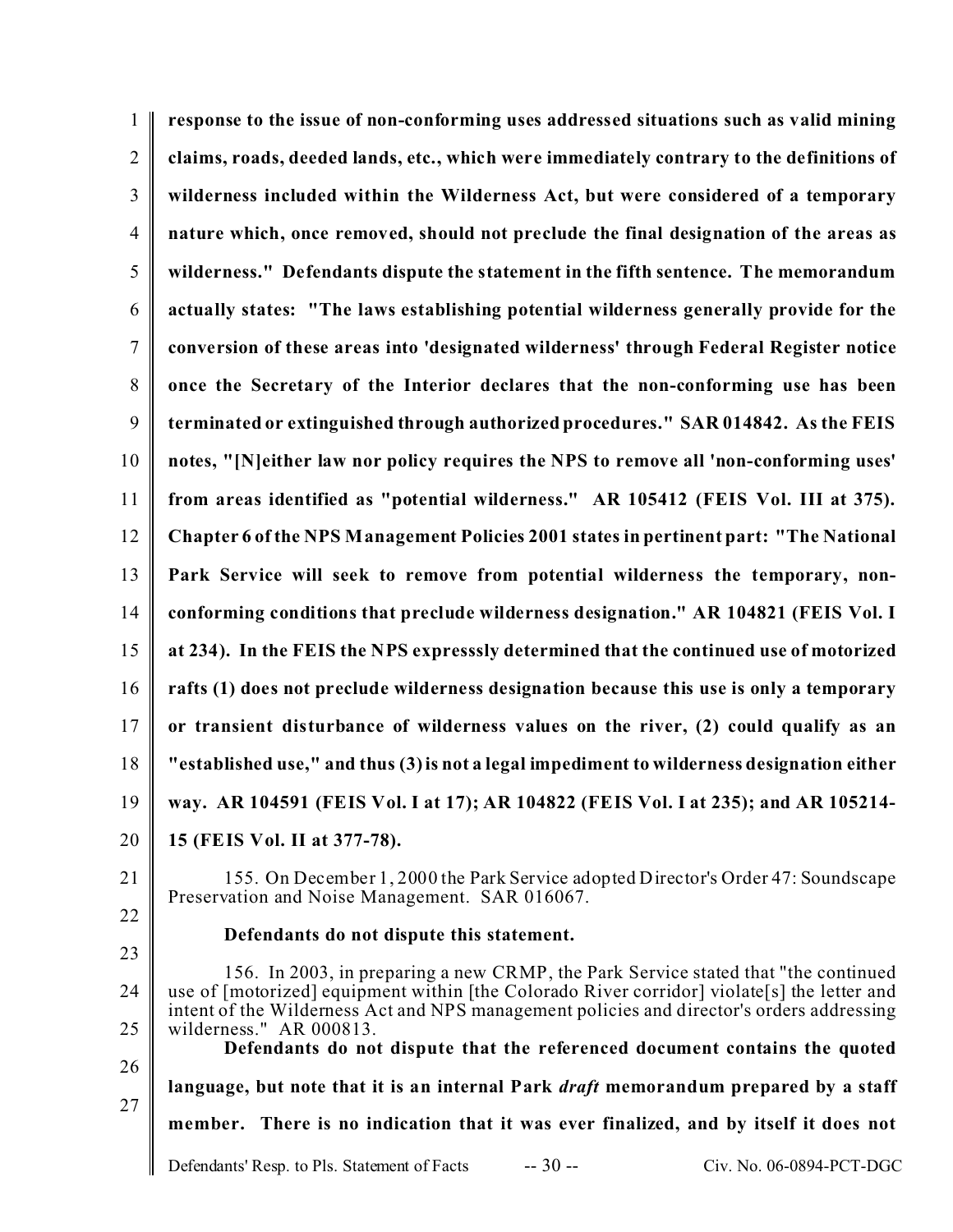**response to the issue of non-conforming uses addressed situations such as valid mining claims, roads, deeded lands, etc., which were immediately contrary to the definitions of wilderness included within the Wilderness Act, but were considered of a temporary nature which, once removed, should not preclude the final designation of the areas as wilderness." Defendants dispute the statement in the fifth sentence. The memorandum actually states: "The laws establishing potential wilderness generally provide for the conversion of these areas into 'designated wilderness' through Federal Register notice once the Secretary of the Interior declares that the non-conforming use has been terminated or extinguished through authorized procedures." SAR 014842. As the FEIS notes, "[N]either law nor policy requires the NPS to remove all 'non-conforming uses' from areas identified as "potential wilderness." AR 105412 (FEIS Vol. III at 375). Chapter 6 of the NPS Management Policies 2001 states in pertinent part: "The National Park Service will seek to remove from potential wilderness the temporary, non-conforming conditions that preclude wilderness designation." AR 104821 (FEIS Vol. I at 234). In the FEIS the NPS expresssly determined that the continued use of motorized rafts (1) does not preclude wilderness designation because this use is only a temporary or transient disturbance of wilderness values on the river, (2) could qualify as an "established use," and thus (3) is not a legal impediment to wilderness designation either way. AR 104591 (FEIS Vol. I at 17); AR 104822 (FEIS Vol. I at 235); and AR 105214-15 (FEIS Vol. II at 377-78).**

155. On December 1, 2000 the Park Service adopted Director's Order 47: Soundscape Preservation and Noise Management. SAR 016067.

**Defendants do not dispute this statement.**

156. In 2003, in preparing a new CRMP, the Park Service stated that "the continued use of [motorized] equipment within [the Colorado River corridor] violate[s] the letter and intent of the Wilderness Act and NPS management policies and director's orders addressing wilderness." AR 000813.

**Defendants do not dispute that the referenced document contains the quoted language, but note that it is an internal Park *draft* memorandum prepared by a staff member. There is no indication that it was ever finalized, and by itself it does not**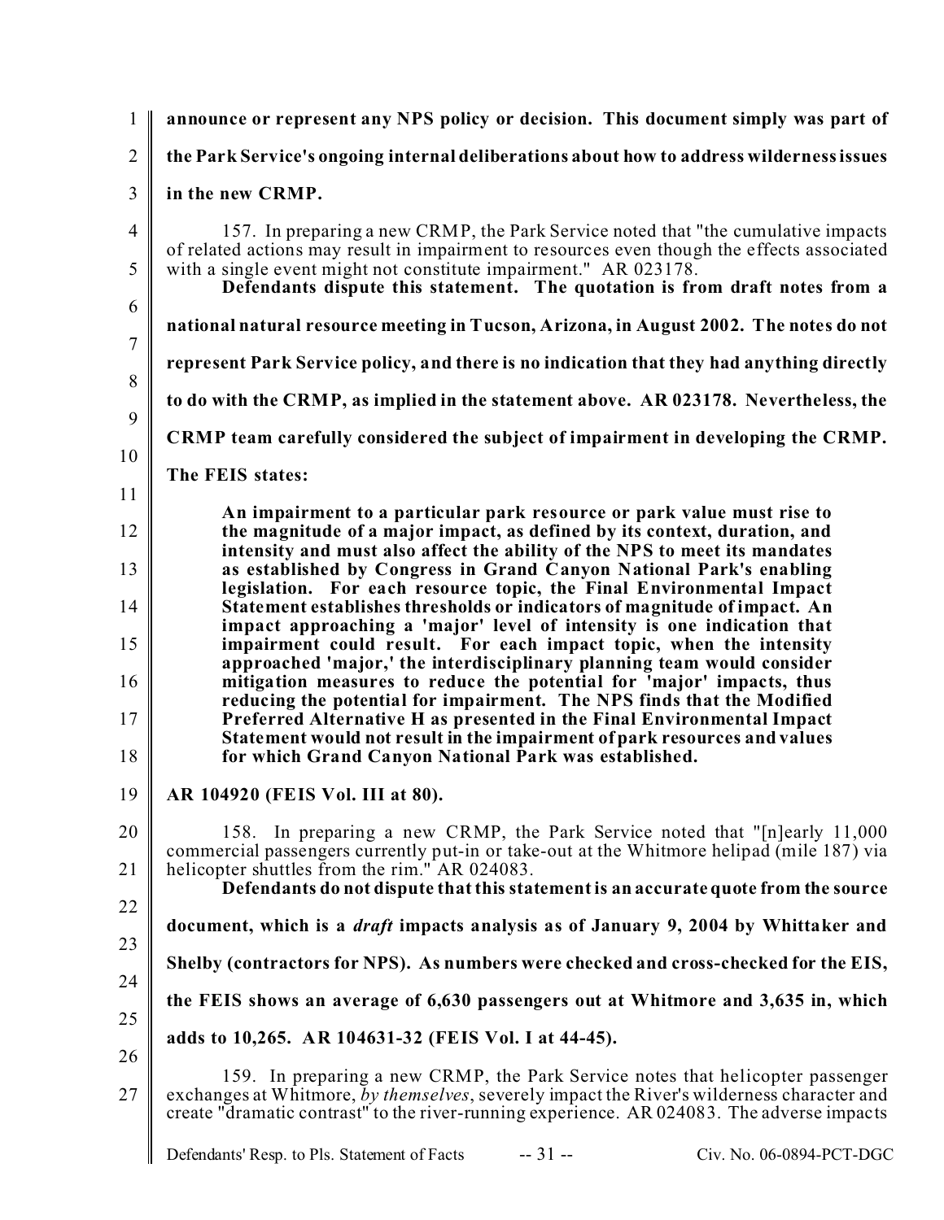**announce or represent any NPS policy or decision. This document simply was part of the Park Service's ongoing internal deliberations about how to address wilderness issues in the new CRMP.**

157. In preparing a new CRMP, the Park Service noted that "the cumulative impacts of related actions may result in impairment to resources even though the effects associated with a single event might not constitute impairment." AR 023178.

**Defendants dispute this statement. The quotation is from draft notes from a national natural resource meeting in Tucson, Arizona, in August 2002. The notes do not represent Park Service policy, and there is no indication that they had anything directly to do with the CRMP, as implied in the statement above. AR 023178. Nevertheless, the CRMP team carefully considered the subject of impairment in developing the CRMP. The FEIS states:**

> **An impairment to a particular park resource or park value must rise to the magnitude of a major impact, as defined by its context, duration, and intensity and must also affect the ability of the NPS to meet its mandates as established by Congress in Grand Canyon National Park's enabling legislation. For each resource topic, the Final Environmental Impact Statement establishes thresholds or indicators of magnitude of impact. An impact approaching a 'major' level of intensity is one indication that impairment could result. For each impact topic, when the intensity approached 'major,' the interdisciplinary planning team would consider mitigation measures to reduce the potential for 'major' impacts, thus reducing the potential for impairment. The NPS finds that the Modified Preferred Alternative H as presented in the Final Environmental Impact Statement would not result in the impairment of park resources and values for which Grand Canyon National Park was established.**

**AR 104920 (FEIS Vol. III at 80).**

158. In preparing a new CRMP, the Park Service noted that "[n]early 11,000 commercial passengers currently put-in or take-out at the Whitmore helipad (mile 187) via helicopter shuttles from the rim." AR 024083.

**Defendants do not dispute that this statement is an accurate quote from the source document, which is a *draft* impacts analysis as of January 9, 2004 by Whittaker and Shelby (contractors for NPS). As numbers were checked and cross-checked for the EIS, the FEIS shows an average of 6,630 passengers out at Whitmore and 3,635 in, which adds to 10,265. AR 104631-32 (FEIS Vol. I at 44-45).**

159. In preparing a new CRMP, the Park Service notes that helicopter passenger exchanges at Whitmore, *by themselves*, severely impact the River's wilderness character and create "dramatic contrast" to the river-running experience. AR 024083. The adverse impacts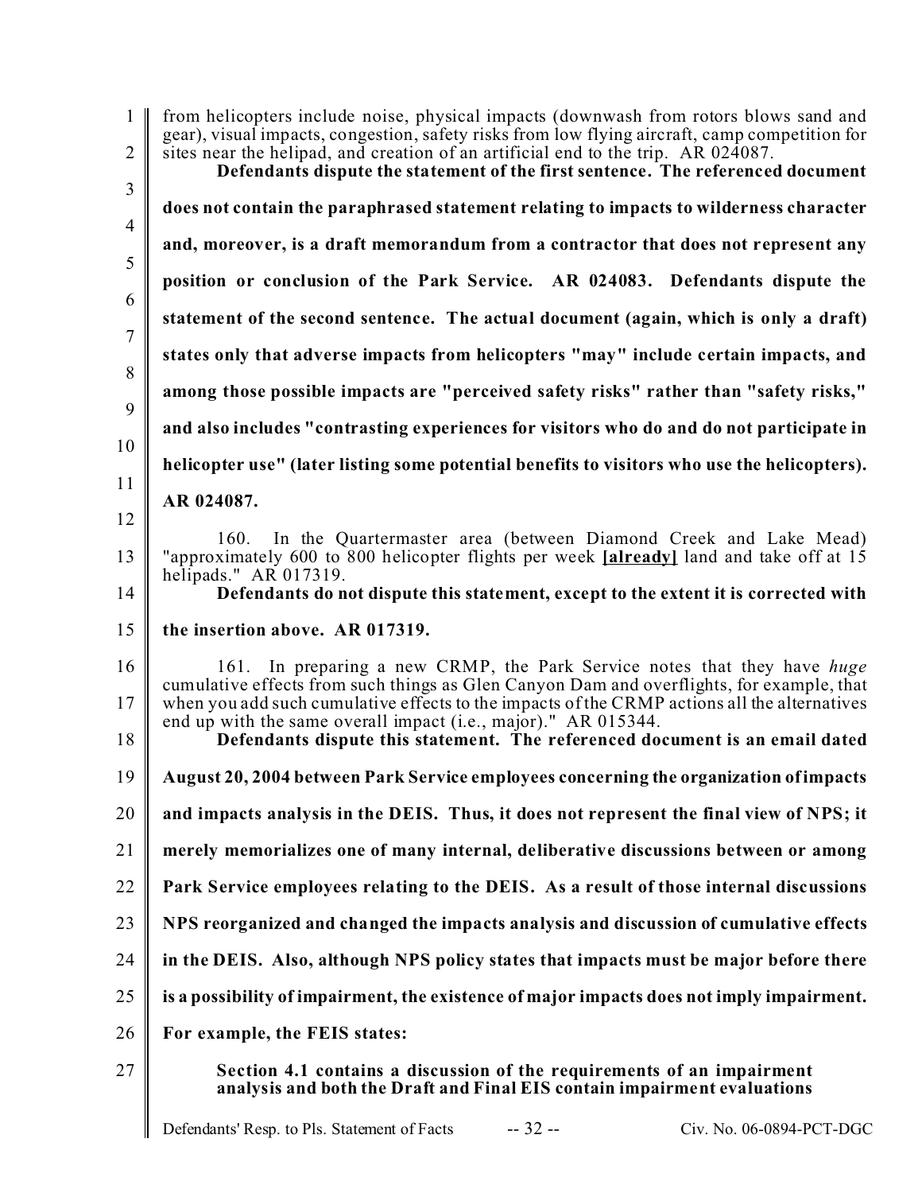from helicopters include noise, physical impacts (downwash from rotors blows sand and gear), visual impacts, congestion, safety risks from low flying aircraft, camp competition for sites near the helipad, and creation of an artificial end to the trip. AR 024087.

**Defendants dispute the statement of the first sentence. The referenced document does not contain the paraphrased statement relating to impacts to wilderness character and, moreover, is a draft memorandum from a contractor that does not represent any position or conclusion of the Park Service. AR 024083. Defendants dispute the statement of the second sentence. The actual document (again, which is only a draft) states only that adverse impacts from helicopters "may" include certain impacts, and among those possible impacts are "perceived safety risks" rather than "safety risks," and also includes "contrasting experiences for visitors who do and do not participate in helicopter use" (later listing some potential benefits to visitors who use the helicopters). AR 024087.**

160. In the Quartermaster area (between Diamond Creek and Lake Mead) "approximately 600 to 800 helicopter flights per week **[already]** land and take off at 15 helipads." AR 017319.

**Defendants do not dispute this statement, except to the extent it is corrected with the insertion above. AR 017319.**

161. In preparing a new CRMP, the Park Service notes that they have *huge* cumulative effects from such things as Glen Canyon Dam and overflights, for example, that when you add such cumulative effects to the impacts of the CRMP actions all the alternatives end up with the same overall impact (i.e., major)." AR 015344.

**Defendants dispute this statement. The referenced document is an email dated August 20, 2004 between Park Service employees concerning the organization of impacts and impacts analysis in the DEIS. Thus, it does not represent the final view of NPS; it merely memorializes one of many internal, deliberative discussions between or among Park Service employees relating to the DEIS. As a result of those internal discussions NPS reorganized and changed the impacts analysis and discussion of cumulative effects in the DEIS. Also, although NPS policy states that impacts must be major before there is a possibility of impairment, the existence of major impacts does not imply impairment. For example, the FEIS states:**

> **Section 4.1 contains a discussion of the requirements of an impairment analysis and both the Draft and Final EIS contain impairment evaluations**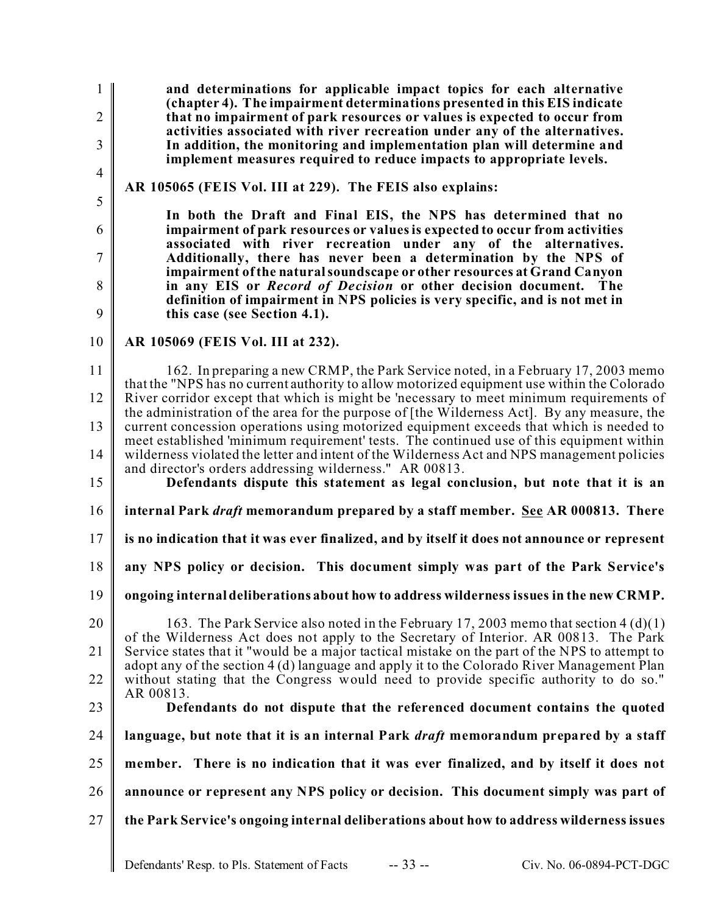**and determinations for applicable impact topics for each alternative (chapter 4). The impairment determinations presented in this EIS indicate that no impairment of park resources or values is expected to occur from activities associated with river recreation under any of the alternatives. In addition, the monitoring and implementation plan will determine and implement measures required to reduce impacts to appropriate levels.**

**AR 105065 (FEIS Vol. III at 229). The FEIS also explains:**

> **In both the Draft and Final EIS, the NPS has determined that no impairment of park resources or values is expected to occur from activities associated with river recreation under any of the alternatives. Additionally, there has never been a determination by the NPS of impairment of the natural soundscape or other resources at Grand Canyon in any EIS or *Record of Decision* or other decision document. The definition of impairment in NPS policies is very specific, and is not met in this case (see Section 4.1).**

**AR 105069 (FEIS Vol. III at 232).**

162. In preparing a new CRMP, the Park Service noted, in a February 17, 2003 memo that the "NPS has no current authority to allow motorized equipment use within the Colorado River corridor except that which is might be 'necessary to meet minimum requirements of the administration of the area for the purpose of [the Wilderness Act]. By any measure, the current concession operations using motorized equipment exceeds that which is needed to meet established 'minimum requirement' tests. The continued use of this equipment within wilderness violated the letter and intent of the Wilderness Act and NPS management policies and director's orders addressing wilderness." AR 00813.

**Defendants dispute this statement as legal conclusion, but note that it is an internal Park *draft* memorandum prepared by a staff member. See AR 000813. There is no indication that it was ever finalized, and by itself it does not announce or represent any NPS policy or decision. This document simply was part of the Park Service's ongoing internal deliberations about how to address wilderness issues in the new CRMP.**

163. The Park Service also noted in the February 17, 2003 memo that section 4 (d)(1) of the Wilderness Act does not apply to the Secretary of Interior. AR 00813. The Park Service states that it "would be a major tactical mistake on the part of the NPS to attempt to adopt any of the section 4 (d) language and apply it to the Colorado River Management Plan without stating that the Congress would need to provide specific authority to do so." AR 00813.

**Defendants do not dispute that the referenced document contains the quoted language, but note that it is an internal Park *draft* memorandum prepared by a staff member. There is no indication that it was ever finalized, and by itself it does not announce or represent any NPS policy or decision. This document simply was part of the Park Service's ongoing internal deliberations about how to address wilderness issues**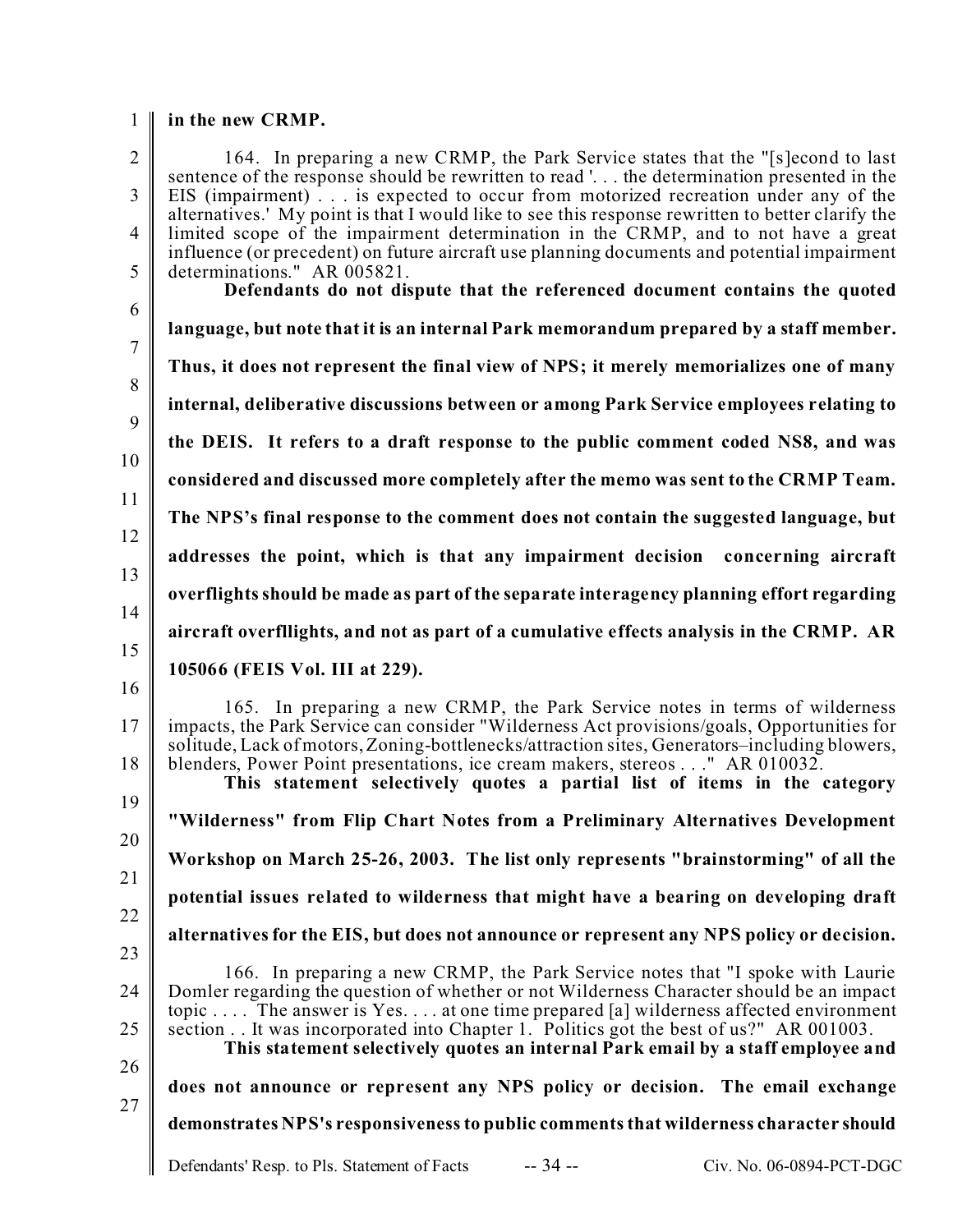**in the new CRMP.**

164. In preparing a new CRMP, the Park Service states that the "[s]econd to last sentence of the response should be rewritten to read '. . . the determination presented in the EIS (impairment) . . . is expected to occur from motorized recreation under any of the alternatives.' My point is that I would like to see this response rewritten to better clarify the limited scope of the impairment determination in the CRMP, and to not have a great influence (or precedent) on future aircraft use planning documents and potential impairment determinations." AR 005821.

**Defendants do not dispute that the referenced document contains the quoted language, but note that it is an internal Park memorandum prepared by a staff member. Thus, it does not represent the final view of NPS; it merely memorializes one of many internal, deliberative discussions between or among Park Service employees relating to the DEIS. It refers to a draft response to the public comment coded NS8, and was considered and discussed more completely after the memo was sent to the CRMP Team. The NPS's final response to the comment does not contain the suggested language, but addresses the point, which is that any impairment decision concerning aircraft overflights should be made as part of the separate interagency planning effort regarding aircraft overfllights, and not as part of a cumulative effects analysis in the CRMP. AR 105066 (FEIS Vol. III at 229).**

165. In preparing a new CRMP, the Park Service notes in terms of wilderness impacts, the Park Service can consider "Wilderness Act provisions/goals, Opportunities for solitude, Lack of motors, Zoning-bottlenecks/attraction sites, Generators–including blowers, blenders, Power Point presentations, ice cream makers, stereos . . ." AR 010032.

**This statement selectively quotes a partial list of items in the category "Wilderness" from Flip Chart Notes from a Preliminary Alternatives Development Workshop on March 25-26, 2003. The list only represents "brainstorming" of all the potential issues related to wilderness that might have a bearing on developing draft alternatives for the EIS, but does not announce or represent any NPS policy or decision.**

166. In preparing a new CRMP, the Park Service notes that "I spoke with Laurie Domler regarding the question of whether or not Wilderness Character should be an impact topic . . . . The answer is Yes. . . . at one time prepared [a] wilderness affected environment section . . It was incorporated into Chapter 1. Politics got the best of us?" AR 001003.

**This statement selectively quotes an internal Park email by a staff employee and does not announce or represent any NPS policy or decision. The email exchange demonstrates NPS's responsiveness to public comments that wilderness character should**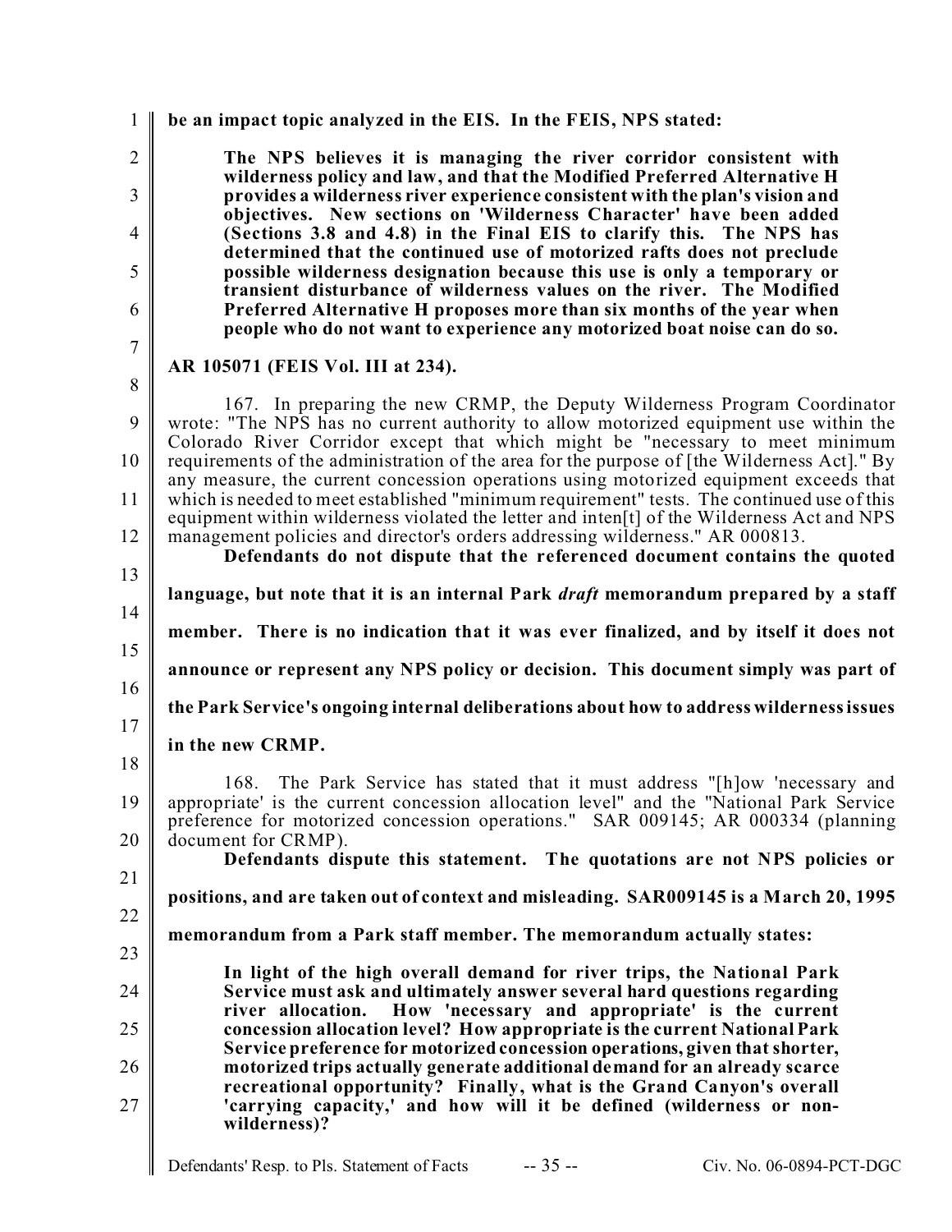**be an impact topic analyzed in the EIS. In the FEIS, NPS stated:**

> **The NPS believes it is managing the river corridor consistent with wilderness policy and law, and that the Modified Preferred Alternative H provides a wilderness river experience consistent with the plan's vision and objectives. New sections on 'Wilderness Character' have been added (Sections 3.8 and 4.8) in the Final EIS to clarify this. The NPS has determined that the continued use of motorized rafts does not preclude possible wilderness designation because this use is only a temporary or transient disturbance of wilderness values on the river. The Modified Preferred Alternative H proposes more than six months of the year when people who do not want to experience any motorized boat noise can do so.**

**AR 105071 (FEIS Vol. III at 234).**

167. In preparing the new CRMP, the Deputy Wilderness Program Coordinator wrote: "The NPS has no current authority to allow motorized equipment use within the Colorado River Corridor except that which might be "necessary to meet minimum requirements of the administration of the area for the purpose of [the Wilderness Act]." By any measure, the current concession operations using motorized equipment exceeds that which is needed to meet established "minimum requirement" tests. The continued use of this equipment within wilderness violated the letter and inten[t] of the Wilderness Act and NPS management policies and director's orders addressing wilderness." AR 000813.

**Defendants do not dispute that the referenced document contains the quoted language, but note that it is an internal Park *draft* memorandum prepared by a staff member. There is no indication that it was ever finalized, and by itself it does not announce or represent any NPS policy or decision. This document simply was part of the Park Service's ongoing internal deliberations about how to address wilderness issues in the new CRMP.**

168. The Park Service has stated that it must address "[h]ow 'necessary and appropriate' is the current concession allocation level" and the "National Park Service preference for motorized concession operations." SAR 009145; AR 000334 (planning document for CRMP).

**Defendants dispute this statement. The quotations are not NPS policies or positions, and are taken out of context and misleading. SAR009145 is a March 20, 1995 memorandum from a Park staff member. The memorandum actually states:**

> **In light of the high overall demand for river trips, the National Park Service must ask and ultimately answer several hard questions regarding river allocation. How 'necessary and appropriate' is the current concession allocation level? How appropriate is the current National Park Service preference for motorized concession operations, given that shorter, motorized trips actually generate additional demand for an already scarce recreational opportunity? Finally, what is the Grand Canyon's overall 'carrying capacity,' and how will it be defined (wilderness or non-wilderness)?**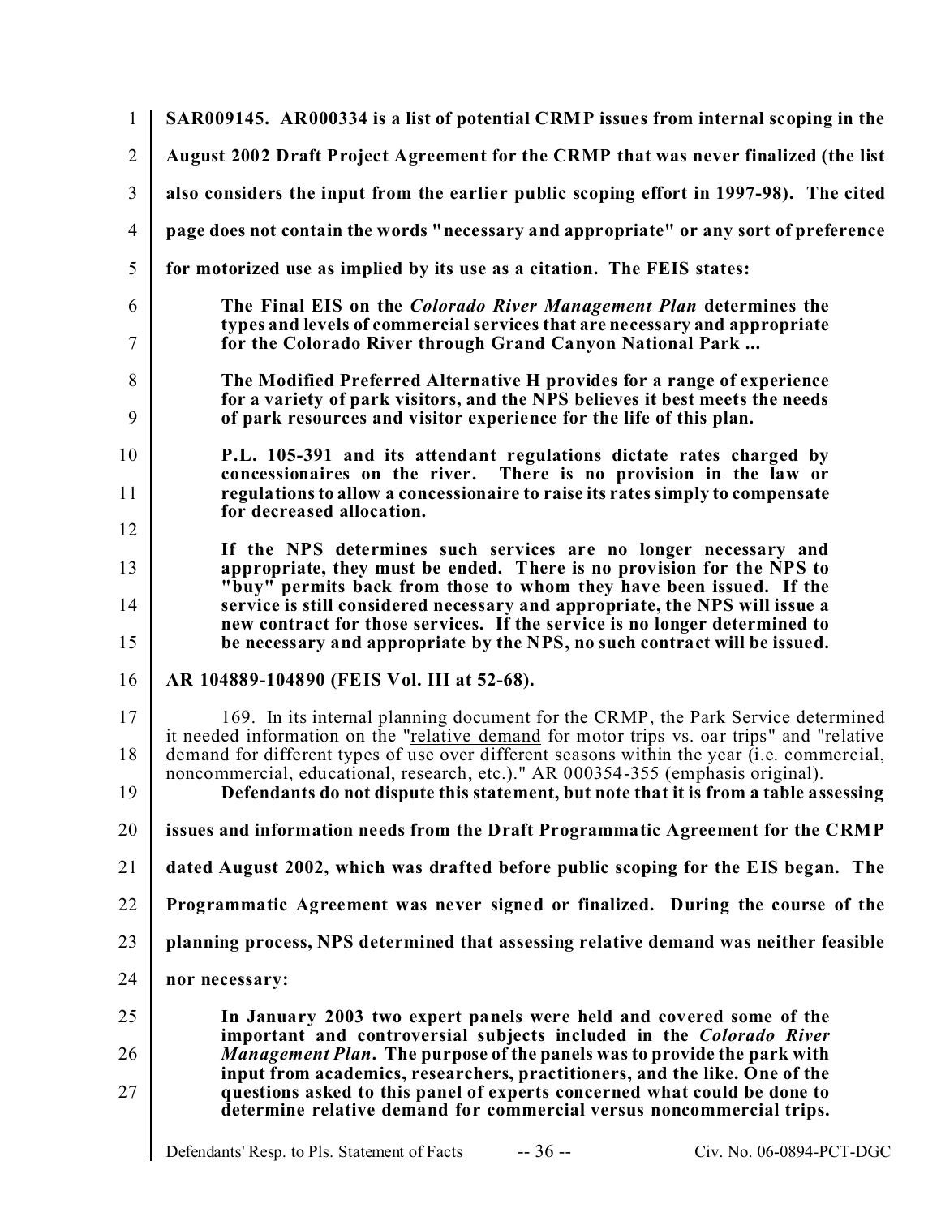**SAR009145. AR000334 is a list of potential CRMP issues from internal scoping in the August 2002 Draft Project Agreement for the CRMP that was never finalized (the list also considers the input from the earlier public scoping effort in 1997-98). The cited page does not contain the words "necessary and appropriate" or any sort of preference for motorized use as implied by its use as a citation. The FEIS states:**

> **The Final EIS on the *Colorado River Management Plan* determines the types and levels of commercial services that are necessary and appropriate for the Colorado River through Grand Canyon National Park ...**
>
> **The Modified Preferred Alternative H provides for a range of experience for a variety of park visitors, and the NPS believes it best meets the needs of park resources and visitor experience for the life of this plan.**
>
> **P.L. 105-391 and its attendant regulations dictate rates charged by concessionaires on the river. There is no provision in the law or regulations to allow a concessionaire to raise its rates simply to compensate for decreased allocation.**
>
> **If the NPS determines such services are no longer necessary and appropriate, they must be ended. There is no provision for the NPS to "buy" permits back from those to whom they have been issued. If the service is still considered necessary and appropriate, the NPS will issue a new contract for those services. If the service is no longer determined to be necessary and appropriate by the NPS, no such contract will be issued.**

**AR 104889-104890 (FEIS Vol. III at 52-68).**

169. In its internal planning document for the CRMP, the Park Service determined it needed information on the "relative demand for motor trips vs. oar trips" and "relative demand for different types of use over different seasons within the year (i.e. commercial, noncommercial, educational, research, etc.)." AR 000354-355 (emphasis original).

**Defendants do not dispute this statement, but note that it is from a table assessing issues and information needs from the Draft Programmatic Agreement for the CRMP dated August 2002, which was drafted before public scoping for the EIS began. The Programmatic Agreement was never signed or finalized. During the course of the planning process, NPS determined that assessing relative demand was neither feasible nor necessary:**

> **In January 2003 two expert panels were held and covered some of the important and controversial subjects included in the *Colorado River Management Plan*. The purpose of the panels was to provide the park with input from academics, researchers, practitioners, and the like. One of the questions asked to this panel of experts concerned what could be done to determine relative demand for commercial versus noncommercial trips.**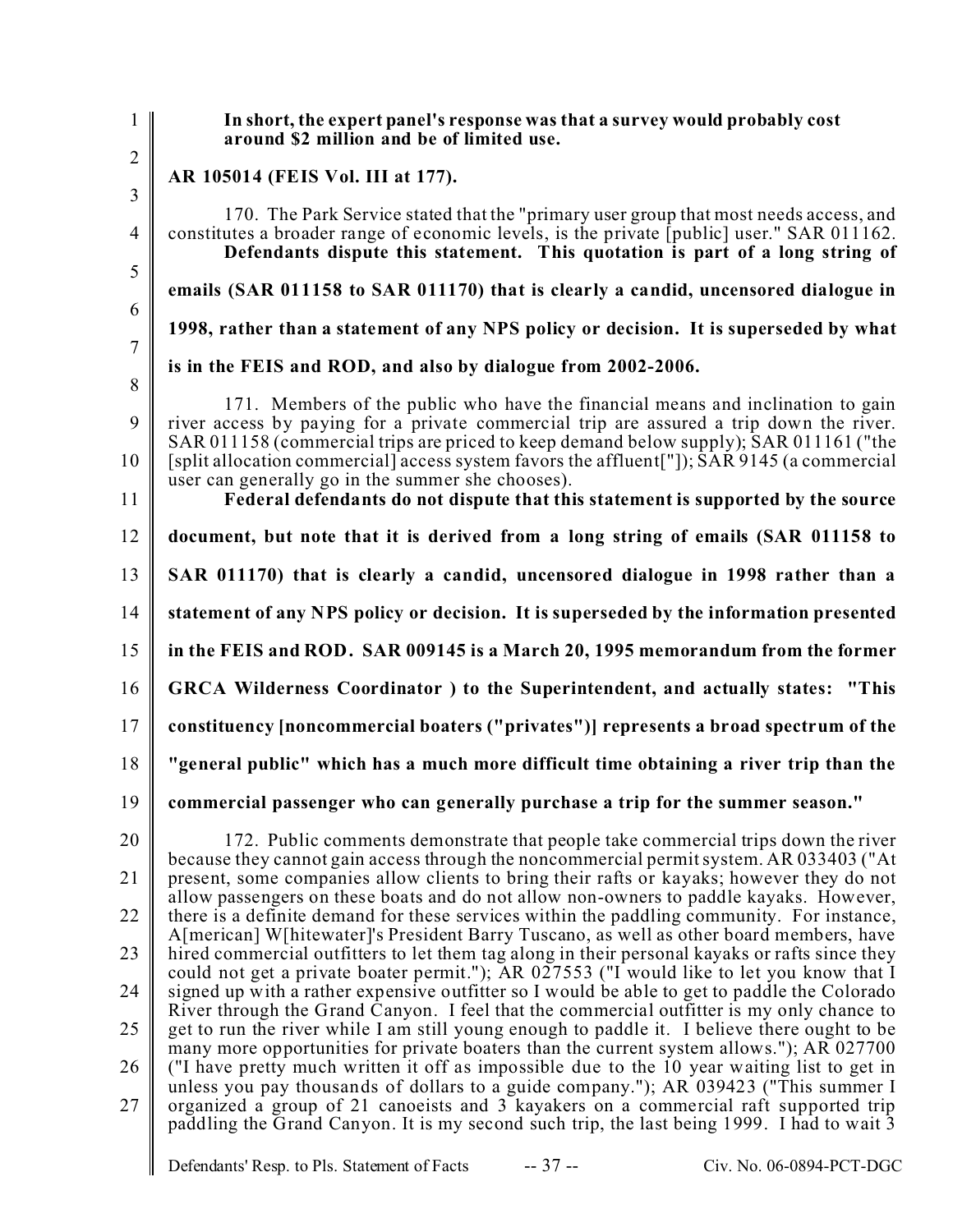**In short, the expert panel's response was that a survey would probably cost around $2 million and be of limited use.**

**AR 105014 (FEIS Vol. III at 177).**

170. The Park Service stated that the "primary user group that most needs access, and constitutes a broader range of economic levels, is the private [public] user." SAR 011162.

**Defendants dispute this statement. This quotation is part of a long string of emails (SAR 011158 to SAR 011170) that is clearly a candid, uncensored dialogue in 1998, rather than a statement of any NPS policy or decision. It is superseded by what is in the FEIS and ROD, and also by dialogue from 2002-2006.**

171. Members of the public who have the financial means and inclination to gain river access by paying for a private commercial trip are assured a trip down the river. SAR 011158 (commercial trips are priced to keep demand below supply); SAR 011161 ("the [split allocation commercial] access system favors the affluent["]); SAR 9145 (a commercial user can generally go in the summer she chooses).

**Federal defendants do not dispute that this statement is supported by the source document, but note that it is derived from a long string of emails (SAR 011158 to SAR 011170) that is clearly a candid, uncensored dialogue in 1998 rather than a statement of any NPS policy or decision. It is superseded by the information presented in the FEIS and ROD. SAR 009145 is a March 20, 1995 memorandum from the former GRCA Wilderness Coordinator ) to the Superintendent, and actually states: "This constituency [noncommercial boaters ("privates")] represents a broad spectrum of the "general public" which has a much more difficult time obtaining a river trip than the commercial passenger who can generally purchase a trip for the summer season."**

172. Public comments demonstrate that people take commercial trips down the river because they cannot gain access through the noncommercial permit system. AR 033403 ("At present, some companies allow clients to bring their rafts or kayaks; however they do not allow passengers on these boats and do not allow non-owners to paddle kayaks. However, there is a definite demand for these services within the paddling community. For instance, A[merican] W[hitewater]'s President Barry Tuscano, as well as other board members, have hired commercial outfitters to let them tag along in their personal kayaks or rafts since they could not get a private boater permit."); AR 027553 ("I would like to let you know that I signed up with a rather expensive outfitter so I would be able to get to paddle the Colorado River through the Grand Canyon. I feel that the commercial outfitter is my only chance to get to run the river while I am still young enough to paddle it. I believe there ought to be many more opportunities for private boaters than the current system allows."); AR 027700 ("I have pretty much written it off as impossible due to the 10 year waiting list to get in unless you pay thousands of dollars to a guide company."); AR 039423 ("This summer I organized a group of 21 canoeists and 3 kayakers on a commercial raft supported trip paddling the Grand Canyon. It is my second such trip, the last being 1999. I had to wait 3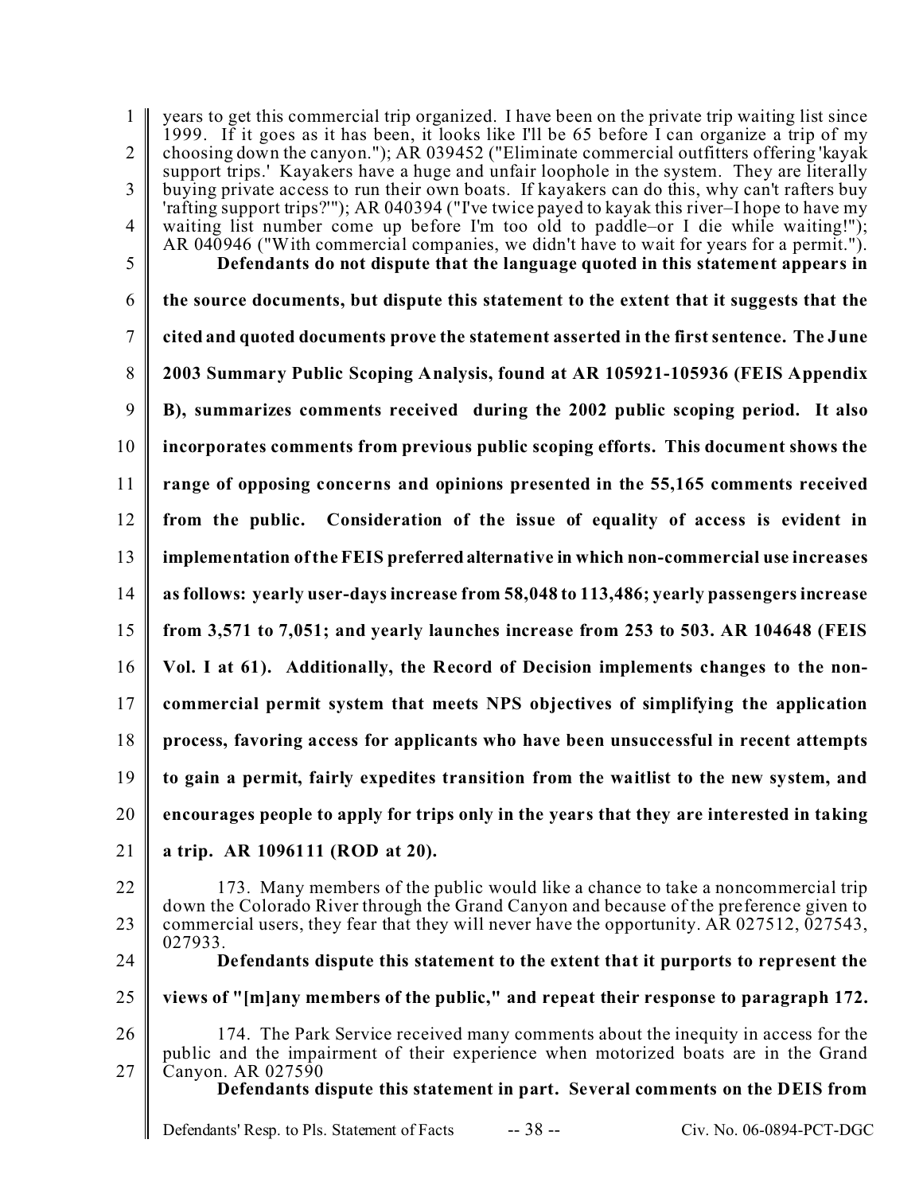years to get this commercial trip organized. I have been on the private trip waiting list since 1999. If it goes as it has been, it looks like I'll be 65 before I can organize a trip of my choosing down the canyon."); AR 039452 ("Eliminate commercial outfitters offering 'kayak support trips.' Kayakers have a huge and unfair loophole in the system. They are literally buying private access to run their own boats. If kayakers can do this, why can't rafters buy 'rafting support trips?'"); AR 040394 ("I've twice payed to kayak this river–I hope to have my waiting list number come up before I'm too old to paddle–or I die while waiting!"); AR 040946 ("With commercial companies, we didn't have to wait for years for a permit.").

**Defendants do not dispute that the language quoted in this statement appears in the source documents, but dispute this statement to the extent that it suggests that the cited and quoted documents prove the statement asserted in the first sentence. The June 2003 Summary Public Scoping Analysis, found at AR 105921-105936 (FEIS Appendix B), summarizes comments received during the 2002 public scoping period. It also incorporates comments from previous public scoping efforts. This document shows the range of opposing concerns and opinions presented in the 55,165 comments received from the public. Consideration of the issue of equality of access is evident in implementation of the FEIS preferred alternative in which non-commercial use increases as follows: yearly user-days increase from 58,048 to 113,486; yearly passengers increase from 3,571 to 7,051; and yearly launches increase from 253 to 503. AR 104648 (FEIS Vol. I at 61). Additionally, the Record of Decision implements changes to the non-commercial permit system that meets NPS objectives of simplifying the application process, favoring access for applicants who have been unsuccessful in recent attempts to gain a permit, fairly expedites transition from the waitlist to the new system, and encourages people to apply for trips only in the years that they are interested in taking a trip. AR 1096111 (ROD at 20).**

173. Many members of the public would like a chance to take a noncommercial trip down the Colorado River through the Grand Canyon and because of the preference given to commercial users, they fear that they will never have the opportunity. AR 027512, 027543, 027933.

**Defendants dispute this statement to the extent that it purports to represent the views of "[m]any members of the public," and repeat their response to paragraph 172.**

174. The Park Service received many comments about the inequity in access for the public and the impairment of their experience when motorized boats are in the Grand Canyon. AR 027590

**Defendants dispute this statement in part. Several comments on the DEIS from**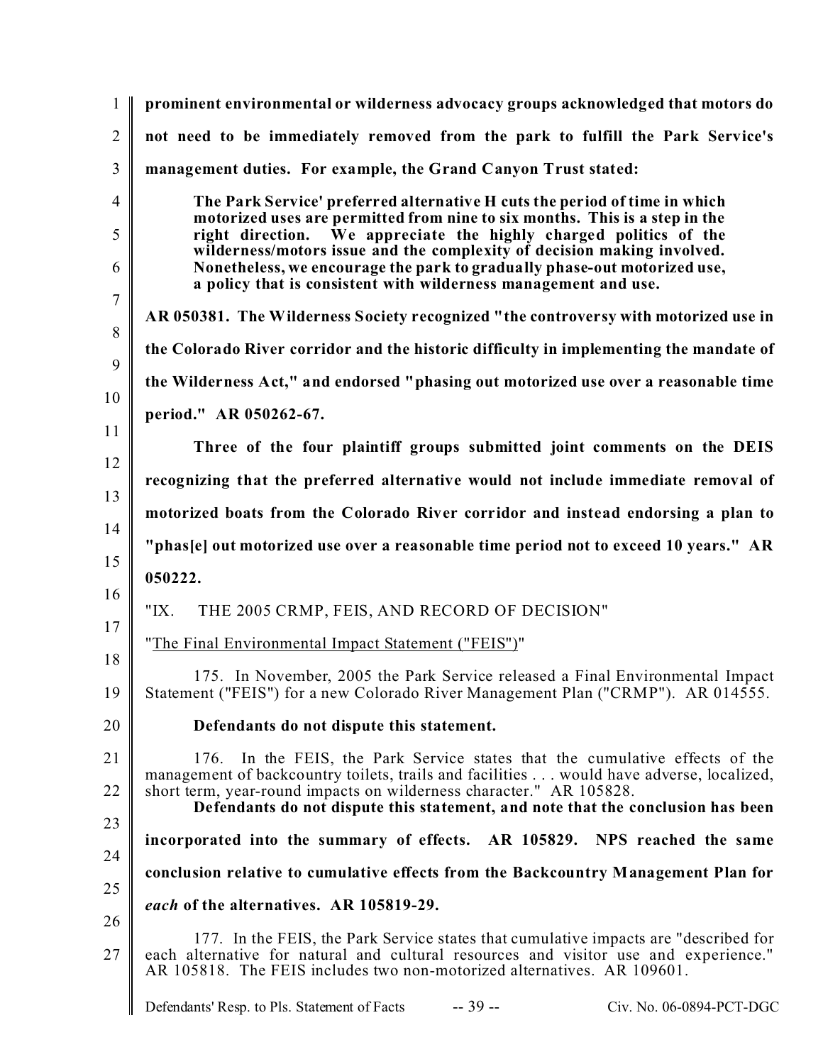**prominent environmental or wilderness advocacy groups acknowledged that motors do not need to be immediately removed from the park to fulfill the Park Service's management duties. For example, the Grand Canyon Trust stated:**

> **The Park Service' preferred alternative H cuts the period of time in which motorized uses are permitted from nine to six months. This is a step in the right direction. We appreciate the highly charged politics of the wilderness/motors issue and the complexity of decision making involved. Nonetheless, we encourage the park to gradually phase-out motorized use, a policy that is consistent with wilderness management and use.**

**AR 050381. The Wilderness Society recognized "the controversy with motorized use in the Colorado River corridor and the historic difficulty in implementing the mandate of the Wilderness Act," and endorsed "phasing out motorized use over a reasonable time period." AR 050262-67.**

**Three of the four plaintiff groups submitted joint comments on the DEIS recognizing that the preferred alternative would not include immediate removal of motorized boats from the Colorado River corridor and instead endorsing a plan to "phas[e] out motorized use over a reasonable time period not to exceed 10 years." AR 050222.**

"IX. THE 2005 CRMP, FEIS, AND RECORD OF DECISION"

"The Final Environmental Impact Statement ("FEIS")"

175. In November, 2005 the Park Service released a Final Environmental Impact Statement ("FEIS") for a new Colorado River Management Plan ("CRMP"). AR 014555.

**Defendants do not dispute this statement.**

176. In the FEIS, the Park Service states that the cumulative effects of the management of backcountry toilets, trails and facilities . . . would have adverse, localized, short term, year-round impacts on wilderness character." AR 105828.

**Defendants do not dispute this statement, and note that the conclusion has been incorporated into the summary of effects. AR 105829. NPS reached the same conclusion relative to cumulative effects from the Backcountry Management Plan for *each* of the alternatives. AR 105819-29.**

177. In the FEIS, the Park Service states that cumulative impacts are "described for each alternative for natural and cultural resources and visitor use and experience." AR 105818. The FEIS includes two non-motorized alternatives. AR 109601.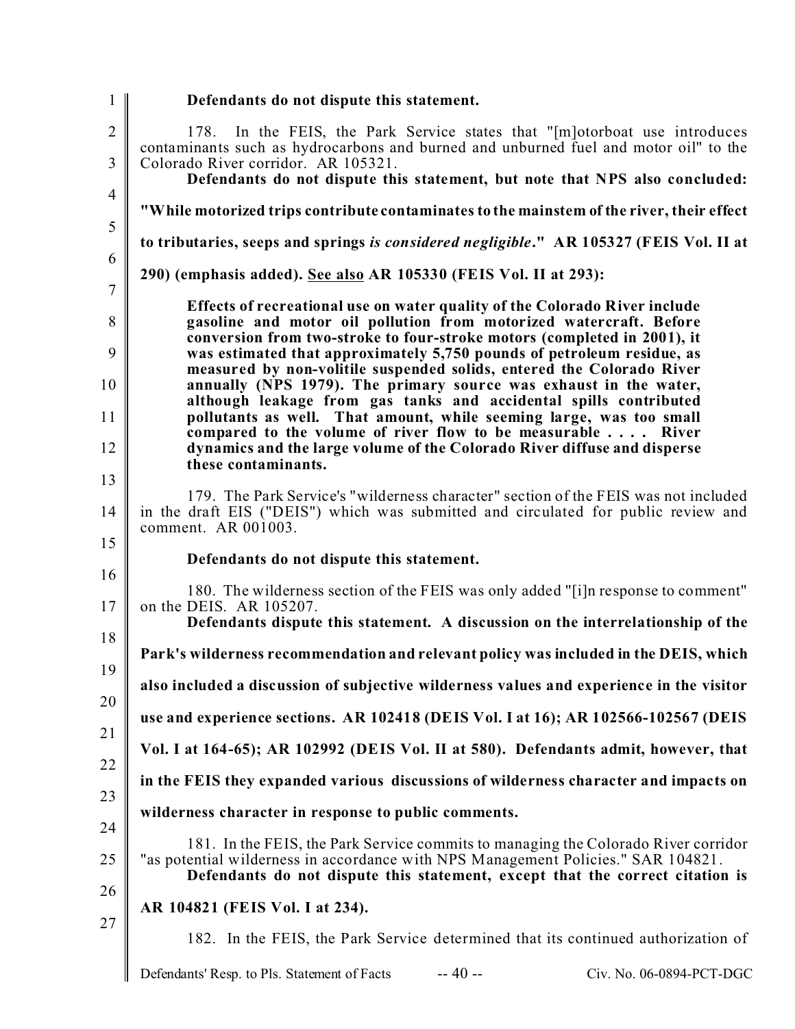**Defendants do not dispute this statement.**

178. In the FEIS, the Park Service states that "[m]otorboat use introduces contaminants such as hydrocarbons and burned and unburned fuel and motor oil" to the Colorado River corridor. AR 105321.

**Defendants do not dispute this statement, but note that NPS also concluded: "While motorized trips contribute contaminates to the mainstem of the river, their effect to tributaries, seeps and springs *is considered negligible*." AR 105327 (FEIS Vol. II at 290) (emphasis added). <u>See also</u> AR 105330 (FEIS Vol. II at 293):**

> **Effects of recreational use on water quality of the Colorado River include gasoline and motor oil pollution from motorized watercraft. Before conversion from two-stroke to four-stroke motors (completed in 2001), it was estimated that approximately 5,750 pounds of petroleum residue, as measured by non-volitile suspended solids, entered the Colorado River annually (NPS 1979). The primary source was exhaust in the water, although leakage from gas tanks and accidental spills contributed pollutants as well. That amount, while seeming large, was too small compared to the volume of river flow to be measurable . . . . River dynamics and the large volume of the Colorado River diffuse and disperse these contaminants.**

179. The Park Service's "wilderness character" section of the FEIS was not included in the draft EIS ("DEIS") which was submitted and circulated for public review and comment. AR 001003.

**Defendants do not dispute this statement.**

180. The wilderness section of the FEIS was only added "[i]n response to comment" on the DEIS. AR 105207.

**Defendants dispute this statement. A discussion on the interrelationship of the Park's wilderness recommendation and relevant policy was included in the DEIS, which also included a discussion of subjective wilderness values and experience in the visitor use and experience sections. AR 102418 (DEIS Vol. I at 16); AR 102566-102567 (DEIS Vol. I at 164-65); AR 102992 (DEIS Vol. II at 580). Defendants admit, however, that in the FEIS they expanded various discussions of wilderness character and impacts on wilderness character in response to public comments.**

181. In the FEIS, the Park Service commits to managing the Colorado River corridor "as potential wilderness in accordance with NPS Management Policies." SAR 104821.

**Defendants do not dispute this statement, except that the correct citation is AR 104821 (FEIS Vol. I at 234).**

182. In the FEIS, the Park Service determined that its continued authorization of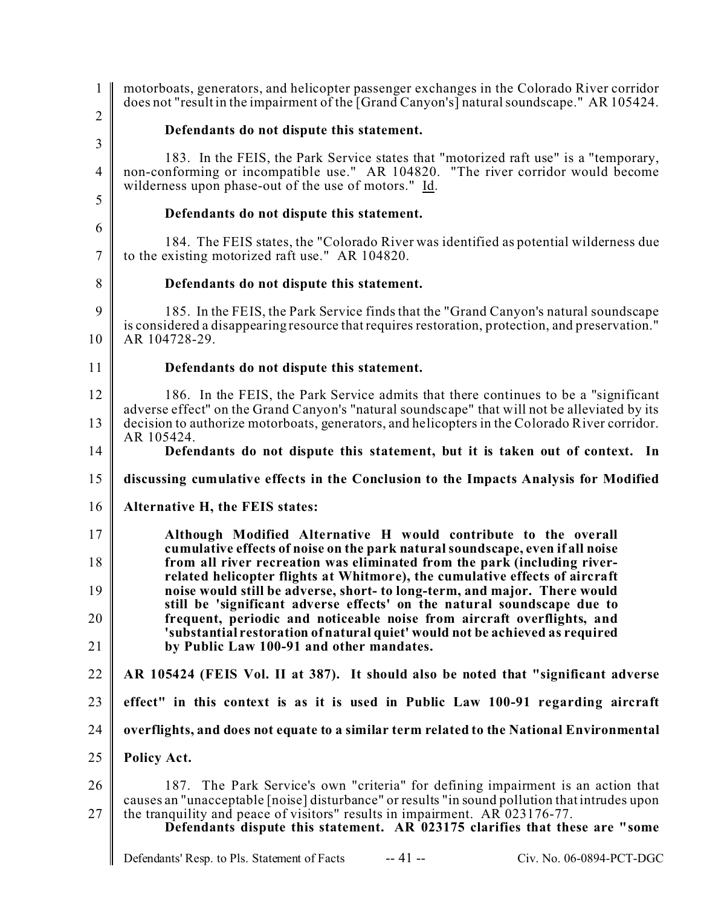motorboats, generators, and helicopter passenger exchanges in the Colorado River corridor does not "result in the impairment of the [Grand Canyon's] natural soundscape." AR 105424.

**Defendants do not dispute this statement.**

183. In the FEIS, the Park Service states that "motorized raft use" is a "temporary, non-conforming or incompatible use." AR 104820. "The river corridor would become wilderness upon phase-out of the use of motors." Id.

**Defendants do not dispute this statement.**

184. The FEIS states, the "Colorado River was identified as potential wilderness due to the existing motorized raft use." AR 104820.

**Defendants do not dispute this statement.**

185. In the FEIS, the Park Service finds that the "Grand Canyon's natural soundscape is considered a disappearing resource that requires restoration, protection, and preservation." AR 104728-29.

**Defendants do not dispute this statement.**

186. In the FEIS, the Park Service admits that there continues to be a "significant adverse effect" on the Grand Canyon's "natural soundscape" that will not be alleviated by its decision to authorize motorboats, generators, and helicopters in the Colorado River corridor. AR 105424.

**Defendants do not dispute this statement, but it is taken out of context. In discussing cumulative effects in the Conclusion to the Impacts Analysis for Modified Alternative H, the FEIS states:**

> **Although Modified Alternative H would contribute to the overall cumulative effects of noise on the park natural soundscape, even if all noise from all river recreation was eliminated from the park (including river-related helicopter flights at Whitmore), the cumulative effects of aircraft noise would still be adverse, short- to long-term, and major. There would still be 'significant adverse effects' on the natural soundscape due to frequent, periodic and noticeable noise from aircraft overflights, and 'substantial restoration of natural quiet' would not be achieved as required by Public Law 100-91 and other mandates.**

**AR 105424 (FEIS Vol. II at 387). It should also be noted that "significant adverse effect" in this context is as it is used in Public Law 100-91 regarding aircraft overflights, and does not equate to a similar term related to the National Environmental Policy Act.**

187. The Park Service's own "criteria" for defining impairment is an action that causes an "unacceptable [noise] disturbance" or results "in sound pollution that intrudes upon the tranquility and peace of visitors" results in impairment. AR 023176-77.

**Defendants dispute this statement. AR 023175 clarifies that these are "some**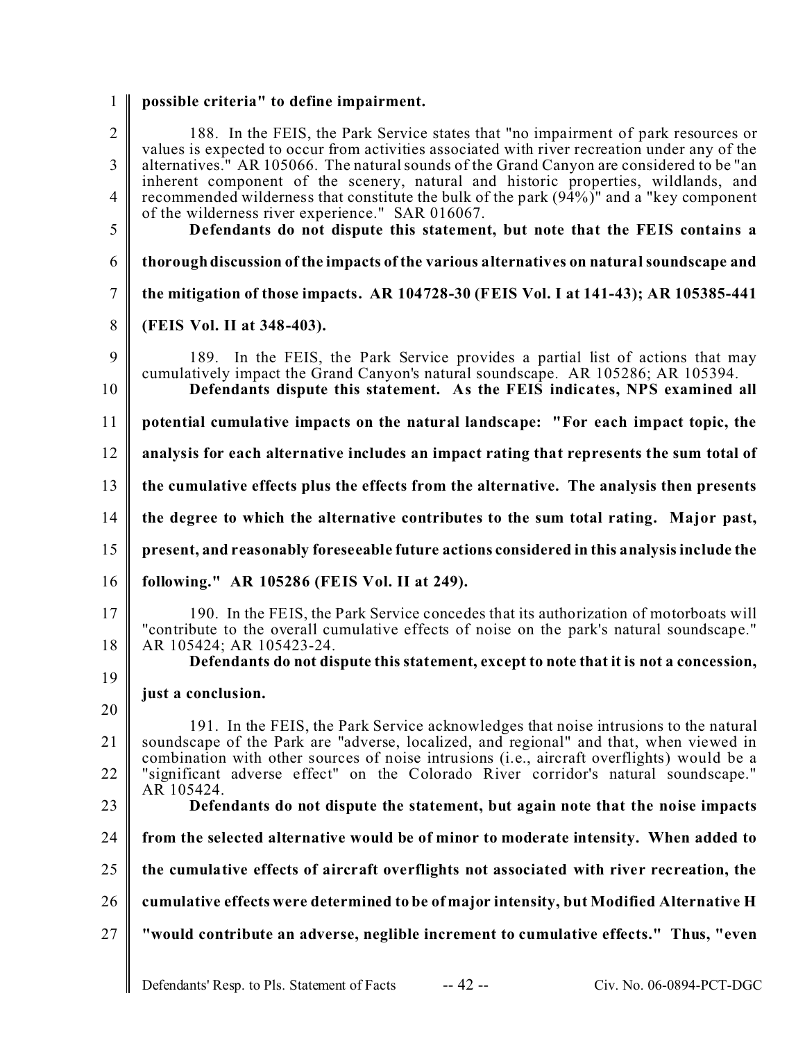**possible criteria" to define impairment.**

188. In the FEIS, the Park Service states that "no impairment of park resources or values is expected to occur from activities associated with river recreation under any of the alternatives." AR 105066. The natural sounds of the Grand Canyon are considered to be "an inherent component of the scenery, natural and historic properties, wildlands, and recommended wilderness that constitute the bulk of the park (94%)" and a "key component of the wilderness river experience." SAR 016067.

**Defendants do not dispute this statement, but note that the FEIS contains a thorough discussion of the impacts of the various alternatives on natural soundscape and the mitigation of those impacts. AR 104728-30 (FEIS Vol. I at 141-43); AR 105385-441 (FEIS Vol. II at 348-403).**

189. In the FEIS, the Park Service provides a partial list of actions that may cumulatively impact the Grand Canyon's natural soundscape. AR 105286; AR 105394.

**Defendants dispute this statement. As the FEIS indicates, NPS examined all potential cumulative impacts on the natural landscape: "For each impact topic, the analysis for each alternative includes an impact rating that represents the sum total of the cumulative effects plus the effects from the alternative. The analysis then presents the degree to which the alternative contributes to the sum total rating. Major past, present, and reasonably foreseeable future actions considered in this analysis include the following." AR 105286 (FEIS Vol. II at 249).**

190. In the FEIS, the Park Service concedes that its authorization of motorboats will "contribute to the overall cumulative effects of noise on the park's natural soundscape." AR 105424; AR 105423-24.

**Defendants do not dispute this statement, except to note that it is not a concession, just a conclusion.**

191. In the FEIS, the Park Service acknowledges that noise intrusions to the natural soundscape of the Park are "adverse, localized, and regional" and that, when viewed in combination with other sources of noise intrusions (i.e., aircraft overflights) would be a "significant adverse effect" on the Colorado River corridor's natural soundscape." AR 105424.

**Defendants do not dispute the statement, but again note that the noise impacts from the selected alternative would be of minor to moderate intensity. When added to the cumulative effects of aircraft overflights not associated with river recreation, the cumulative effects were determined to be of major intensity, but Modified Alternative H "would contribute an adverse, neglible increment to cumulative effects." Thus, "even**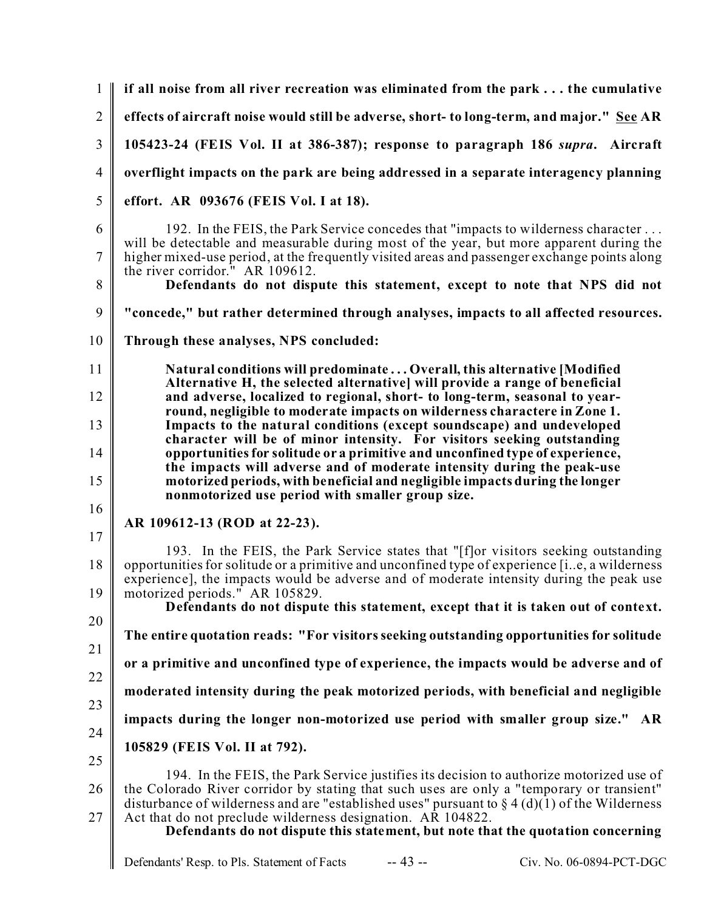**if all noise from all river recreation was eliminated from the park . . . the cumulative effects of aircraft noise would still be adverse, short- to long-term, and major." See AR 105423-24 (FEIS Vol. II at 386-387); response to paragraph 186 *supra*. Aircraft overflight impacts on the park are being addressed in a separate interagency planning effort. AR 093676 (FEIS Vol. I at 18).**

192. In the FEIS, the Park Service concedes that "impacts to wilderness character . . . will be detectable and measurable during most of the year, but more apparent during the higher mixed-use period, at the frequently visited areas and passenger exchange points along the river corridor." AR 109612.

**Defendants do not dispute this statement, except to note that NPS did not "concede," but rather determined through analyses, impacts to all affected resources. Through these analyses, NPS concluded:**

> **Natural conditions will predominate . . . Overall, this alternative [Modified Alternative H, the selected alternative] will provide a range of beneficial and adverse, localized to regional, short- to long-term, seasonal to year-round, negligible to moderate impacts on wilderness charactere in Zone 1. Impacts to the natural conditions (except soundscape) and undeveloped character will be of minor intensity. For visitors seeking outstanding opportunities for solitude or a primitive and unconfined type of experience, the impacts will adverse and of moderate intensity during the peak-use motorized periods, with beneficial and negligible impacts during the longer nonmotorized use period with smaller group size.**

**AR 109612-13 (ROD at 22-23).**

193. In the FEIS, the Park Service states that "[f]or visitors seeking outstanding opportunities for solitude or a primitive and unconfined type of experience [i..e, a wilderness experience], the impacts would be adverse and of moderate intensity during the peak use motorized periods." AR 105829.

**Defendants do not dispute this statement, except that it is taken out of context. The entire quotation reads: "For visitors seeking outstanding opportunities for solitude or a primitive and unconfined type of experience, the impacts would be adverse and of moderated intensity during the peak motorized periods, with beneficial and negligible impacts during the longer non-motorized use period with smaller group size." AR 105829 (FEIS Vol. II at 792).**

194. In the FEIS, the Park Service justifies its decision to authorize motorized use of the Colorado River corridor by stating that such uses are only a "temporary or transient" disturbance of wilderness and are "established uses" pursuant to § 4 (d)(1) of the Wilderness Act that do not preclude wilderness designation. AR 104822.

**Defendants do not dispute this statement, but note that the quotation concerning**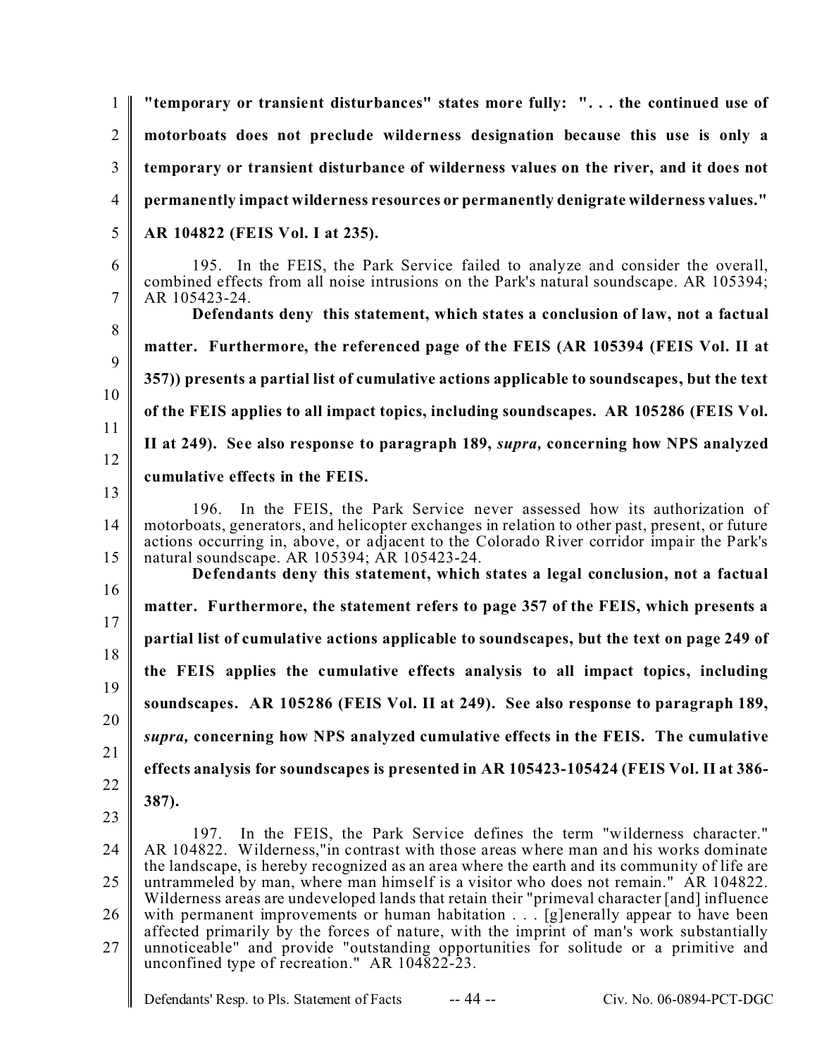**"temporary or transient disturbances" states more fully: ". . . the continued use of motorboats does not preclude wilderness designation because this use is only a temporary or transient disturbance of wilderness values on the river, and it does not permanently impact wilderness resources or permanently denigrate wilderness values." AR 104822 (FEIS Vol. I at 235).**

195. In the FEIS, the Park Service failed to analyze and consider the overall, combined effects from all noise intrusions on the Park's natural soundscape. AR 105394; AR 105423-24.

**Defendants deny this statement, which states a conclusion of law, not a factual matter. Furthermore, the referenced page of the FEIS (AR 105394 (FEIS Vol. II at 357)) presents a partial list of cumulative actions applicable to soundscapes, but the text of the FEIS applies to all impact topics, including soundscapes. AR 105286 (FEIS Vol. II at 249). See also response to paragraph 189, *supra,* concerning how NPS analyzed cumulative effects in the FEIS.**

196. In the FEIS, the Park Service never assessed how its authorization of motorboats, generators, and helicopter exchanges in relation to other past, present, or future actions occurring in, above, or adjacent to the Colorado River corridor impair the Park's natural soundscape. AR 105394; AR 105423-24.

**Defendants deny this statement, which states a legal conclusion, not a factual matter. Furthermore, the statement refers to page 357 of the FEIS, which presents a partial list of cumulative actions applicable to soundscapes, but the text on page 249 of the FEIS applies the cumulative effects analysis to all impact topics, including soundscapes. AR 105286 (FEIS Vol. II at 249). See also response to paragraph 189, *supra,* concerning how NPS analyzed cumulative effects in the FEIS. The cumulative effects analysis for soundscapes is presented in AR 105423-105424 (FEIS Vol. II at 386-387).**

197. In the FEIS, the Park Service defines the term "wilderness character." AR 104822. Wilderness,"in contrast with those areas where man and his works dominate the landscape, is hereby recognized as an area where the earth and its community of life are untrammeled by man, where man himself is a visitor who does not remain." AR 104822. Wilderness areas are undeveloped lands that retain their "primeval character [and] influence with permanent improvements or human habitation . . . [g]enerally appear to have been affected primarily by the forces of nature, with the imprint of man's work substantially unnoticeable" and provide "outstanding opportunities for solitude or a primitive and unconfined type of recreation." AR 104822-23.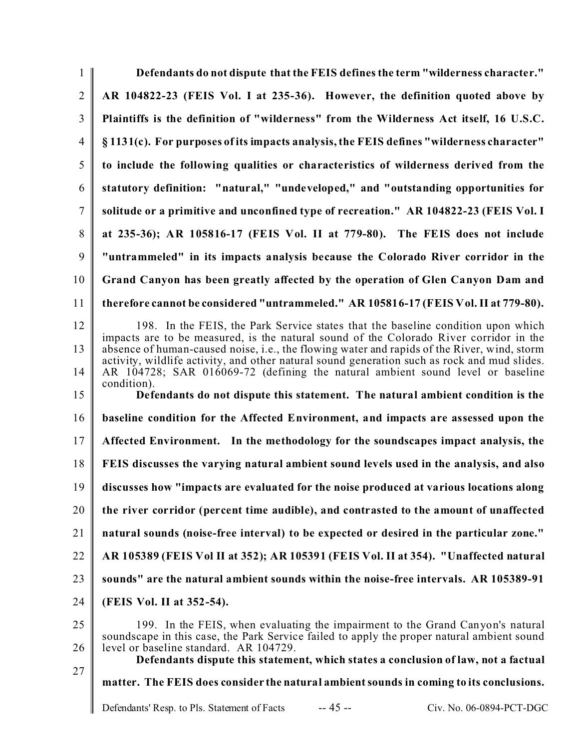**Defendants do not dispute that the FEIS defines the term "wilderness character." AR 104822-23 (FEIS Vol. I at 235-36). However, the definition quoted above by Plaintiffs is the definition of "wilderness" from the Wilderness Act itself, 16 U.S.C. § 1131(c). For purposes of its impacts analysis, the FEIS defines "wilderness character" to include the following qualities or characteristics of wilderness derived from the statutory definition: "natural," "undeveloped," and "outstanding opportunities for solitude or a primitive and unconfined type of recreation." AR 104822-23 (FEIS Vol. I at 235-36); AR 105816-17 (FEIS Vol. II at 779-80). The FEIS does not include "untrammeled" in its impacts analysis because the Colorado River corridor in the Grand Canyon has been greatly affected by the operation of Glen Canyon Dam and therefore cannot be considered "untrammeled." AR 105816-17 (FEIS Vol. II at 779-80).**

198. In the FEIS, the Park Service states that the baseline condition upon which impacts are to be measured, is the natural sound of the Colorado River corridor in the absence of human-caused noise, i.e., the flowing water and rapids of the River, wind, storm activity, wildlife activity, and other natural sound generation such as rock and mud slides. AR 104728; SAR 016069-72 (defining the natural ambient sound level or baseline condition).

**Defendants do not dispute this statement. The natural ambient condition is the baseline condition for the Affected Environment, and impacts are assessed upon the Affected Environment. In the methodology for the soundscapes impact analysis, the FEIS discusses the varying natural ambient sound levels used in the analysis, and also discusses how "impacts are evaluated for the noise produced at various locations along the river corridor (percent time audible), and contrasted to the amount of unaffected natural sounds (noise-free interval) to be expected or desired in the particular zone." AR 105389 (FEIS Vol II at 352); AR 105391 (FEIS Vol. II at 354). "Unaffected natural sounds" are the natural ambient sounds within the noise-free intervals. AR 105389-91 (FEIS Vol. II at 352-54).**

199. In the FEIS, when evaluating the impairment to the Grand Canyon's natural soundscape in this case, the Park Service failed to apply the proper natural ambient sound level or baseline standard. AR 104729.

**Defendants dispute this statement, which states a conclusion of law, not a factual matter. The FEIS does consider the natural ambient sounds in coming to its conclusions.**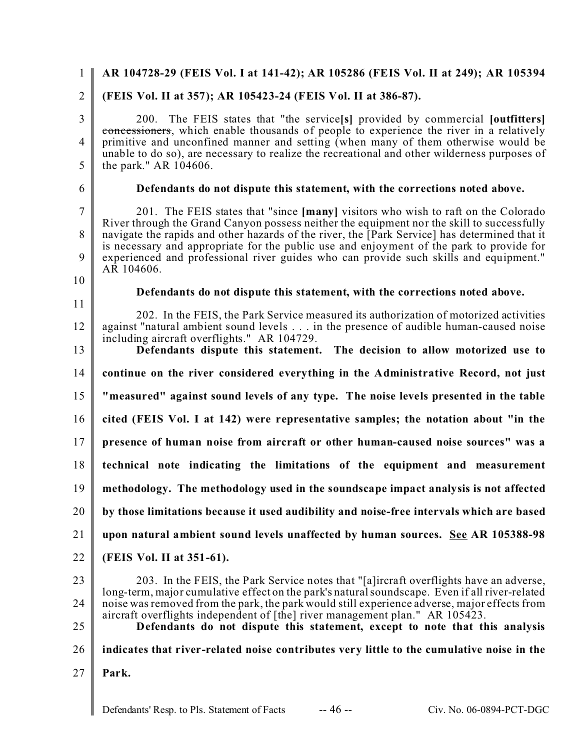**AR 104728-29 (FEIS Vol. I at 141-42); AR 105286 (FEIS Vol. II at 249); AR 105394 (FEIS Vol. II at 357); AR 105423-24 (FEIS Vol. II at 386-87).**

200. The FEIS states that "the service**[s]** provided by commercial **[outfitters]** ~~concessioners~~, which enable thousands of people to experience the river in a relatively primitive and unconfined manner and setting (when many of them otherwise would be unable to do so), are necessary to realize the recreational and other wilderness purposes of the park." AR 104606.

**Defendants do not dispute this statement, with the corrections noted above.**

201. The FEIS states that "since **[many]** visitors who wish to raft on the Colorado River through the Grand Canyon possess neither the equipment nor the skill to successfully navigate the rapids and other hazards of the river, the [Park Service] has determined that it is necessary and appropriate for the public use and enjoyment of the park to provide for experienced and professional river guides who can provide such skills and equipment." AR 104606.

**Defendants do not dispute this statement, with the corrections noted above.**

202. In the FEIS, the Park Service measured its authorization of motorized activities against "natural ambient sound levels . . . in the presence of audible human-caused noise including aircraft overflights." AR 104729.

**Defendants dispute this statement. The decision to allow motorized use to continue on the river considered everything in the Administrative Record, not just "measured" against sound levels of any type. The noise levels presented in the table cited (FEIS Vol. I at 142) were representative samples; the notation about "in the presence of human noise from aircraft or other human-caused noise sources" was a technical note indicating the limitations of the equipment and measurement methodology. The methodology used in the soundscape impact analysis is not affected by those limitations because it used audibility and noise-free intervals which are based upon natural ambient sound levels unaffected by human sources. <u>See</u> AR 105388-98 (FEIS Vol. II at 351-61).**

203. In the FEIS, the Park Service notes that "[a]ircraft overflights have an adverse, long-term, major cumulative effect on the park's natural soundscape. Even if all river-related noise was removed from the park, the park would still experience adverse, major effects from aircraft overflights independent of [the] river management plan." AR 105423.

**Defendants do not dispute this statement, except to note that this analysis indicates that river-related noise contributes very little to the cumulative noise in the Park.**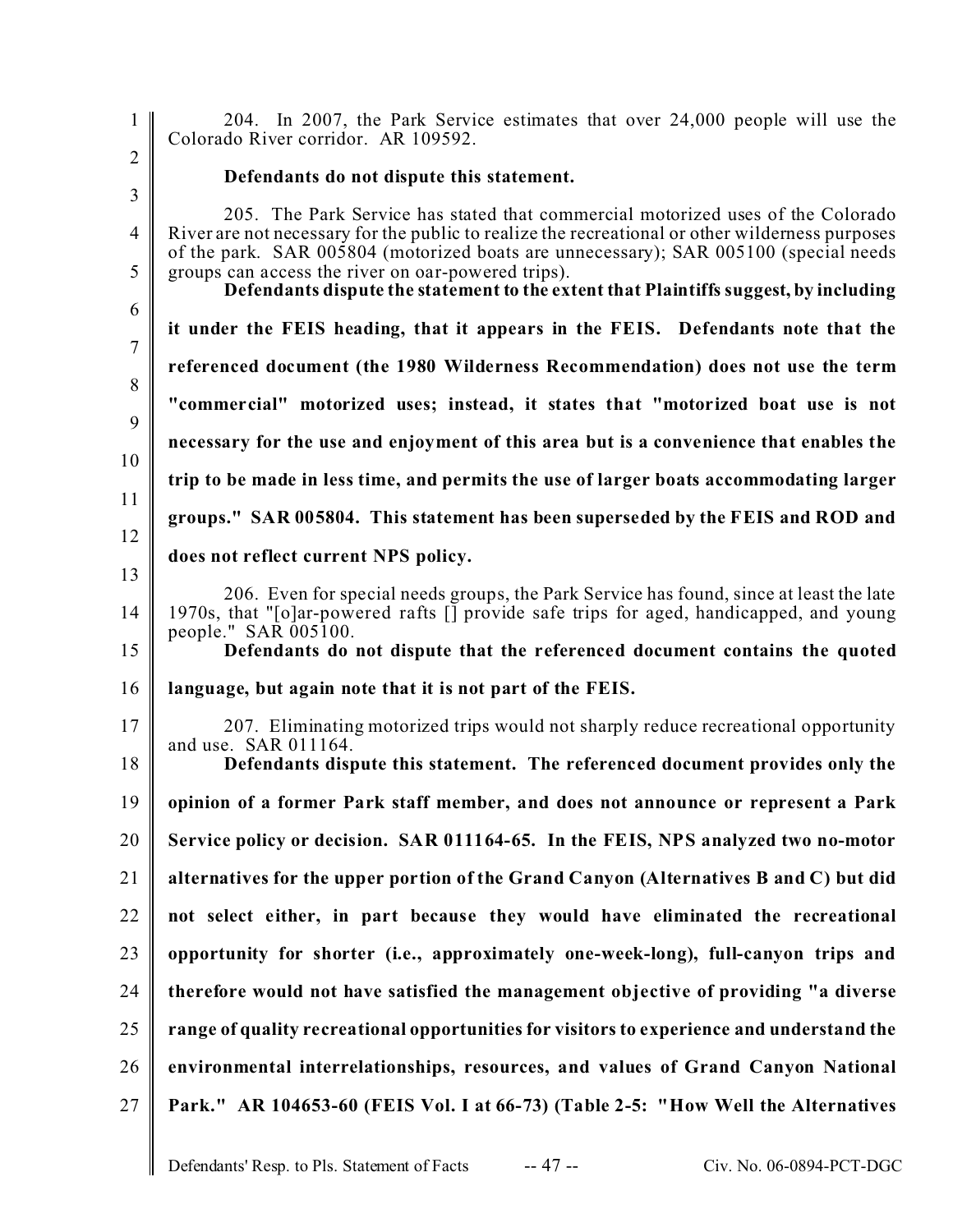204. In 2007, the Park Service estimates that over 24,000 people will use the Colorado River corridor. AR 109592.

**Defendants do not dispute this statement.**

205. The Park Service has stated that commercial motorized uses of the Colorado River are not necessary for the public to realize the recreational or other wilderness purposes of the park. SAR 005804 (motorized boats are unnecessary); SAR 005100 (special needs groups can access the river on oar-powered trips).

**Defendants dispute the statement to the extent that Plaintiffs suggest, by including it under the FEIS heading, that it appears in the FEIS. Defendants note that the referenced document (the 1980 Wilderness Recommendation) does not use the term "commercial" motorized uses; instead, it states that "motorized boat use is not necessary for the use and enjoyment of this area but is a convenience that enables the trip to be made in less time, and permits the use of larger boats accommodating larger groups." SAR 005804. This statement has been superseded by the FEIS and ROD and does not reflect current NPS policy.**

206. Even for special needs groups, the Park Service has found, since at least the late 1970s, that "[o]ar-powered rafts [] provide safe trips for aged, handicapped, and young people." SAR 005100.

**Defendants do not dispute that the referenced document contains the quoted language, but again note that it is not part of the FEIS.**

207. Eliminating motorized trips would not sharply reduce recreational opportunity and use. SAR 011164.

**Defendants dispute this statement. The referenced document provides only the opinion of a former Park staff member, and does not announce or represent a Park Service policy or decision. SAR 011164-65. In the FEIS, NPS analyzed two no-motor alternatives for the upper portion of the Grand Canyon (Alternatives B and C) but did not select either, in part because they would have eliminated the recreational opportunity for shorter (i.e., approximately one-week-long), full-canyon trips and therefore would not have satisfied the management objective of providing "a diverse range of quality recreational opportunities for visitors to experience and understand the environmental interrelationships, resources, and values of Grand Canyon National Park." AR 104653-60 (FEIS Vol. I at 66-73) (Table 2-5: "How Well the Alternatives**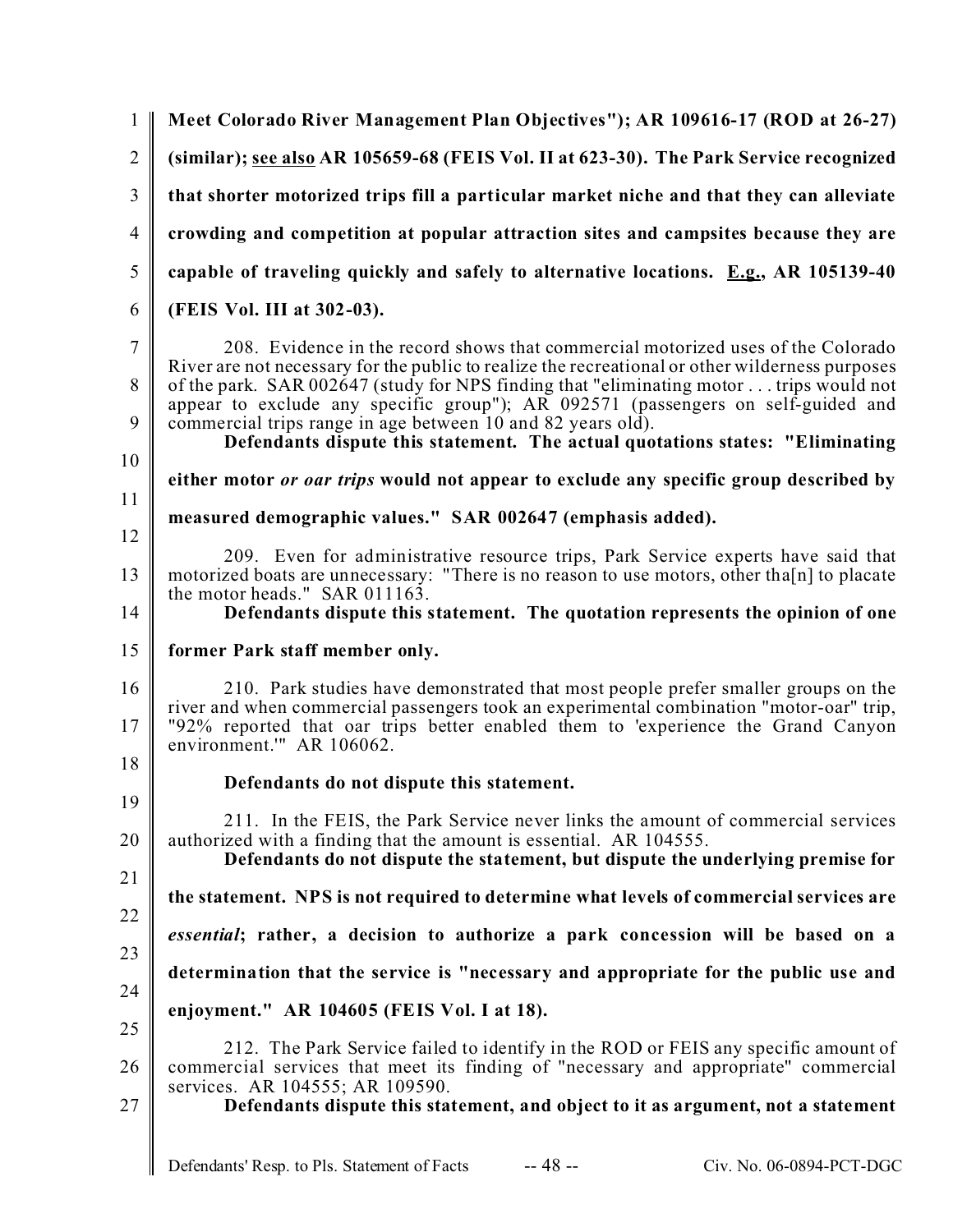**Meet Colorado River Management Plan Objectives"); AR 109616-17 (ROD at 26-27) (similar); see also AR 105659-68 (FEIS Vol. II at 623-30). The Park Service recognized that shorter motorized trips fill a particular market niche and that they can alleviate crowding and competition at popular attraction sites and campsites because they are capable of traveling quickly and safely to alternative locations. E.g., AR 105139-40 (FEIS Vol. III at 302-03).**

208. Evidence in the record shows that commercial motorized uses of the Colorado River are not necessary for the public to realize the recreational or other wilderness purposes of the park. SAR 002647 (study for NPS finding that "eliminating motor . . . trips would not appear to exclude any specific group"); AR 092571 (passengers on self-guided and commercial trips range in age between 10 and 82 years old).

**Defendants dispute this statement. The actual quotations states: "Eliminating either motor *or oar trips* would not appear to exclude any specific group described by measured demographic values." SAR 002647 (emphasis added).**

209. Even for administrative resource trips, Park Service experts have said that motorized boats are unnecessary: "There is no reason to use motors, other tha[n] to placate the motor heads." SAR 011163.

**Defendants dispute this statement. The quotation represents the opinion of one former Park staff member only.**

210. Park studies have demonstrated that most people prefer smaller groups on the river and when commercial passengers took an experimental combination "motor-oar" trip, "92% reported that oar trips better enabled them to 'experience the Grand Canyon environment.'" AR 106062.

**Defendants do not dispute this statement.**

211. In the FEIS, the Park Service never links the amount of commercial services authorized with a finding that the amount is essential. AR 104555.

**Defendants do not dispute the statement, but dispute the underlying premise for the statement. NPS is not required to determine what levels of commercial services are *essential*; rather, a decision to authorize a park concession will be based on a determination that the service is "necessary and appropriate for the public use and enjoyment." AR 104605 (FEIS Vol. I at 18).**

212. The Park Service failed to identify in the ROD or FEIS any specific amount of commercial services that meet its finding of "necessary and appropriate" commercial services. AR 104555; AR 109590.

**Defendants dispute this statement, and object to it as argument, not a statement**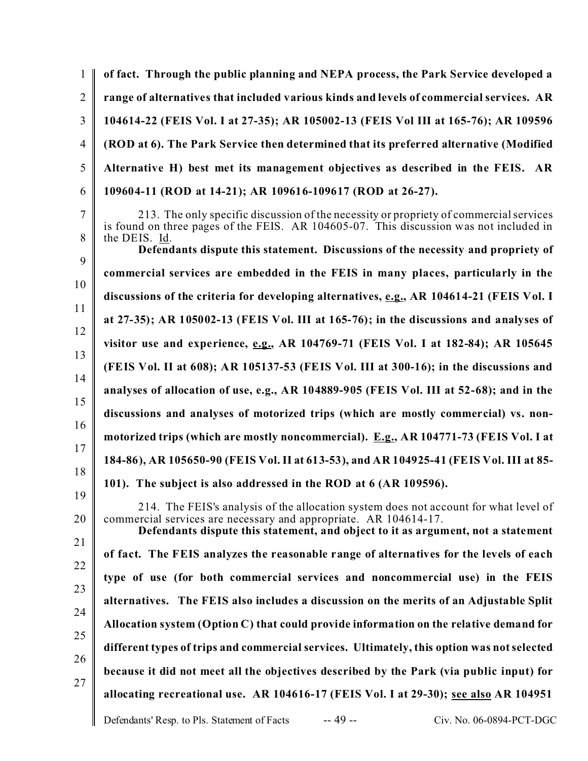**of fact. Through the public planning and NEPA process, the Park Service developed a range of alternatives that included various kinds and levels of commercial services. AR 104614-22 (FEIS Vol. I at 27-35); AR 105002-13 (FEIS Vol III at 165-76); AR 109596 (ROD at 6). The Park Service then determined that its preferred alternative (Modified Alternative H) best met its management objectives as described in the FEIS. AR 109604-11 (ROD at 14-21); AR 109616-109617 (ROD at 26-27).**

213. The only specific discussion of the necessity or propriety of commercial services is found on three pages of the FEIS. AR 104605-07. This discussion was not included in the DEIS. Id.

**Defendants dispute this statement. Discussions of the necessity and propriety of commercial services are embedded in the FEIS in many places, particularly in the discussions of the criteria for developing alternatives, e.g., AR 104614-21 (FEIS Vol. I at 27-35); AR 105002-13 (FEIS Vol. III at 165-76); in the discussions and analyses of visitor use and experience, e.g., AR 104769-71 (FEIS Vol. I at 182-84); AR 105645 (FEIS Vol. II at 608); AR 105137-53 (FEIS Vol. III at 300-16); in the discussions and analyses of allocation of use, e.g., AR 104889-905 (FEIS Vol. III at 52-68); and in the discussions and analyses of motorized trips (which are mostly commercial) vs. non-motorized trips (which are mostly noncommercial). E.g., AR 104771-73 (FEIS Vol. I at 184-86), AR 105650-90 (FEIS Vol. II at 613-53), and AR 104925-41 (FEIS Vol. III at 85-101). The subject is also addressed in the ROD at 6 (AR 109596).**

214. The FEIS's analysis of the allocation system does not account for what level of commercial services are necessary and appropriate. AR 104614-17.

**Defendants dispute this statement, and object to it as argument, not a statement of fact. The FEIS analyzes the reasonable range of alternatives for the levels of each type of use (for both commercial services and noncommercial use) in the FEIS alternatives. The FEIS also includes a discussion on the merits of an Adjustable Split Allocation system (Option C) that could provide information on the relative demand for different types of trips and commercial services. Ultimately, this option was not selected because it did not meet all the objectives described by the Park (via public input) for allocating recreational use. AR 104616-17 (FEIS Vol. I at 29-30); see also AR 104951**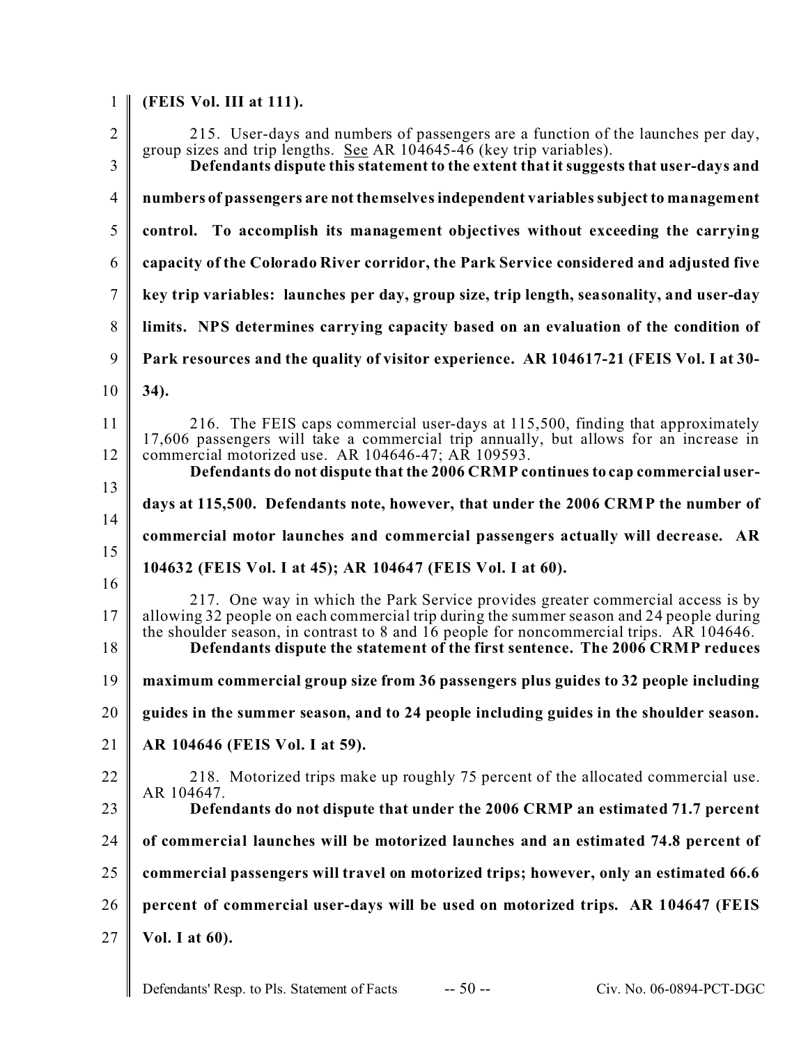**(FEIS Vol. III at 111).**

215. User-days and numbers of passengers are a function of the launches per day, group sizes and trip lengths. See AR 104645-46 (key trip variables).

**Defendants dispute this statement to the extent that it suggests that user-days and numbers of passengers are not themselves independent variables subject to management control. To accomplish its management objectives without exceeding the carrying capacity of the Colorado River corridor, the Park Service considered and adjusted five key trip variables: launches per day, group size, trip length, seasonality, and user-day limits. NPS determines carrying capacity based on an evaluation of the condition of Park resources and the quality of visitor experience. AR 104617-21 (FEIS Vol. I at 30-34).**

216. The FEIS caps commercial user-days at 115,500, finding that approximately 17,606 passengers will take a commercial trip annually, but allows for an increase in commercial motorized use. AR 104646-47; AR 109593.

**Defendants do not dispute that the 2006 CRMP continues to cap commercial user-days at 115,500. Defendants note, however, that under the 2006 CRMP the number of commercial motor launches and commercial passengers actually will decrease. AR 104632 (FEIS Vol. I at 45); AR 104647 (FEIS Vol. I at 60).**

217. One way in which the Park Service provides greater commercial access is by allowing 32 people on each commercial trip during the summer season and 24 people during the shoulder season, in contrast to 8 and 16 people for noncommercial trips. AR 104646.

**Defendants dispute the statement of the first sentence. The 2006 CRMP reduces maximum commercial group size from 36 passengers plus guides to 32 people including guides in the summer season, and to 24 people including guides in the shoulder season. AR 104646 (FEIS Vol. I at 59).**

218. Motorized trips make up roughly 75 percent of the allocated commercial use. AR 104647.

**Defendants do not dispute that under the 2006 CRMP an estimated 71.7 percent of commercial launches will be motorized launches and an estimated 74.8 percent of commercial passengers will travel on motorized trips; however, only an estimated 66.6 percent of commercial user-days will be used on motorized trips. AR 104647 (FEIS Vol. I at 60).**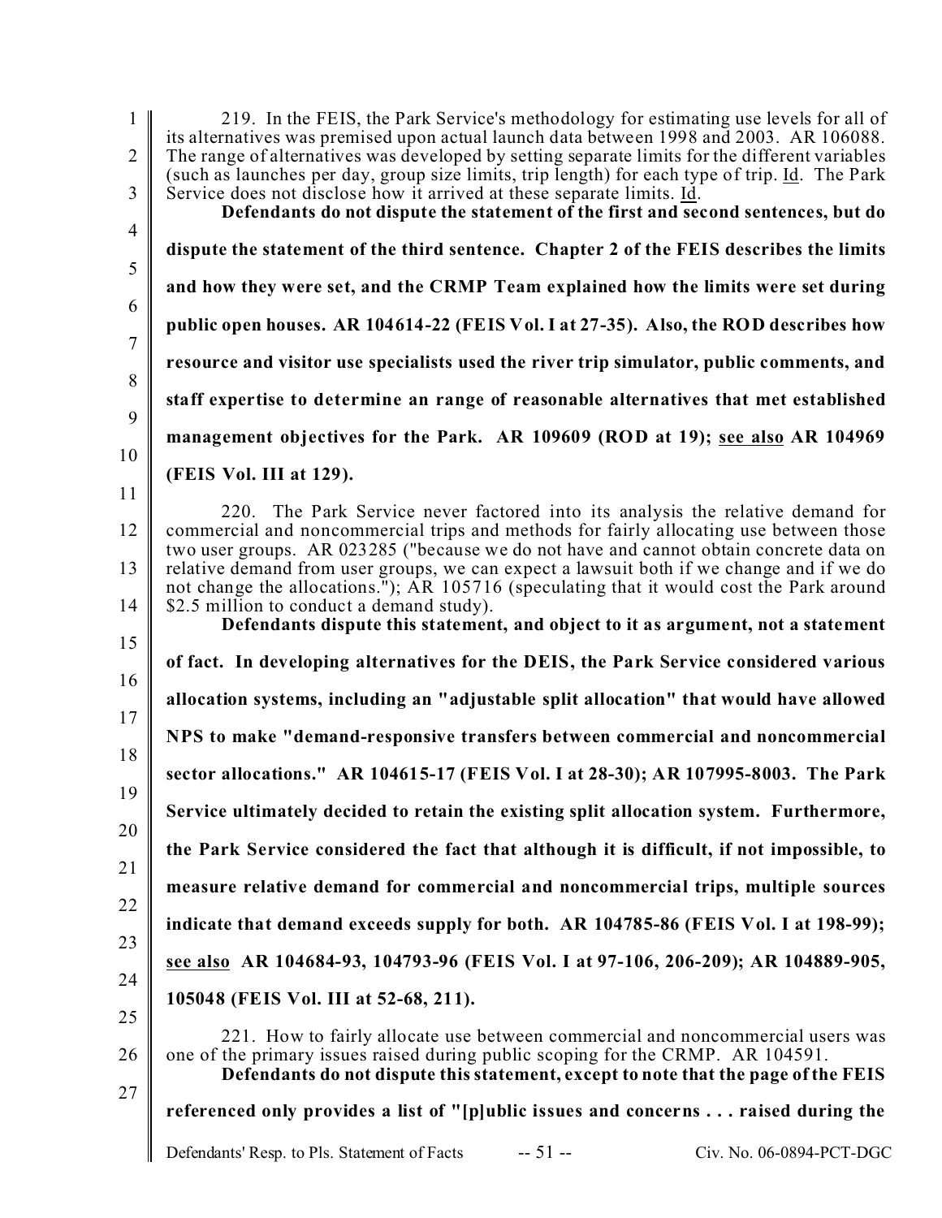219. In the FEIS, the Park Service's methodology for estimating use levels for all of its alternatives was premised upon actual launch data between 1998 and 2003. AR 106088. The range of alternatives was developed by setting separate limits for the different variables (such as launches per day, group size limits, trip length) for each type of trip. Id. The Park Service does not disclose how it arrived at these separate limits. Id.

**Defendants do not dispute the statement of the first and second sentences, but do dispute the statement of the third sentence. Chapter 2 of the FEIS describes the limits and how they were set, and the CRMP Team explained how the limits were set during public open houses. AR 104614-22 (FEIS Vol. I at 27-35). Also, the ROD describes how resource and visitor use specialists used the river trip simulator, public comments, and staff expertise to determine an range of reasonable alternatives that met established management objectives for the Park. AR 109609 (ROD at 19); see also AR 104969 (FEIS Vol. III at 129).**

220. The Park Service never factored into its analysis the relative demand for commercial and noncommercial trips and methods for fairly allocating use between those two user groups. AR 023285 ("because we do not have and cannot obtain concrete data on relative demand from user groups, we can expect a lawsuit both if we change and if we do not change the allocations."); AR 105716 (speculating that it would cost the Park around $2.5 million to conduct a demand study).

**Defendants dispute this statement, and object to it as argument, not a statement of fact. In developing alternatives for the DEIS, the Park Service considered various allocation systems, including an "adjustable split allocation" that would have allowed NPS to make "demand-responsive transfers between commercial and noncommercial sector allocations." AR 104615-17 (FEIS Vol. I at 28-30); AR 107995-8003. The Park Service ultimately decided to retain the existing split allocation system. Furthermore, the Park Service considered the fact that although it is difficult, if not impossible, to measure relative demand for commercial and noncommercial trips, multiple sources indicate that demand exceeds supply for both. AR 104785-86 (FEIS Vol. I at 198-99); see also AR 104684-93, 104793-96 (FEIS Vol. I at 97-106, 206-209); AR 104889-905, 105048 (FEIS Vol. III at 52-68, 211).**

221. How to fairly allocate use between commercial and noncommercial users was one of the primary issues raised during public scoping for the CRMP. AR 104591.

**Defendants do not dispute this statement, except to note that the page of the FEIS referenced only provides a list of "[p]ublic issues and concerns . . . raised during the**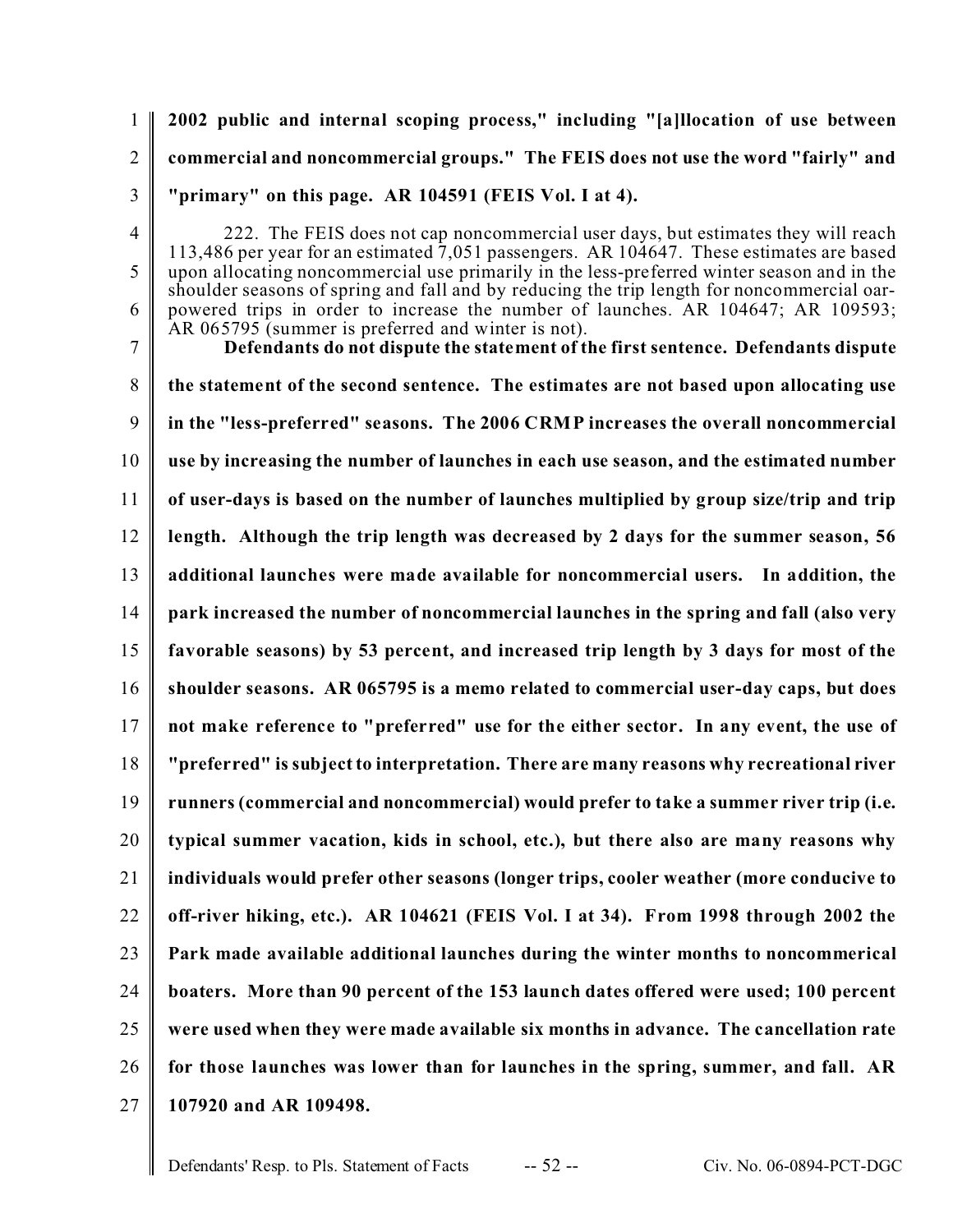**2002 public and internal scoping process," including "[a]llocation of use between commercial and noncommercial groups." The FEIS does not use the word "fairly" and "primary" on this page. AR 104591 (FEIS Vol. I at 4).**

222. The FEIS does not cap noncommercial user days, but estimates they will reach 113,486 per year for an estimated 7,051 passengers. AR 104647. These estimates are based upon allocating noncommercial use primarily in the less-preferred winter season and in the shoulder seasons of spring and fall and by reducing the trip length for noncommercial oar-powered trips in order to increase the number of launches. AR 104647; AR 109593; AR 065795 (summer is preferred and winter is not).

**Defendants do not dispute the statement of the first sentence. Defendants dispute the statement of the second sentence. The estimates are not based upon allocating use in the "less-preferred" seasons. The 2006 CRMP increases the overall noncommercial use by increasing the number of launches in each use season, and the estimated number of user-days is based on the number of launches multiplied by group size/trip and trip length. Although the trip length was decreased by 2 days for the summer season, 56 additional launches were made available for noncommercial users. In addition, the park increased the number of noncommercial launches in the spring and fall (also very favorable seasons) by 53 percent, and increased trip length by 3 days for most of the shoulder seasons. AR 065795 is a memo related to commercial user-day caps, but does not make reference to "preferred" use for the either sector. In any event, the use of "preferred" is subject to interpretation. There are many reasons why recreational river runners (commercial and noncommercial) would prefer to take a summer river trip (i.e. typical summer vacation, kids in school, etc.), but there also are many reasons why individuals would prefer other seasons (longer trips, cooler weather (more conducive to off-river hiking, etc.). AR 104621 (FEIS Vol. I at 34). From 1998 through 2002 the Park made available additional launches during the winter months to noncommerical boaters. More than 90 percent of the 153 launch dates offered were used; 100 percent were used when they were made available six months in advance. The cancellation rate for those launches was lower than for launches in the spring, summer, and fall. AR 107920 and AR 109498.**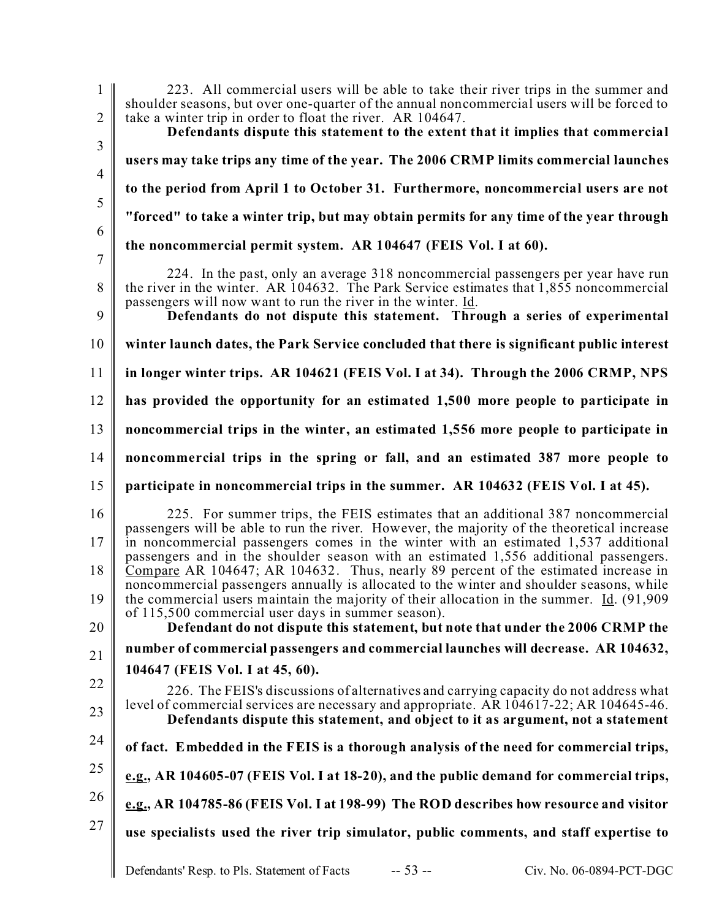223. All commercial users will be able to take their river trips in the summer and shoulder seasons, but over one-quarter of the annual noncommercial users will be forced to take a winter trip in order to float the river. AR 104647.

**Defendants dispute this statement to the extent that it implies that commercial users may take trips any time of the year. The 2006 CRMP limits commercial launches to the period from April 1 to October 31. Furthermore, noncommercial users are not "forced" to take a winter trip, but may obtain permits for any time of the year through the noncommercial permit system. AR 104647 (FEIS Vol. I at 60).**

224. In the past, only an average 318 noncommercial passengers per year have run the river in the winter. AR 104632. The Park Service estimates that 1,855 noncommercial passengers will now want to run the river in the winter. Id.

**Defendants do not dispute this statement. Through a series of experimental winter launch dates, the Park Service concluded that there is significant public interest in longer winter trips. AR 104621 (FEIS Vol. I at 34). Through the 2006 CRMP, NPS has provided the opportunity for an estimated 1,500 more people to participate in noncommercial trips in the winter, an estimated 1,556 more people to participate in noncommercial trips in the spring or fall, and an estimated 387 more people to participate in noncommercial trips in the summer. AR 104632 (FEIS Vol. I at 45).**

225. For summer trips, the FEIS estimates that an additional 387 noncommercial passengers will be able to run the river. However, the majority of the theoretical increase in noncommercial passengers comes in the winter with an estimated 1,537 additional passengers and in the shoulder season with an estimated 1,556 additional passengers. Compare AR 104647; AR 104632. Thus, nearly 89 percent of the estimated increase in noncommercial passengers annually is allocated to the winter and shoulder seasons, while the commercial users maintain the majority of their allocation in the summer. Id. (91,909 of 115,500 commercial user days in summer season).

**Defendant do not dispute this statement, but note that under the 2006 CRMP the number of commercial passengers and commercial launches will decrease. AR 104632, 104647 (FEIS Vol. I at 45, 60).**

226. The FEIS's discussions of alternatives and carrying capacity do not address what level of commercial services are necessary and appropriate. AR 104617-22; AR 104645-46.

**Defendants dispute this statement, and object to it as argument, not a statement of fact. Embedded in the FEIS is a thorough analysis of the need for commercial trips, e.g., AR 104605-07 (FEIS Vol. I at 18-20), and the public demand for commercial trips, e.g., AR 104785-86 (FEIS Vol. I at 198-99) The ROD describes how resource and visitor use specialists used the river trip simulator, public comments, and staff expertise to**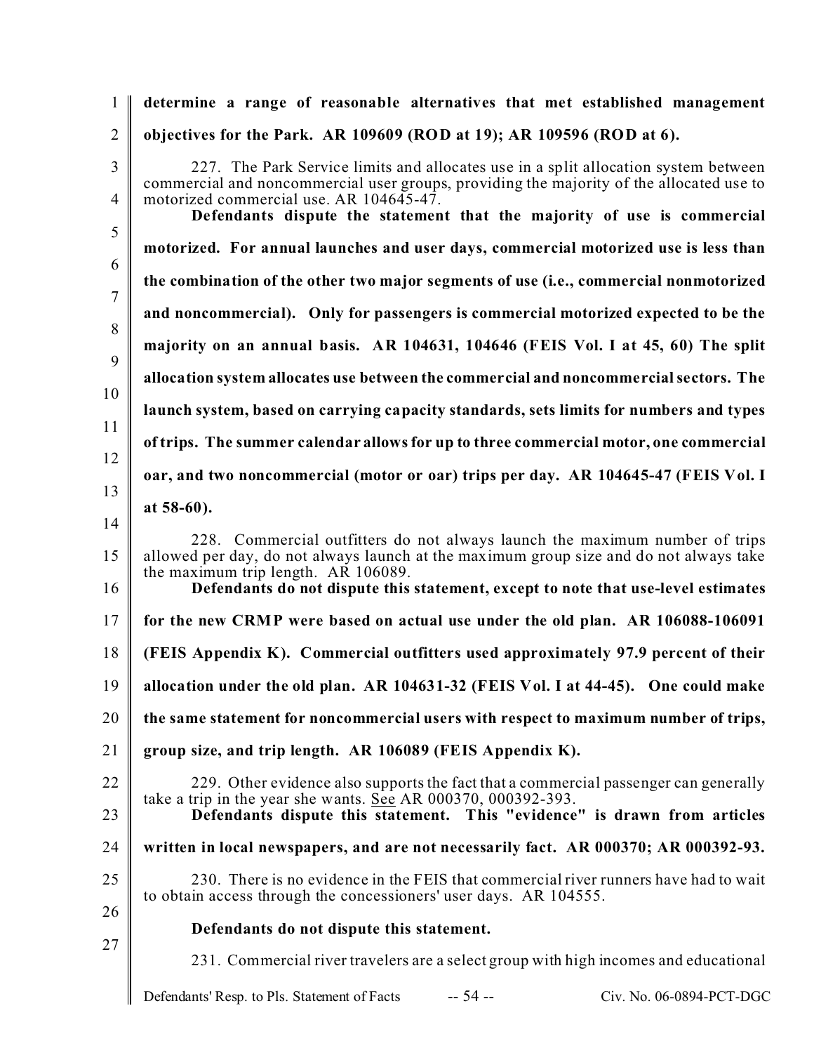**determine a range of reasonable alternatives that met established management objectives for the Park. AR 109609 (ROD at 19); AR 109596 (ROD at 6).**

227. The Park Service limits and allocates use in a split allocation system between commercial and noncommercial user groups, providing the majority of the allocated use to motorized commercial use. AR 104645-47.

**Defendants dispute the statement that the majority of use is commercial motorized. For annual launches and user days, commercial motorized use is less than the combination of the other two major segments of use (i.e., commercial nonmotorized and noncommercial). Only for passengers is commercial motorized expected to be the majority on an annual basis. AR 104631, 104646 (FEIS Vol. I at 45, 60) The split allocation system allocates use between the commercial and noncommercial sectors. The launch system, based on carrying capacity standards, sets limits for numbers and types of trips. The summer calendar allows for up to three commercial motor, one commercial oar, and two noncommercial (motor or oar) trips per day. AR 104645-47 (FEIS Vol. I at 58-60).**

228. Commercial outfitters do not always launch the maximum number of trips allowed per day, do not always launch at the maximum group size and do not always take the maximum trip length. AR 106089.

**Defendants do not dispute this statement, except to note that use-level estimates for the new CRMP were based on actual use under the old plan. AR 106088-106091 (FEIS Appendix K). Commercial outfitters used approximately 97.9 percent of their allocation under the old plan. AR 104631-32 (FEIS Vol. I at 44-45). One could make the same statement for noncommercial users with respect to maximum number of trips, group size, and trip length. AR 106089 (FEIS Appendix K).**

229. Other evidence also supports the fact that a commercial passenger can generally take a trip in the year she wants. See AR 000370, 000392-393.

**Defendants dispute this statement. This "evidence" is drawn from articles written in local newspapers, and are not necessarily fact. AR 000370; AR 000392-93.**

230. There is no evidence in the FEIS that commercial river runners have had to wait to obtain access through the concessioners' user days. AR 104555.

**Defendants do not dispute this statement.**

231. Commercial river travelers are a select group with high incomes and educational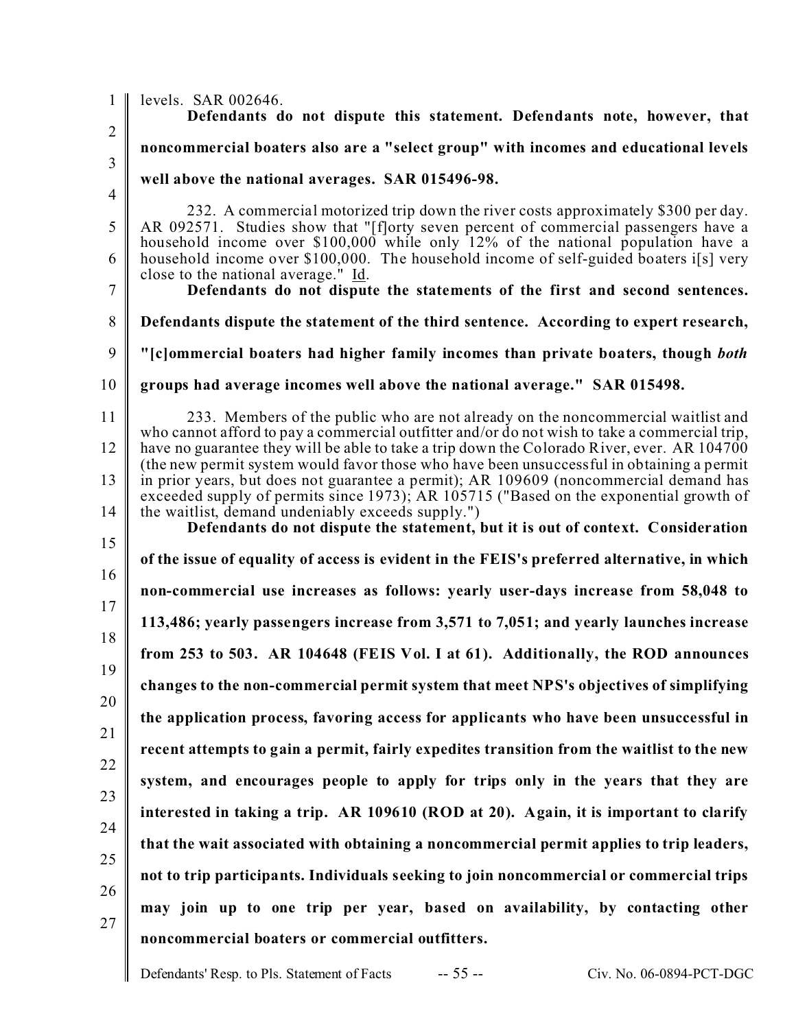levels. SAR 002646.

**Defendants do not dispute this statement. Defendants note, however, that noncommercial boaters also are a "select group" with incomes and educational levels well above the national averages. SAR 015496-98.**

232. A commercial motorized trip down the river costs approximately $300 per day. AR 092571. Studies show that "[f]orty seven percent of commercial passengers have a household income over $100,000 while only 12% of the national population have a household income over $100,000. The household income of self-guided boaters i[s] very close to the national average." Id.

**Defendants do not dispute the statements of the first and second sentences. Defendants dispute the statement of the third sentence. According to expert research, "[c]ommercial boaters had higher family incomes than private boaters, though *both* groups had average incomes well above the national average." SAR 015498.**

233. Members of the public who are not already on the noncommercial waitlist and who cannot afford to pay a commercial outfitter and/or do not wish to take a commercial trip, have no guarantee they will be able to take a trip down the Colorado River, ever. AR 104700 (the new permit system would favor those who have been unsuccessful in obtaining a permit in prior years, but does not guarantee a permit); AR 109609 (noncommercial demand has exceeded supply of permits since 1973); AR 105715 ("Based on the exponential growth of the waitlist, demand undeniably exceeds supply.")

**Defendants do not dispute the statement, but it is out of context. Consideration of the issue of equality of access is evident in the FEIS's preferred alternative, in which non-commercial use increases as follows: yearly user-days increase from 58,048 to 113,486; yearly passengers increase from 3,571 to 7,051; and yearly launches increase from 253 to 503. AR 104648 (FEIS Vol. I at 61). Additionally, the ROD announces changes to the non-commercial permit system that meet NPS's objectives of simplifying the application process, favoring access for applicants who have been unsuccessful in recent attempts to gain a permit, fairly expedites transition from the waitlist to the new system, and encourages people to apply for trips only in the years that they are interested in taking a trip. AR 109610 (ROD at 20). Again, it is important to clarify that the wait associated with obtaining a noncommercial permit applies to trip leaders, not to trip participants. Individuals seeking to join noncommercial or commercial trips may join up to one trip per year, based on availability, by contacting other noncommercial boaters or commercial outfitters.**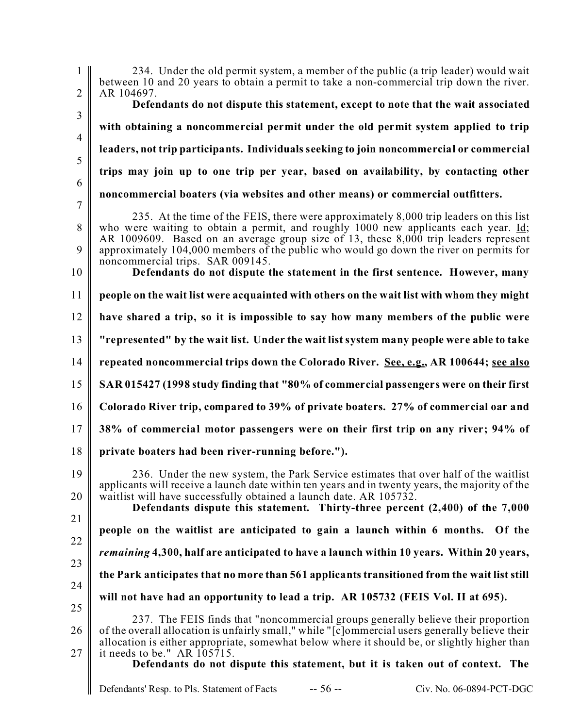234. Under the old permit system, a member of the public (a trip leader) would wait between 10 and 20 years to obtain a permit to take a non-commercial trip down the river. AR 104697.

**Defendants do not dispute this statement, except to note that the wait associated with obtaining a noncommercial permit under the old permit system applied to trip leaders, not trip participants. Individuals seeking to join noncommercial or commercial trips may join up to one trip per year, based on availability, by contacting other noncommercial boaters (via websites and other means) or commercial outfitters.**

235. At the time of the FEIS, there were approximately 8,000 trip leaders on this list who were waiting to obtain a permit, and roughly 1000 new applicants each year. Id; AR 1009609. Based on an average group size of 13, these 8,000 trip leaders represent approximately 104,000 members of the public who would go down the river on permits for noncommercial trips. SAR 009145.

**Defendants do not dispute the statement in the first sentence. However, many people on the wait list were acquainted with others on the wait list with whom they might have shared a trip, so it is impossible to say how many members of the public were "represented" by the wait list. Under the wait list system many people were able to take repeated noncommercial trips down the Colorado River. See, e.g., AR 100644; see also SAR 015427 (1998 study finding that "80% of commercial passengers were on their first Colorado River trip, compared to 39% of private boaters. 27% of commercial oar and 38% of commercial motor passengers were on their first trip on any river; 94% of private boaters had been river-running before.").**

236. Under the new system, the Park Service estimates that over half of the waitlist applicants will receive a launch date within ten years and in twenty years, the majority of the waitlist will have successfully obtained a launch date. AR 105732.

**Defendants dispute this statement. Thirty-three percent (2,400) of the 7,000 people on the waitlist are anticipated to gain a launch within 6 months. Of the *remaining* 4,300, half are anticipated to have a launch within 10 years. Within 20 years, the Park anticipates that no more than 561 applicants transitioned from the wait list still will not have had an opportunity to lead a trip. AR 105732 (FEIS Vol. II at 695).**

237. The FEIS finds that "noncommercial groups generally believe their proportion of the overall allocation is unfairly small," while "[c]ommercial users generally believe their allocation is either appropriate, somewhat below where it should be, or slightly higher than it needs to be." AR 105715.

**Defendants do not dispute this statement, but it is taken out of context. The**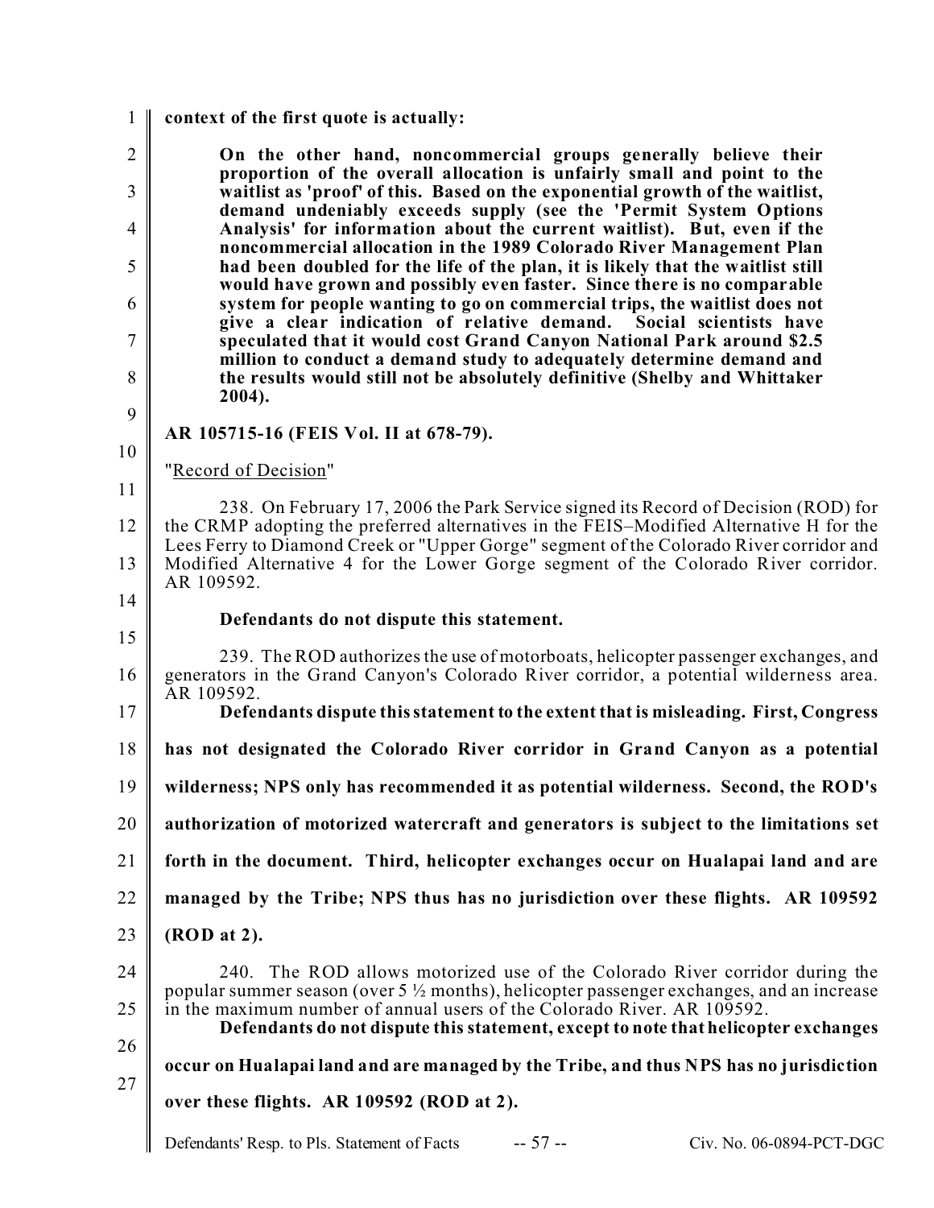**context of the first quote is actually:**

> **On the other hand, noncommercial groups generally believe their proportion of the overall allocation is unfairly small and point to the waitlist as 'proof' of this. Based on the exponential growth of the waitlist, demand undeniably exceeds supply (see the 'Permit System Options Analysis' for information about the current waitlist). But, even if the noncommercial allocation in the 1989 Colorado River Management Plan had been doubled for the life of the plan, it is likely that the waitlist still would have grown and possibly even faster. Since there is no comparable system for people wanting to go on commercial trips, the waitlist does not give a clear indication of relative demand. Social scientists have speculated that it would cost Grand Canyon National Park around $2.5 million to conduct a demand study to adequately determine demand and the results would still not be absolutely definitive (Shelby and Whittaker 2004).**

**AR 105715-16 (FEIS Vol. II at 678-79).**

"Record of Decision"

238. On February 17, 2006 the Park Service signed its Record of Decision (ROD) for the CRMP adopting the preferred alternatives in the FEIS–Modified Alternative H for the Lees Ferry to Diamond Creek or "Upper Gorge" segment of the Colorado River corridor and Modified Alternative 4 for the Lower Gorge segment of the Colorado River corridor. AR 109592.

**Defendants do not dispute this statement.**

239. The ROD authorizes the use of motorboats, helicopter passenger exchanges, and generators in the Grand Canyon's Colorado River corridor, a potential wilderness area. AR 109592.

**Defendants dispute this statement to the extent that is misleading. First, Congress has not designated the Colorado River corridor in Grand Canyon as a potential wilderness; NPS only has recommended it as potential wilderness. Second, the ROD's authorization of motorized watercraft and generators is subject to the limitations set forth in the document. Third, helicopter exchanges occur on Hualapai land and are managed by the Tribe; NPS thus has no jurisdiction over these flights. AR 109592 (ROD at 2).**

240. The ROD allows motorized use of the Colorado River corridor during the popular summer season (over 5 ½ months), helicopter passenger exchanges, and an increase in the maximum number of annual users of the Colorado River. AR 109592.

**Defendants do not dispute this statement, except to note that helicopter exchanges occur on Hualapai land and are managed by the Tribe, and thus NPS has no jurisdiction over these flights. AR 109592 (ROD at 2).**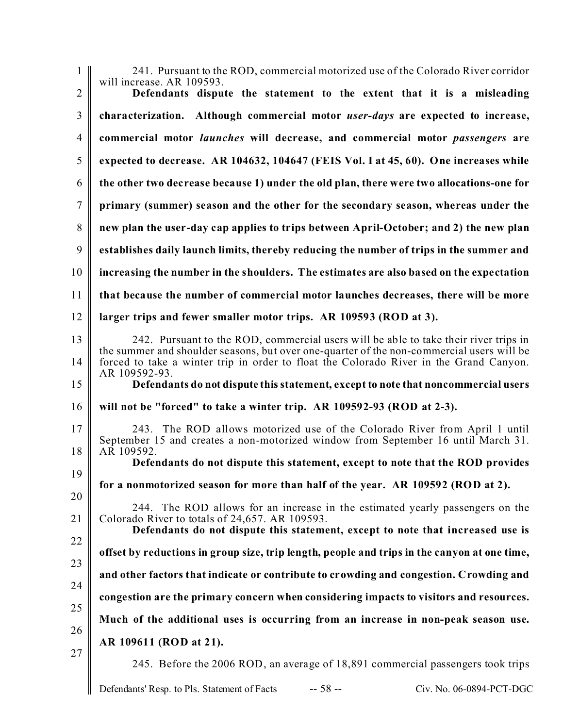241. Pursuant to the ROD, commercial motorized use of the Colorado River corridor will increase. AR 109593.

**Defendants dispute the statement to the extent that it is a misleading characterization. Although commercial motor *user-days* are expected to increase, commercial motor *launches* will decrease, and commercial motor *passengers* are expected to decrease. AR 104632, 104647 (FEIS Vol. I at 45, 60). One increases while the other two decrease because 1) under the old plan, there were two allocations-one for primary (summer) season and the other for the secondary season, whereas under the new plan the user-day cap applies to trips between April-October; and 2) the new plan establishes daily launch limits, thereby reducing the number of trips in the summer and increasing the number in the shoulders. The estimates are also based on the expectation that because the number of commercial motor launches decreases, there will be more larger trips and fewer smaller motor trips. AR 109593 (ROD at 3).**

242. Pursuant to the ROD, commercial users will be able to take their river trips in the summer and shoulder seasons, but over one-quarter of the non-commercial users will be forced to take a winter trip in order to float the Colorado River in the Grand Canyon. AR 109592-93.

**Defendants do not dispute this statement, except to note that noncommercial users will not be "forced" to take a winter trip. AR 109592-93 (ROD at 2-3).**

243. The ROD allows motorized use of the Colorado River from April 1 until September 15 and creates a non-motorized window from September 16 until March 31. AR 109592.

**Defendants do not dispute this statement, except to note that the ROD provides for a nonmotorized season for more than half of the year. AR 109592 (ROD at 2).**

244. The ROD allows for an increase in the estimated yearly passengers on the Colorado River to totals of 24,657. AR 109593.

**Defendants do not dispute this statement, except to note that increased use is offset by reductions in group size, trip length, people and trips in the canyon at one time, and other factors that indicate or contribute to crowding and congestion. Crowding and congestion are the primary concern when considering impacts to visitors and resources. Much of the additional uses is occurring from an increase in non-peak season use. AR 109611 (ROD at 21).**

245. Before the 2006 ROD, an average of 18,891 commercial passengers took trips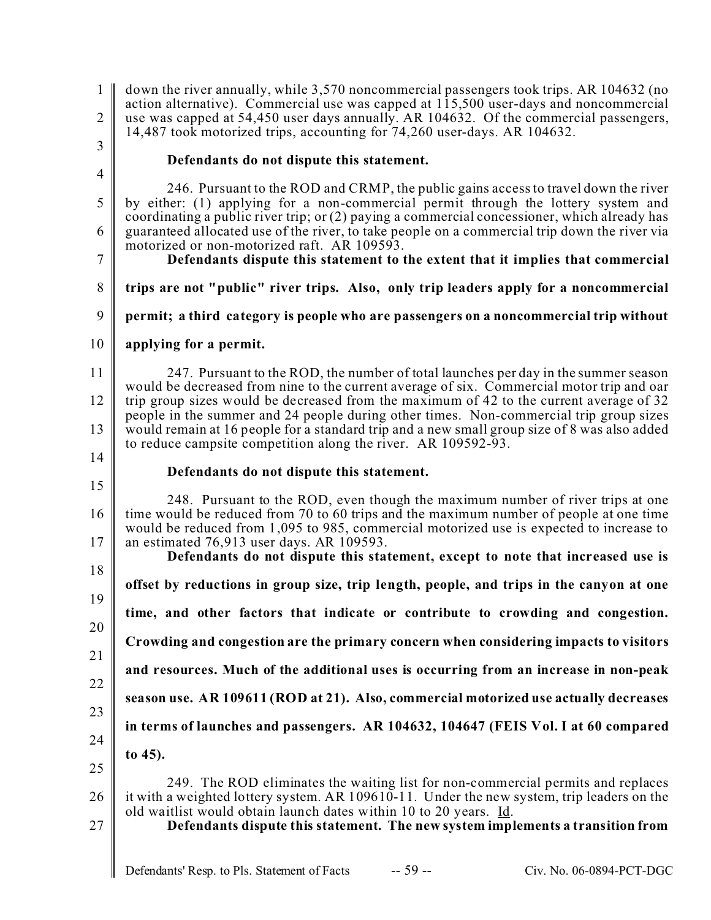down the river annually, while 3,570 noncommercial passengers took trips. AR 104632 (no action alternative). Commercial use was capped at 115,500 user-days and noncommercial use was capped at 54,450 user days annually. AR 104632. Of the commercial passengers, 14,487 took motorized trips, accounting for 74,260 user-days. AR 104632.

**Defendants do not dispute this statement.**

246. Pursuant to the ROD and CRMP, the public gains access to travel down the river by either: (1) applying for a non-commercial permit through the lottery system and coordinating a public river trip; or (2) paying a commercial concessioner, which already has guaranteed allocated use of the river, to take people on a commercial trip down the river via motorized or non-motorized raft. AR 109593.

**Defendants dispute this statement to the extent that it implies that commercial trips are not "public" river trips. Also, only trip leaders apply for a noncommercial permit; a third category is people who are passengers on a noncommercial trip without applying for a permit.**

247. Pursuant to the ROD, the number of total launches per day in the summer season would be decreased from nine to the current average of six. Commercial motor trip and oar trip group sizes would be decreased from the maximum of 42 to the current average of 32 people in the summer and 24 people during other times. Non-commercial trip group sizes would remain at 16 people for a standard trip and a new small group size of 8 was also added to reduce campsite competition along the river. AR 109592-93.

**Defendants do not dispute this statement.**

248. Pursuant to the ROD, even though the maximum number of river trips at one time would be reduced from 70 to 60 trips and the maximum number of people at one time would be reduced from 1,095 to 985, commercial motorized use is expected to increase to an estimated 76,913 user days. AR 109593.

**Defendants do not dispute this statement, except to note that increased use is offset by reductions in group size, trip length, people, and trips in the canyon at one time, and other factors that indicate or contribute to crowding and congestion. Crowding and congestion are the primary concern when considering impacts to visitors and resources. Much of the additional uses is occurring from an increase in non-peak season use. AR 109611 (ROD at 21). Also, commercial motorized use actually decreases in terms of launches and passengers. AR 104632, 104647 (FEIS Vol. I at 60 compared to 45).**

249. The ROD eliminates the waiting list for non-commercial permits and replaces it with a weighted lottery system. AR 109610-11. Under the new system, trip leaders on the old waitlist would obtain launch dates within 10 to 20 years. Id.

**Defendants dispute this statement. The new system implements a transition from**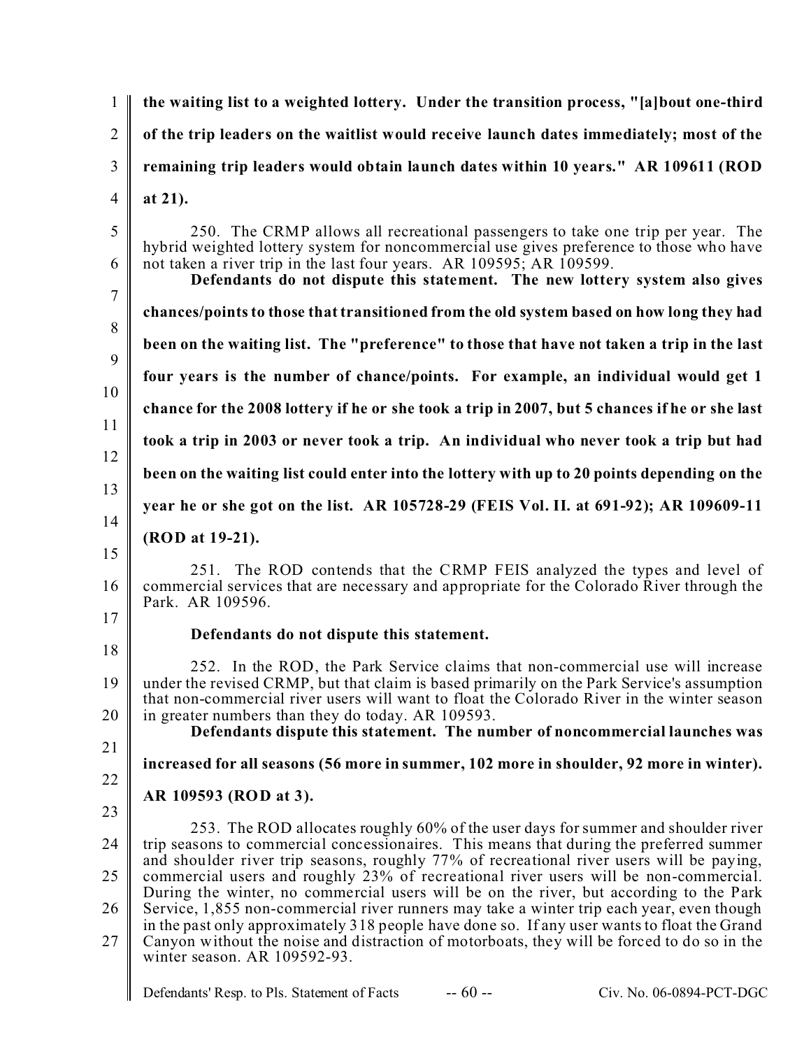**the waiting list to a weighted lottery. Under the transition process, "[a]bout one-third of the trip leaders on the waitlist would receive launch dates immediately; most of the remaining trip leaders would obtain launch dates within 10 years." AR 109611 (ROD at 21).**

250. The CRMP allows all recreational passengers to take one trip per year. The hybrid weighted lottery system for noncommercial use gives preference to those who have not taken a river trip in the last four years. AR 109595; AR 109599.

**Defendants do not dispute this statement. The new lottery system also gives chances/points to those that transitioned from the old system based on how long they had been on the waiting list. The "preference" to those that have not taken a trip in the last four years is the number of chance/points. For example, an individual would get 1 chance for the 2008 lottery if he or she took a trip in 2007, but 5 chances if he or she last took a trip in 2003 or never took a trip. An individual who never took a trip but had been on the waiting list could enter into the lottery with up to 20 points depending on the year he or she got on the list. AR 105728-29 (FEIS Vol. II. at 691-92); AR 109609-11 (ROD at 19-21).**

251. The ROD contends that the CRMP FEIS analyzed the types and level of commercial services that are necessary and appropriate for the Colorado River through the Park. AR 109596.

**Defendants do not dispute this statement.**

252. In the ROD, the Park Service claims that non-commercial use will increase under the revised CRMP, but that claim is based primarily on the Park Service's assumption that non-commercial river users will want to float the Colorado River in the winter season in greater numbers than they do today. AR 109593.

**Defendants dispute this statement. The number of noncommercial launches was increased for all seasons (56 more in summer, 102 more in shoulder, 92 more in winter). AR 109593 (ROD at 3).**

253. The ROD allocates roughly 60% of the user days for summer and shoulder river trip seasons to commercial concessionaires. This means that during the preferred summer and shoulder river trip seasons, roughly 77% of recreational river users will be paying, commercial users and roughly 23% of recreational river users will be non-commercial. During the winter, no commercial users will be on the river, but according to the Park Service, 1,855 non-commercial river runners may take a winter trip each year, even though in the past only approximately 318 people have done so. If any user wants to float the Grand Canyon without the noise and distraction of motorboats, they will be forced to do so in the winter season. AR 109592-93.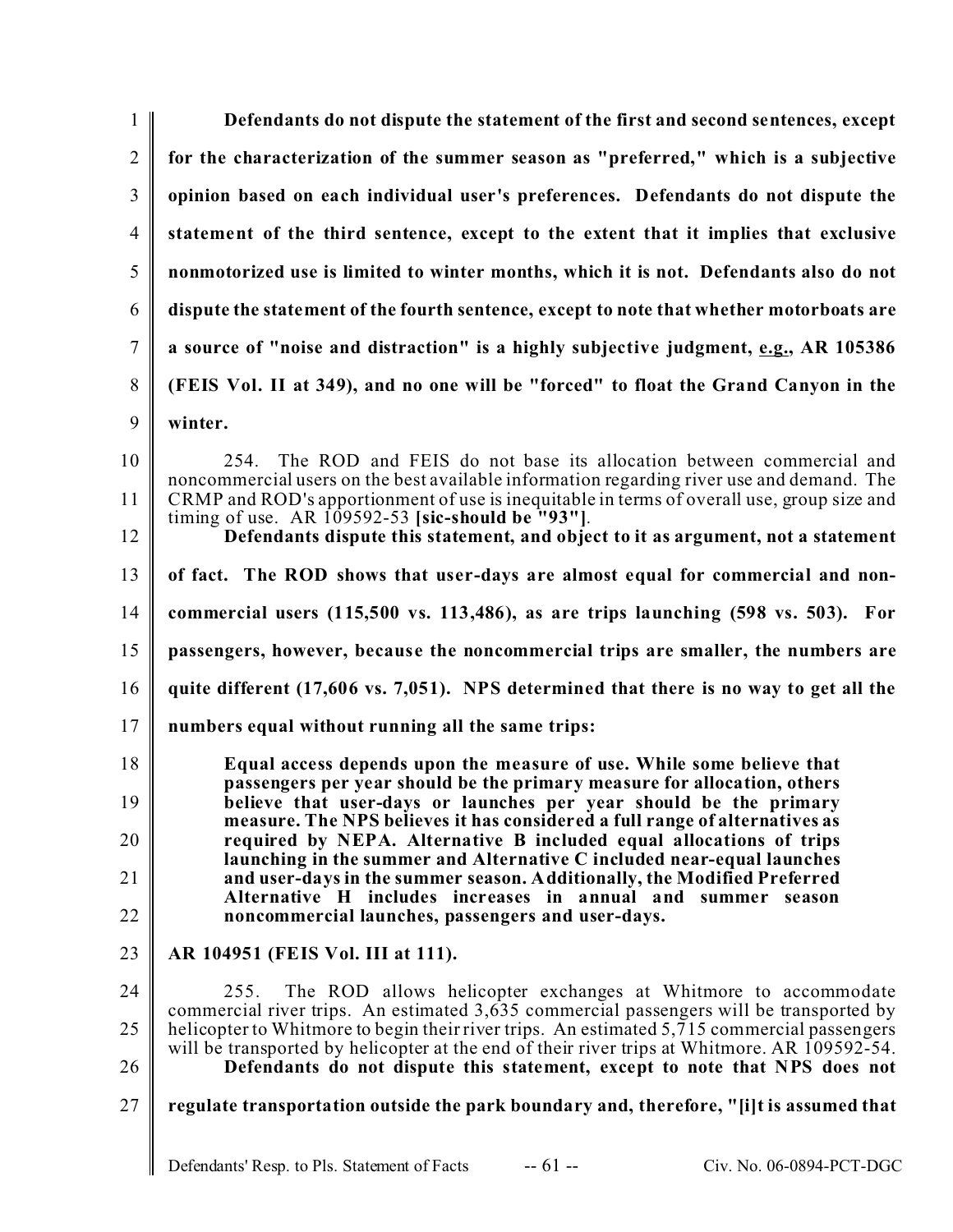**Defendants do not dispute the statement of the first and second sentences, except for the characterization of the summer season as "preferred," which is a subjective opinion based on each individual user's preferences. Defendants do not dispute the statement of the third sentence, except to the extent that it implies that exclusive nonmotorized use is limited to winter months, which it is not. Defendants also do not dispute the statement of the fourth sentence, except to note that whether motorboats are a source of "noise and distraction" is a highly subjective judgment, e.g., AR 105386 (FEIS Vol. II at 349), and no one will be "forced" to float the Grand Canyon in the winter.**

254. The ROD and FEIS do not base its allocation between commercial and noncommercial users on the best available information regarding river use and demand. The CRMP and ROD's apportionment of use is inequitable in terms of overall use, group size and timing of use. AR 109592-53 **[sic-should be "93"]**.

**Defendants dispute this statement, and object to it as argument, not a statement of fact. The ROD shows that user-days are almost equal for commercial and non-commercial users (115,500 vs. 113,486), as are trips launching (598 vs. 503). For passengers, however, because the noncommercial trips are smaller, the numbers are quite different (17,606 vs. 7,051). NPS determined that there is no way to get all the numbers equal without running all the same trips:**

> **Equal access depends upon the measure of use. While some believe that passengers per year should be the primary measure for allocation, others believe that user-days or launches per year should be the primary measure. The NPS believes it has considered a full range of alternatives as required by NEPA. Alternative B included equal allocations of trips launching in the summer and Alternative C included near-equal launches and user-days in the summer season. Additionally, the Modified Preferred Alternative H includes increases in annual and summer season noncommercial launches, passengers and user-days.**

**AR 104951 (FEIS Vol. III at 111).**

255. The ROD allows helicopter exchanges at Whitmore to accommodate commercial river trips. An estimated 3,635 commercial passengers will be transported by helicopter to Whitmore to begin their river trips. An estimated 5,715 commercial passengers will be transported by helicopter at the end of their river trips at Whitmore. AR 109592-54.

**Defendants do not dispute this statement, except to note that NPS does not regulate transportation outside the park boundary and, therefore, "[i]t is assumed that**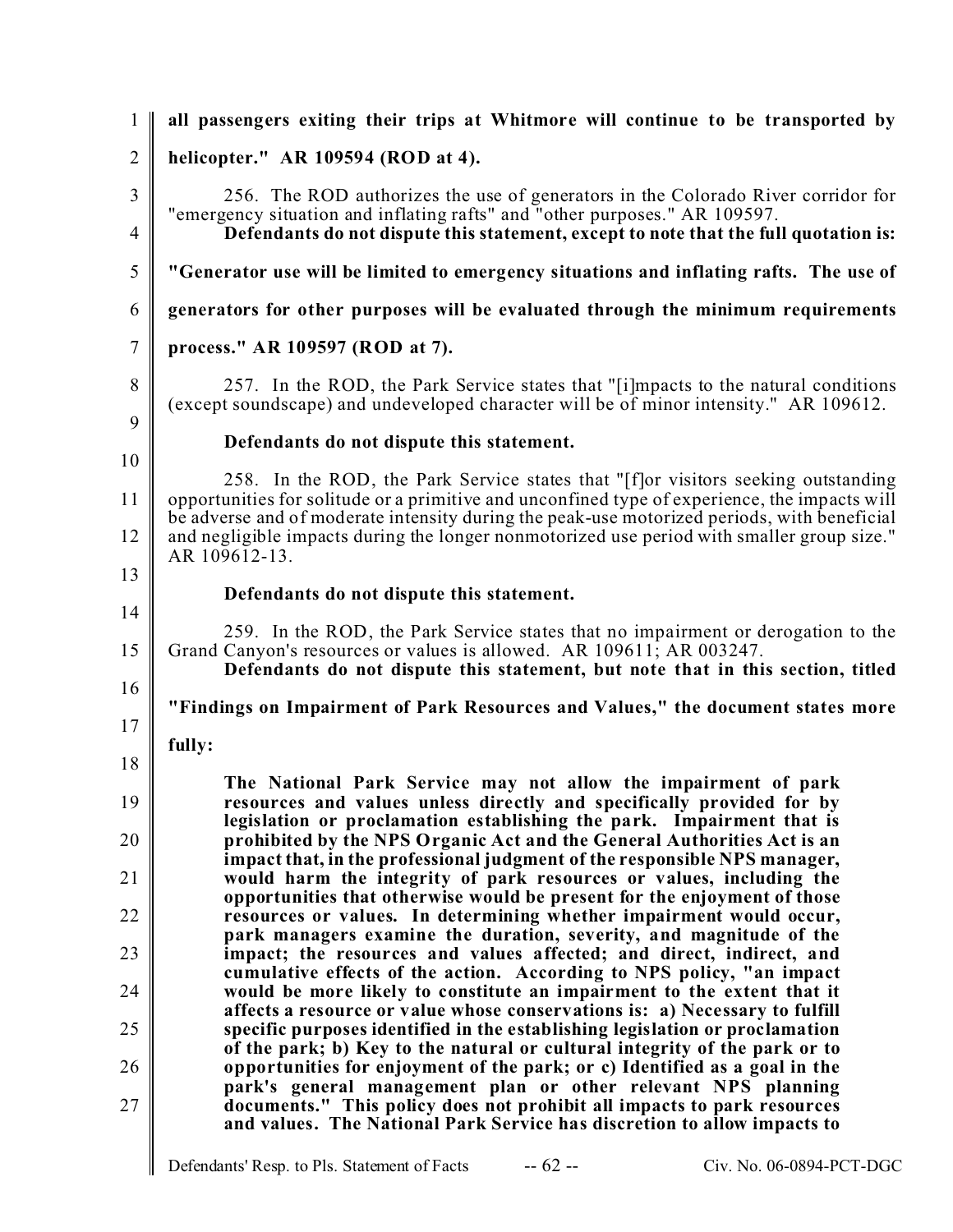**all passengers exiting their trips at Whitmore will continue to be transported by helicopter." AR 109594 (ROD at 4).**

256. The ROD authorizes the use of generators in the Colorado River corridor for "emergency situation and inflating rafts" and "other purposes." AR 109597.

**Defendants do not dispute this statement, except to note that the full quotation is: "Generator use will be limited to emergency situations and inflating rafts. The use of generators for other purposes will be evaluated through the minimum requirements process." AR 109597 (ROD at 7).**

257. In the ROD, the Park Service states that "[i]mpacts to the natural conditions (except soundscape) and undeveloped character will be of minor intensity." AR 109612.

**Defendants do not dispute this statement.**

258. In the ROD, the Park Service states that "[f]or visitors seeking outstanding opportunities for solitude or a primitive and unconfined type of experience, the impacts will be adverse and of moderate intensity during the peak-use motorized periods, with beneficial and negligible impacts during the longer nonmotorized use period with smaller group size." AR 109612-13.

**Defendants do not dispute this statement.**

259. In the ROD, the Park Service states that no impairment or derogation to the Grand Canyon's resources or values is allowed. AR 109611; AR 003247.

**Defendants do not dispute this statement, but note that in this section, titled "Findings on Impairment of Park Resources and Values," the document states more fully:**

> **The National Park Service may not allow the impairment of park resources and values unless directly and specifically provided for by legislation or proclamation establishing the park. Impairment that is prohibited by the NPS Organic Act and the General Authorities Act is an impact that, in the professional judgment of the responsible NPS manager, would harm the integrity of park resources or values, including the opportunities that otherwise would be present for the enjoyment of those resources or values. In determining whether impairment would occur, park managers examine the duration, severity, and magnitude of the impact; the resources and values affected; and direct, indirect, and cumulative effects of the action. According to NPS policy, "an impact would be more likely to constitute an impairment to the extent that it affects a resource or value whose conservations is: a) Necessary to fulfill specific purposes identified in the establishing legislation or proclamation of the park; b) Key to the natural or cultural integrity of the park or to opportunities for enjoyment of the park; or c) Identified as a goal in the park's general management plan or other relevant NPS planning documents." This policy does not prohibit all impacts to park resources and values. The National Park Service has discretion to allow impacts to**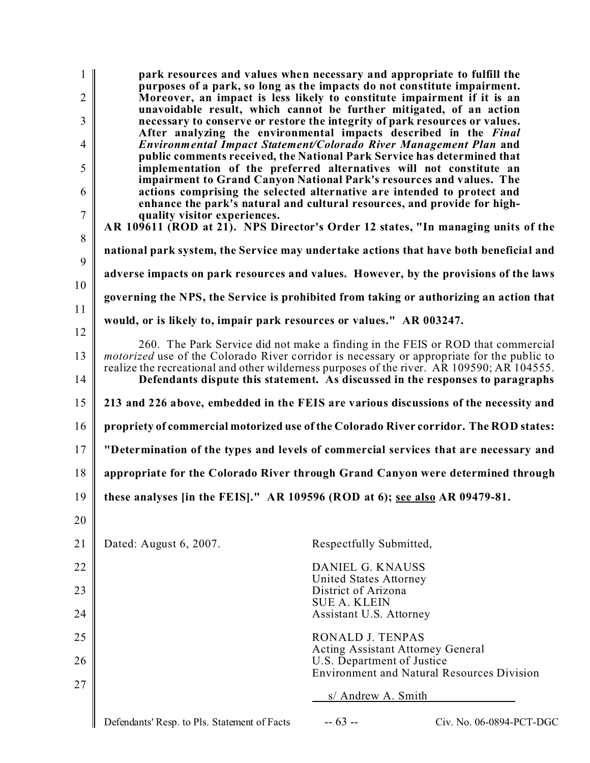**park resources and values when necessary and appropriate to fulfill the purposes of a park, so long as the impacts do not constitute impairment. Moreover, an impact is less likely to constitute impairment if it is an unavoidable result, which cannot be further mitigated, of an action necessary to conserve or restore the integrity of park resources or values. After analyzing the environmental impacts described in the *Final Environmental Impact Statement/Colorado River Management Plan* and public comments received, the National Park Service has determined that implementation of the preferred alternatives will not constitute an impairment to Grand Canyon National Park's resources and values. The actions comprising the selected alternative are intended to protect and enhance the park's natural and cultural resources, and provide for high-quality visitor experiences.**

**AR 109611 (ROD at 21). NPS Director's Order 12 states, "In managing units of the national park system, the Service may undertake actions that have both beneficial and adverse impacts on park resources and values. However, by the provisions of the laws governing the NPS, the Service is prohibited from taking or authorizing an action that would, or is likely to, impair park resources or values." AR 003247.**

260. The Park Service did not make a finding in the FEIS or ROD that commercial *motorized* use of the Colorado River corridor is necessary or appropriate for the public to realize the recreational and other wilderness purposes of the river. AR 109590; AR 104555.

**Defendants dispute this statement. As discussed in the responses to paragraphs 213 and 226 above, embedded in the FEIS are various discussions of the necessity and propriety of commercial motorized use of the Colorado River corridor. The ROD states: "Determination of the types and levels of commercial services that are necessary and appropriate for the Colorado River through Grand Canyon were determined through these analyses [in the FEIS]." AR 109596 (ROD at 6); <u>see also</u> AR 09479-81.**

Dated: August 6, 2007.

Respectfully Submitted,

DANIEL G. KNAUSS
United States Attorney
District of Arizona
SUE A. KLEIN
Assistant U.S. Attorney

RONALD J. TENPAS
Acting Assistant Attorney General
U.S. Department of Justice
Environment and Natural Resources Division

s/ Andrew A. Smith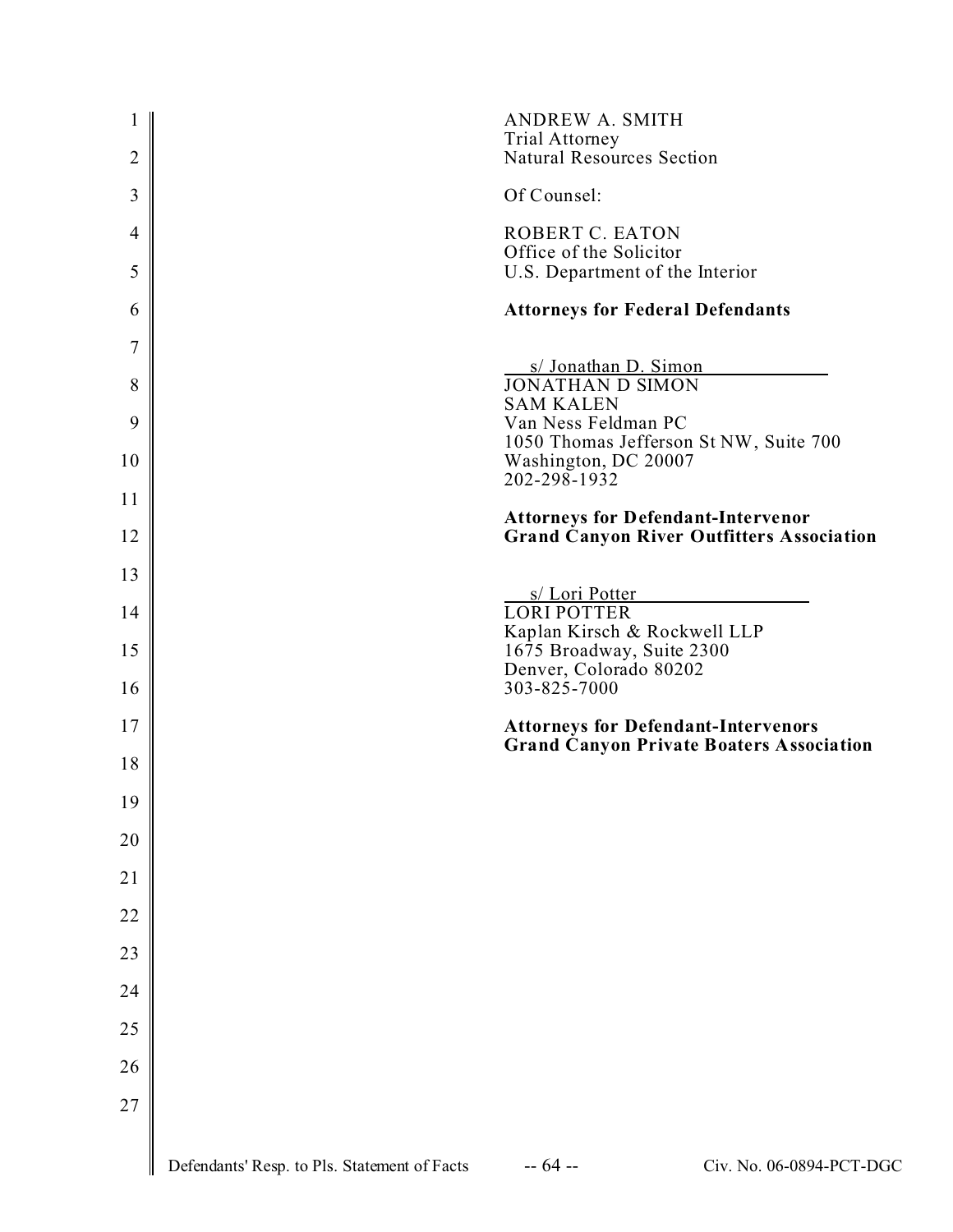ANDREW A. SMITH
Trial Attorney
Natural Resources Section

Of Counsel:

ROBERT C. EATON
Office of the Solicitor
U.S. Department of the Interior

**Attorneys for Federal Defendants**

s/ Jonathan D. Simon
JONATHAN D SIMON
SAM KALEN
Van Ness Feldman PC
1050 Thomas Jefferson St NW, Suite 700
Washington, DC 20007
202-298-1932

**Attorneys for Defendant-Intervenor**
**Grand Canyon River Outfitters Association**

s/ Lori Potter
LORI POTTER
Kaplan Kirsch & Rockwell LLP
1675 Broadway, Suite 2300
Denver, Colorado 80202
303-825-7000

**Attorneys for Defendant-Intervenors**
**Grand Canyon Private Boaters Association**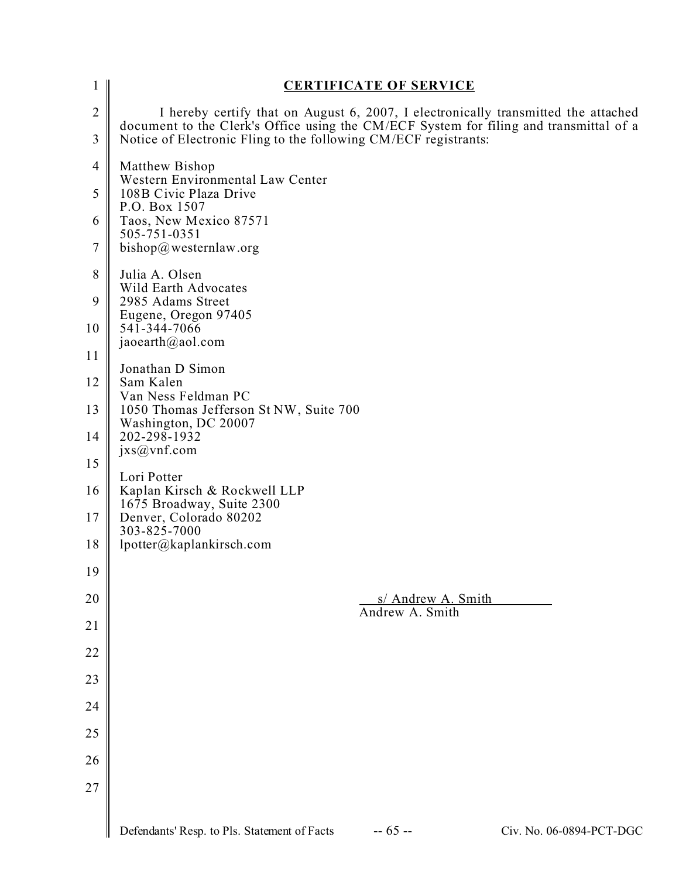**CERTIFICATE OF SERVICE**

I hereby certify that on August 6, 2007, I electronically transmitted the attached document to the Clerk's Office using the CM/ECF System for filing and transmittal of a Notice of Electronic Fling to the following CM/ECF registrants:

Matthew Bishop
Western Environmental Law Center
108B Civic Plaza Drive
P.O. Box 1507
Taos, New Mexico 87571
505-751-0351
bishop@westernlaw.org

Julia A. Olsen
Wild Earth Advocates
2985 Adams Street
Eugene, Oregon 97405
541-344-7066
jaoearth@aol.com

Jonathan D Simon
Sam Kalen
Van Ness Feldman PC
1050 Thomas Jefferson St NW, Suite 700
Washington, DC 20007
202-298-1932
jxs@vnf.com

Lori Potter
Kaplan Kirsch & Rockwell LLP
1675 Broadway, Suite 2300
Denver, Colorado 80202
303-825-7000
lpotter@kaplankirsch.com

s/ Andrew A. Smith
Andrew A. Smith